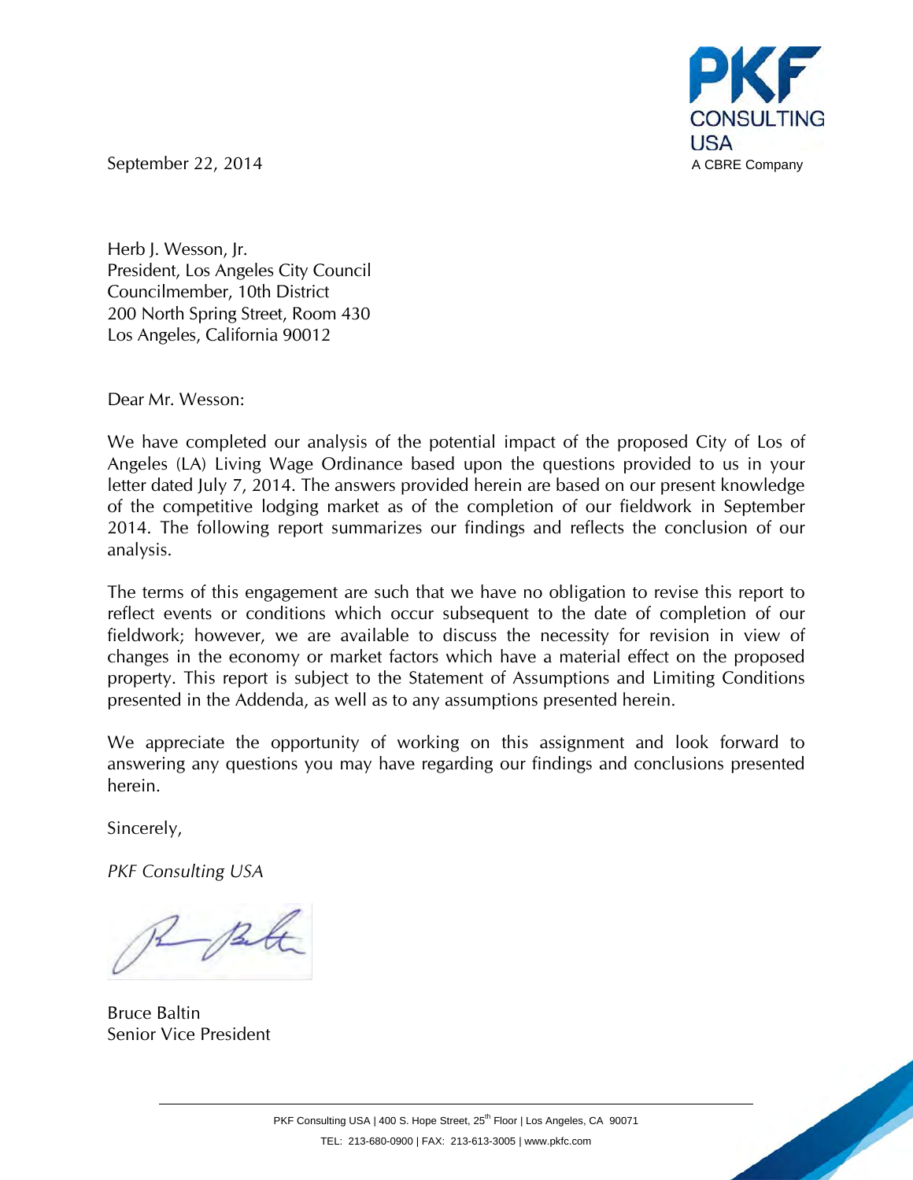PKF CONSULTING USA
A CBRE Company

September 22, 2014

Herb J. Wesson, Jr.
President, Los Angeles City Council
Councilmember, 10th District
200 North Spring Street, Room 430
Los Angeles, California 90012

Dear Mr. Wesson:

We have completed our analysis of the potential impact of the proposed City of Los of Angeles (LA) Living Wage Ordinance based upon the questions provided to us in your letter dated July 7, 2014. The answers provided herein are based on our present knowledge of the competitive lodging market as of the completion of our fieldwork in September 2014. The following report summarizes our findings and reflects the conclusion of our analysis.

The terms of this engagement are such that we have no obligation to revise this report to reflect events or conditions which occur subsequent to the date of completion of our fieldwork; however, we are available to discuss the necessity for revision in view of changes in the economy or market factors which have a material effect on the proposed property. This report is subject to the Statement of Assumptions and Limiting Conditions presented in the Addenda, as well as to any assumptions presented herein.

We appreciate the opportunity of working on this assignment and look forward to answering any questions you may have regarding our findings and conclusions presented herein.

Sincerely,

*PKF Consulting USA*

Bruce Baltin
Senior Vice President

PKF Consulting USA | 400 S. Hope Street, 25th Floor | Los Angeles, CA 90071
TEL: 213-680-0900 | FAX: 213-613-3005 | www.pkfc.com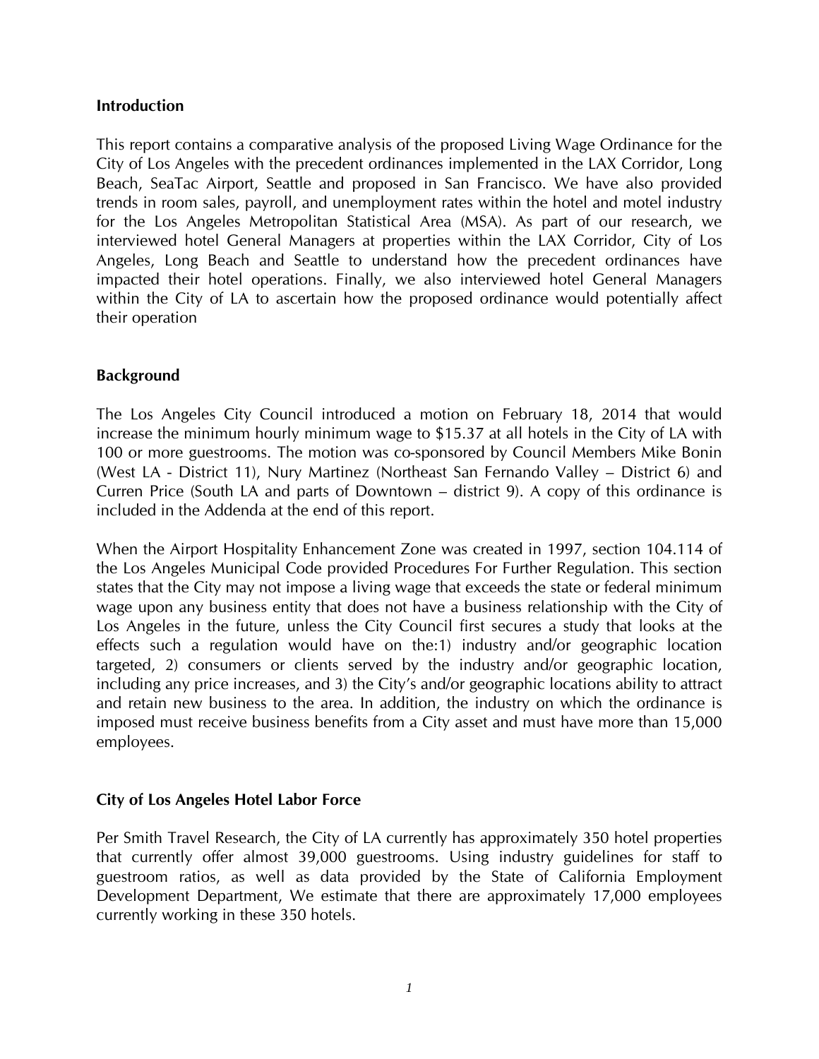**Introduction**

This report contains a comparative analysis of the proposed Living Wage Ordinance for the City of Los Angeles with the precedent ordinances implemented in the LAX Corridor, Long Beach, SeaTac Airport, Seattle and proposed in San Francisco. We have also provided trends in room sales, payroll, and unemployment rates within the hotel and motel industry for the Los Angeles Metropolitan Statistical Area (MSA). As part of our research, we interviewed hotel General Managers at properties within the LAX Corridor, City of Los Angeles, Long Beach and Seattle to understand how the precedent ordinances have impacted their hotel operations. Finally, we also interviewed hotel General Managers within the City of LA to ascertain how the proposed ordinance would potentially affect their operation

**Background**

The Los Angeles City Council introduced a motion on February 18, 2014 that would increase the minimum hourly minimum wage to $15.37 at all hotels in the City of LA with 100 or more guestrooms. The motion was co-sponsored by Council Members Mike Bonin (West LA - District 11), Nury Martinez (Northeast San Fernando Valley – District 6) and Curren Price (South LA and parts of Downtown – district 9). A copy of this ordinance is included in the Addenda at the end of this report.

When the Airport Hospitality Enhancement Zone was created in 1997, section 104.114 of the Los Angeles Municipal Code provided Procedures For Further Regulation. This section states that the City may not impose a living wage that exceeds the state or federal minimum wage upon any business entity that does not have a business relationship with the City of Los Angeles in the future, unless the City Council first secures a study that looks at the effects such a regulation would have on the:1) industry and/or geographic location targeted, 2) consumers or clients served by the industry and/or geographic location, including any price increases, and 3) the City's and/or geographic locations ability to attract and retain new business to the area. In addition, the industry on which the ordinance is imposed must receive business benefits from a City asset and must have more than 15,000 employees.

**City of Los Angeles Hotel Labor Force**

Per Smith Travel Research, the City of LA currently has approximately 350 hotel properties that currently offer almost 39,000 guestrooms. Using industry guidelines for staff to guestroom ratios, as well as data provided by the State of California Employment Development Department, We estimate that there are approximately 17,000 employees currently working in these 350 hotels.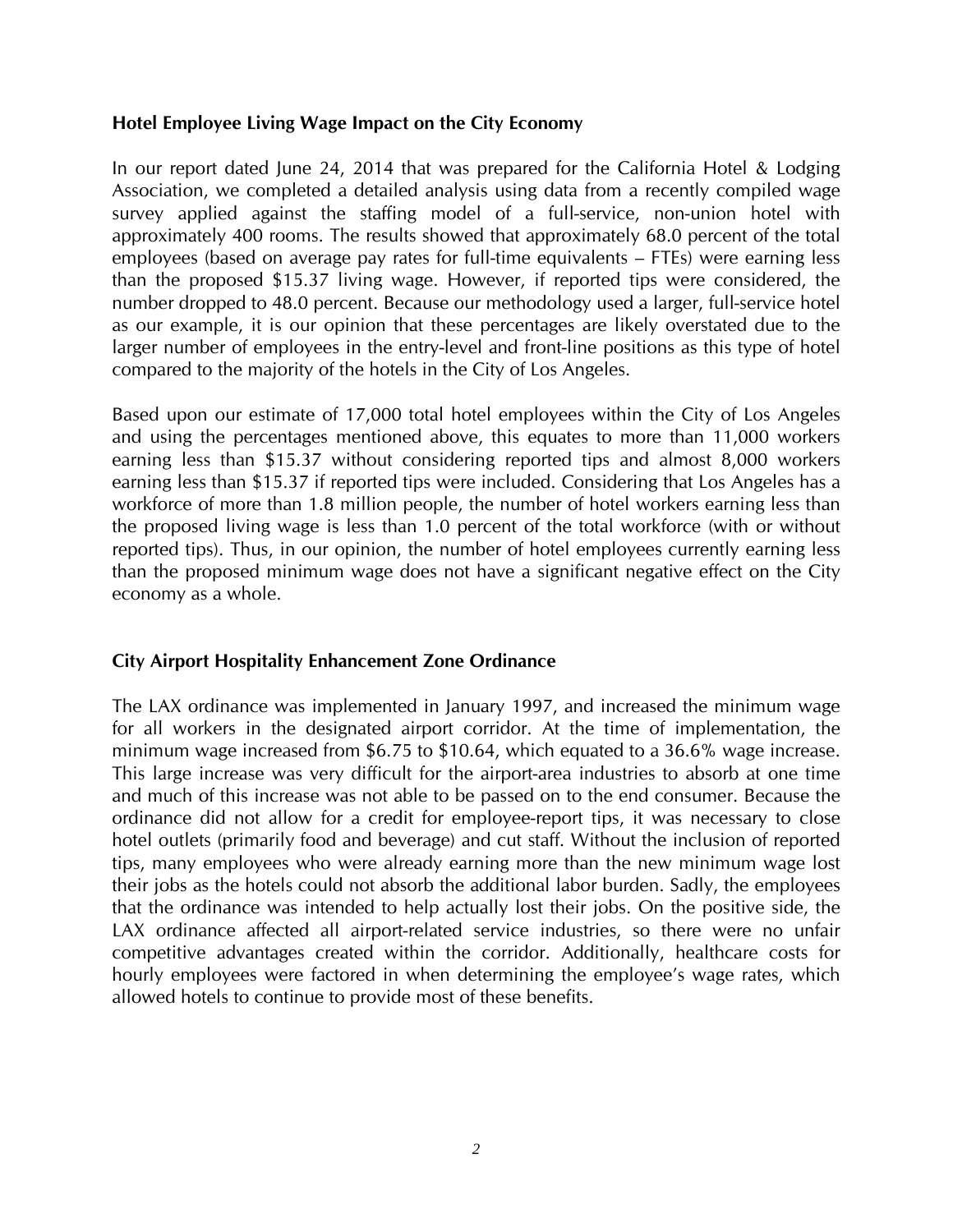## Hotel Employee Living Wage Impact on the City Economy

In our report dated June 24, 2014 that was prepared for the California Hotel & Lodging Association, we completed a detailed analysis using data from a recently compiled wage survey applied against the staffing model of a full-service, non-union hotel with approximately 400 rooms. The results showed that approximately 68.0 percent of the total employees (based on average pay rates for full-time equivalents – FTEs) were earning less than the proposed $15.37 living wage. However, if reported tips were considered, the number dropped to 48.0 percent. Because our methodology used a larger, full-service hotel as our example, it is our opinion that these percentages are likely overstated due to the larger number of employees in the entry-level and front-line positions as this type of hotel compared to the majority of the hotels in the City of Los Angeles.

Based upon our estimate of 17,000 total hotel employees within the City of Los Angeles and using the percentages mentioned above, this equates to more than 11,000 workers earning less than $15.37 without considering reported tips and almost 8,000 workers earning less than $15.37 if reported tips were included. Considering that Los Angeles has a workforce of more than 1.8 million people, the number of hotel workers earning less than the proposed living wage is less than 1.0 percent of the total workforce (with or without reported tips). Thus, in our opinion, the number of hotel employees currently earning less than the proposed minimum wage does not have a significant negative effect on the City economy as a whole.

## City Airport Hospitality Enhancement Zone Ordinance

The LAX ordinance was implemented in January 1997, and increased the minimum wage for all workers in the designated airport corridor. At the time of implementation, the minimum wage increased from $6.75 to $10.64, which equated to a 36.6% wage increase. This large increase was very difficult for the airport-area industries to absorb at one time and much of this increase was not able to be passed on to the end consumer. Because the ordinance did not allow for a credit for employee-report tips, it was necessary to close hotel outlets (primarily food and beverage) and cut staff. Without the inclusion of reported tips, many employees who were already earning more than the new minimum wage lost their jobs as the hotels could not absorb the additional labor burden. Sadly, the employees that the ordinance was intended to help actually lost their jobs. On the positive side, the LAX ordinance affected all airport-related service industries, so there were no unfair competitive advantages created within the corridor. Additionally, healthcare costs for hourly employees were factored in when determining the employee's wage rates, which allowed hotels to continue to provide most of these benefits.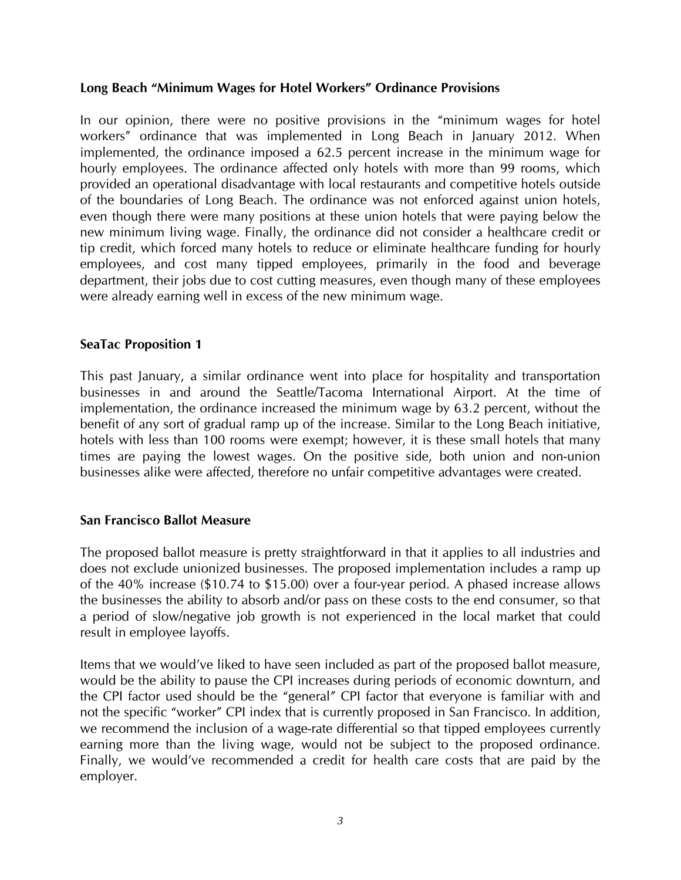**Long Beach "Minimum Wages for Hotel Workers" Ordinance Provisions**

In our opinion, there were no positive provisions in the "minimum wages for hotel workers" ordinance that was implemented in Long Beach in January 2012. When implemented, the ordinance imposed a 62.5 percent increase in the minimum wage for hourly employees. The ordinance affected only hotels with more than 99 rooms, which provided an operational disadvantage with local restaurants and competitive hotels outside of the boundaries of Long Beach. The ordinance was not enforced against union hotels, even though there were many positions at these union hotels that were paying below the new minimum living wage. Finally, the ordinance did not consider a healthcare credit or tip credit, which forced many hotels to reduce or eliminate healthcare funding for hourly employees, and cost many tipped employees, primarily in the food and beverage department, their jobs due to cost cutting measures, even though many of these employees were already earning well in excess of the new minimum wage.

**SeaTac Proposition 1**

This past January, a similar ordinance went into place for hospitality and transportation businesses in and around the Seattle/Tacoma International Airport. At the time of implementation, the ordinance increased the minimum wage by 63.2 percent, without the benefit of any sort of gradual ramp up of the increase. Similar to the Long Beach initiative, hotels with less than 100 rooms were exempt; however, it is these small hotels that many times are paying the lowest wages. On the positive side, both union and non-union businesses alike were affected, therefore no unfair competitive advantages were created.

**San Francisco Ballot Measure**

The proposed ballot measure is pretty straightforward in that it applies to all industries and does not exclude unionized businesses. The proposed implementation includes a ramp up of the 40% increase ($10.74 to $15.00) over a four-year period. A phased increase allows the businesses the ability to absorb and/or pass on these costs to the end consumer, so that a period of slow/negative job growth is not experienced in the local market that could result in employee layoffs.

Items that we would've liked to have seen included as part of the proposed ballot measure, would be the ability to pause the CPI increases during periods of economic downturn, and the CPI factor used should be the "general" CPI factor that everyone is familiar with and not the specific "worker" CPI index that is currently proposed in San Francisco. In addition, we recommend the inclusion of a wage-rate differential so that tipped employees currently earning more than the living wage, would not be subject to the proposed ordinance. Finally, we would've recommended a credit for health care costs that are paid by the employer.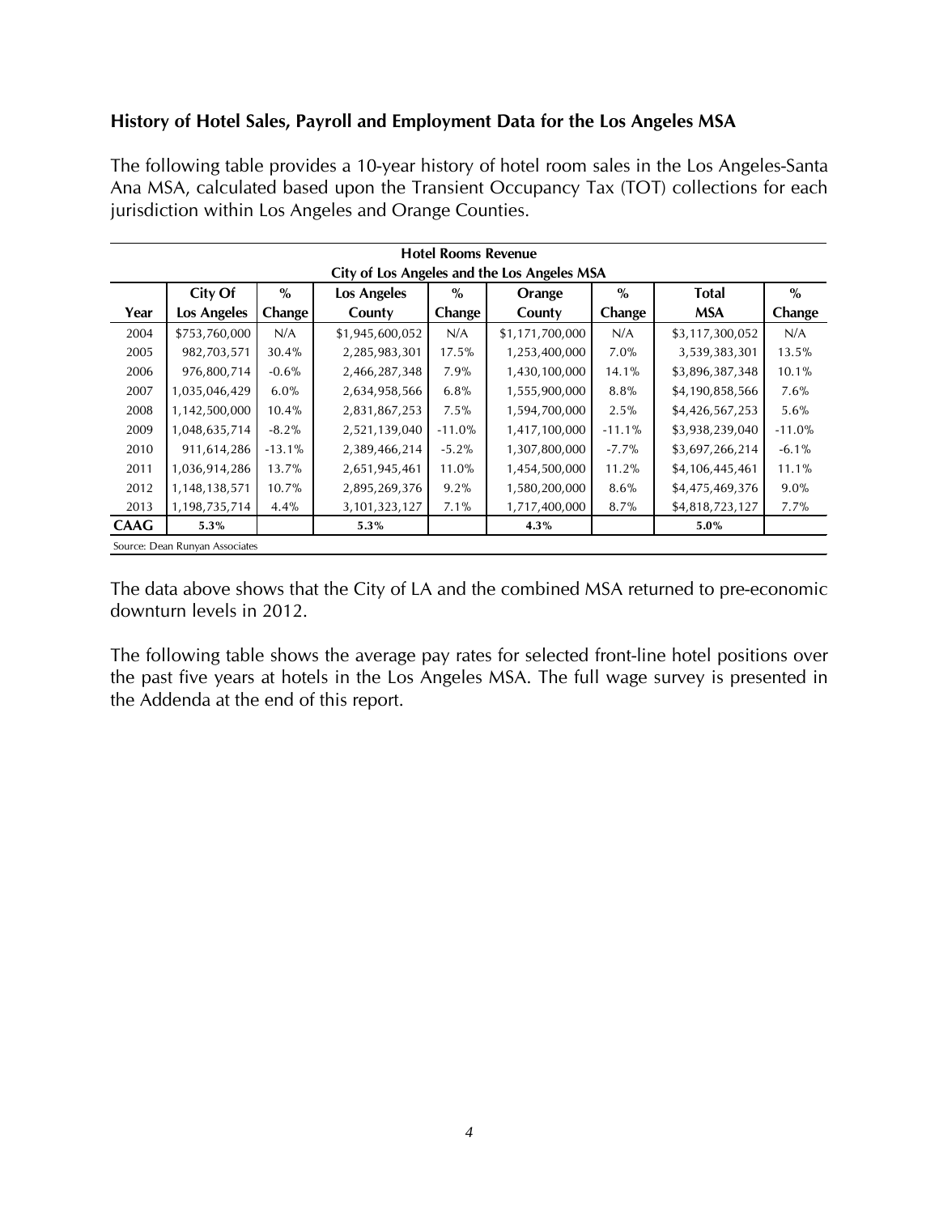**History of Hotel Sales, Payroll and Employment Data for the Los Angeles MSA**

The following table provides a 10-year history of hotel room sales in the Los Angeles-Santa Ana MSA, calculated based upon the Transient Occupancy Tax (TOT) collections for each jurisdiction within Los Angeles and Orange Counties.

| Hotel Rooms Revenue<br>City of Los Angeles and the Los Angeles MSA | | | | | | | | |
|---|---|---|---|---|---|---|---|---|
| **Year** | **City Of Los Angeles** | **% Change** | **Los Angeles County** | **% Change** | **Orange County** | **% Change** | **Total MSA** | **% Change** |
| 2004 | $753,760,000 | N/A | $1,945,600,052 | N/A | $1,171,700,000 | N/A | $3,117,300,052 | N/A |
| 2005 | 982,703,571 | 30.4% | 2,285,983,301 | 17.5% | 1,253,400,000 | 7.0% | 3,539,383,301 | 13.5% |
| 2006 | 976,800,714 | -0.6% | 2,466,287,348 | 7.9% | 1,430,100,000 | 14.1% | $3,896,387,348 | 10.1% |
| 2007 | 1,035,046,429 | 6.0% | 2,634,958,566 | 6.8% | 1,555,900,000 | 8.8% | $4,190,858,566 | 7.6% |
| 2008 | 1,142,500,000 | 10.4% | 2,831,867,253 | 7.5% | 1,594,700,000 | 2.5% | $4,426,567,253 | 5.6% |
| 2009 | 1,048,635,714 | -8.2% | 2,521,139,040 | -11.0% | 1,417,100,000 | -11.1% | $3,938,239,040 | -11.0% |
| 2010 | 911,614,286 | -13.1% | 2,389,466,214 | -5.2% | 1,307,800,000 | -7.7% | $3,697,266,214 | -6.1% |
| 2011 | 1,036,914,286 | 13.7% | 2,651,945,461 | 11.0% | 1,454,500,000 | 11.2% | $4,106,445,461 | 11.1% |
| 2012 | 1,148,138,571 | 10.7% | 2,895,269,376 | 9.2% | 1,580,200,000 | 8.6% | $4,475,469,376 | 9.0% |
| 2013 | 1,198,735,714 | 4.4% | 3,101,323,127 | 7.1% | 1,717,400,000 | 8.7% | $4,818,723,127 | 7.7% |
| **CAAG** | **5.3%** | | **5.3%** | | **4.3%** | | **5.0%** | |

Source: Dean Runyan Associates

The data above shows that the City of LA and the combined MSA returned to pre-economic downturn levels in 2012.

The following table shows the average pay rates for selected front-line hotel positions over the past five years at hotels in the Los Angeles MSA. The full wage survey is presented in the Addenda at the end of this report.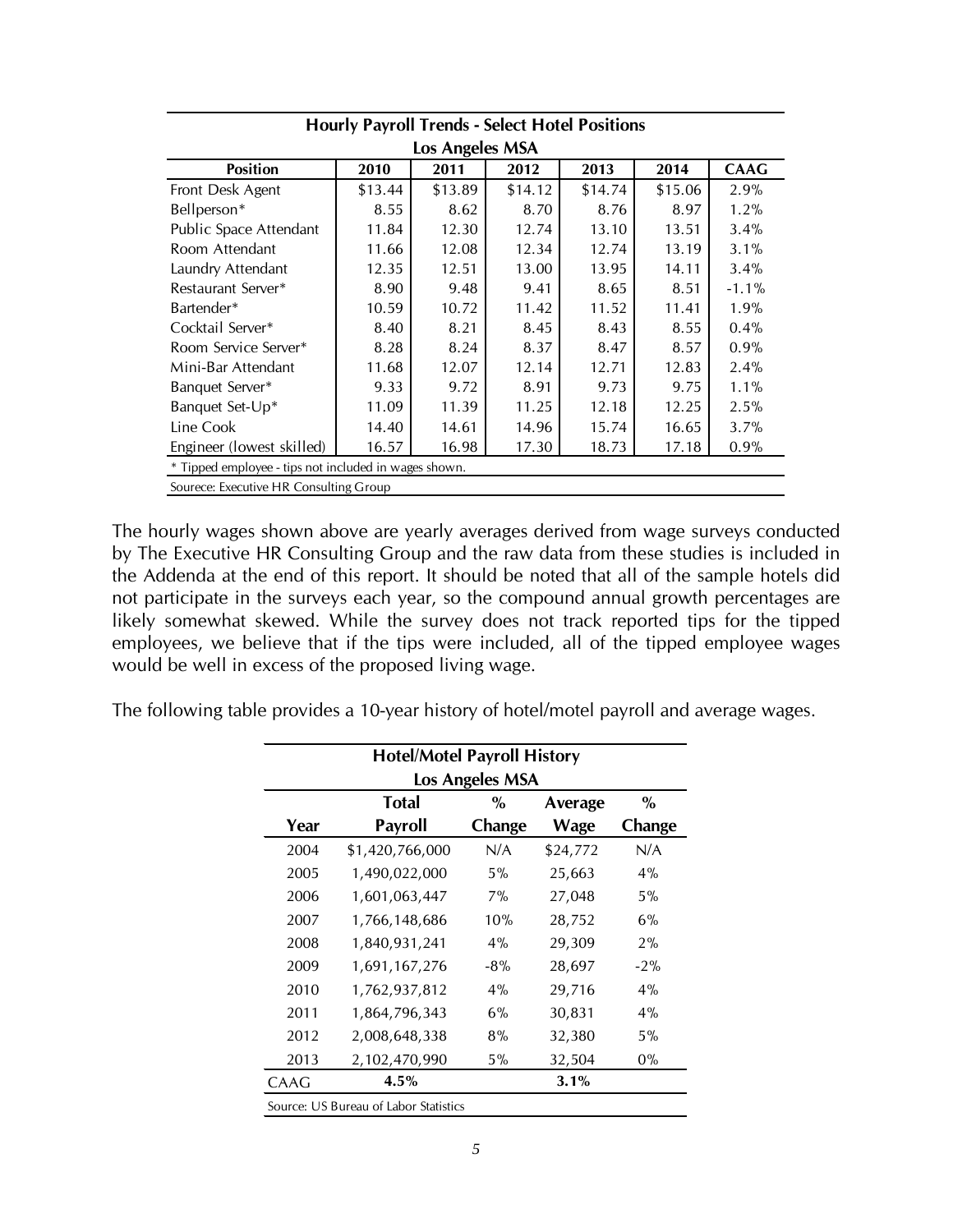**Hourly Payroll Trends - Select Hotel Positions**
**Los Angeles MSA**

| Position | 2010 | 2011 | 2012 | 2013 | 2014 | CAAG |
|---|---|---|---|---|---|---|
| Front Desk Agent | $13.44 | $13.89 | $14.12 | $14.74 | $15.06 | 2.9% |
| Bellperson* | 8.55 | 8.62 | 8.70 | 8.76 | 8.97 | 1.2% |
| Public Space Attendant | 11.84 | 12.30 | 12.74 | 13.10 | 13.51 | 3.4% |
| Room Attendant | 11.66 | 12.08 | 12.34 | 12.74 | 13.19 | 3.1% |
| Laundry Attendant | 12.35 | 12.51 | 13.00 | 13.95 | 14.11 | 3.4% |
| Restaurant Server* | 8.90 | 9.48 | 9.41 | 8.65 | 8.51 | -1.1% |
| Bartender* | 10.59 | 10.72 | 11.42 | 11.52 | 11.41 | 1.9% |
| Cocktail Server* | 8.40 | 8.21 | 8.45 | 8.43 | 8.55 | 0.4% |
| Room Service Server* | 8.28 | 8.24 | 8.37 | 8.47 | 8.57 | 0.9% |
| Mini-Bar Attendant | 11.68 | 12.07 | 12.14 | 12.71 | 12.83 | 2.4% |
| Banquet Server* | 9.33 | 9.72 | 8.91 | 9.73 | 9.75 | 1.1% |
| Banquet Set-Up* | 11.09 | 11.39 | 11.25 | 12.18 | 12.25 | 2.5% |
| Line Cook | 14.40 | 14.61 | 14.96 | 15.74 | 16.65 | 3.7% |
| Engineer (lowest skilled) | 16.57 | 16.98 | 17.30 | 18.73 | 17.18 | 0.9% |

* Tipped employee - tips not included in wages shown.

Sourece: Executive HR Consulting Group

The hourly wages shown above are yearly averages derived from wage surveys conducted by The Executive HR Consulting Group and the raw data from these studies is included in the Addenda at the end of this report. It should be noted that all of the sample hotels did not participate in the surveys each year, so the compound annual growth percentages are likely somewhat skewed. While the survey does not track reported tips for the tipped employees, we believe that if the tips were included, all of the tipped employee wages would be well in excess of the proposed living wage.

The following table provides a 10-year history of hotel/motel payroll and average wages.

**Hotel/Motel Payroll History**
**Los Angeles MSA**

| Year | Total Payroll | % Change | Average Wage | % Change |
|---|---|---|---|---|
| 2004 | $1,420,766,000 | N/A | $24,772 | N/A |
| 2005 | 1,490,022,000 | 5% | 25,663 | 4% |
| 2006 | 1,601,063,447 | 7% | 27,048 | 5% |
| 2007 | 1,766,148,686 | 10% | 28,752 | 6% |
| 2008 | 1,840,931,241 | 4% | 29,309 | 2% |
| 2009 | 1,691,167,276 | -8% | 28,697 | -2% |
| 2010 | 1,762,937,812 | 4% | 29,716 | 4% |
| 2011 | 1,864,796,343 | 6% | 30,831 | 4% |
| 2012 | 2,008,648,338 | 8% | 32,380 | 5% |
| 2013 | 2,102,470,990 | 5% | 32,504 | 0% |
| CAAG | **4.5%** | | **3.1%** | |

Source: US Bureau of Labor Statistics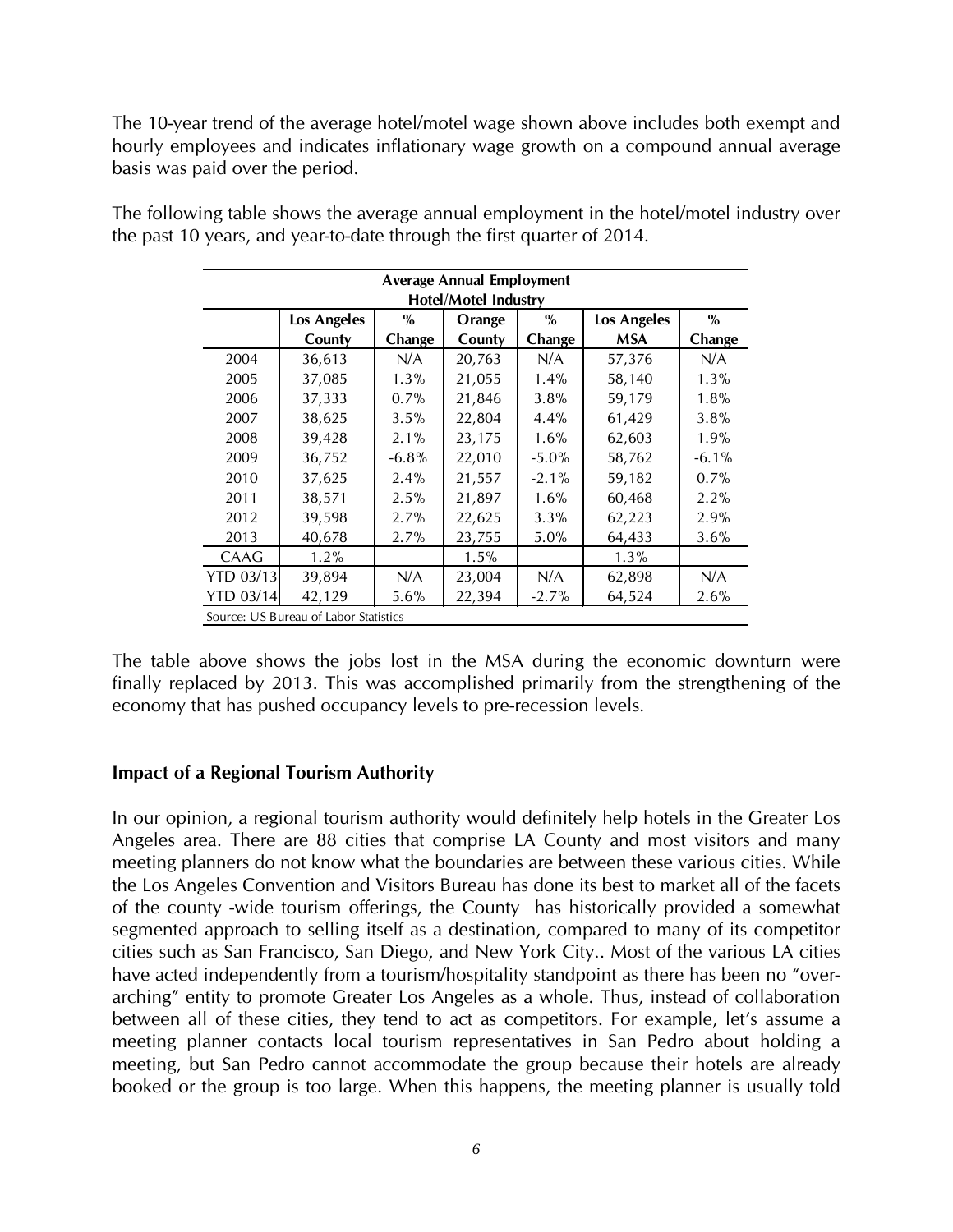The 10-year trend of the average hotel/motel wage shown above includes both exempt and hourly employees and indicates inflationary wage growth on a compound annual average basis was paid over the period.

The following table shows the average annual employment in the hotel/motel industry over the past 10 years, and year-to-date through the first quarter of 2014.

| Average Annual Employment Hotel/Motel Industry | | | | | | |
|---|---|---|---|---|---|---|
| | **Los Angeles County** | **% Change** | **Orange County** | **% Change** | **Los Angeles MSA** | **% Change** |
| 2004 | 36,613 | N/A | 20,763 | N/A | 57,376 | N/A |
| 2005 | 37,085 | 1.3% | 21,055 | 1.4% | 58,140 | 1.3% |
| 2006 | 37,333 | 0.7% | 21,846 | 3.8% | 59,179 | 1.8% |
| 2007 | 38,625 | 3.5% | 22,804 | 4.4% | 61,429 | 3.8% |
| 2008 | 39,428 | 2.1% | 23,175 | 1.6% | 62,603 | 1.9% |
| 2009 | 36,752 | -6.8% | 22,010 | -5.0% | 58,762 | -6.1% |
| 2010 | 37,625 | 2.4% | 21,557 | -2.1% | 59,182 | 0.7% |
| 2011 | 38,571 | 2.5% | 21,897 | 1.6% | 60,468 | 2.2% |
| 2012 | 39,598 | 2.7% | 22,625 | 3.3% | 62,223 | 2.9% |
| 2013 | 40,678 | 2.7% | 23,755 | 5.0% | 64,433 | 3.6% |
| CAAG | 1.2% | | 1.5% | | 1.3% | |
| YTD 03/13 | 39,894 | N/A | 23,004 | N/A | 62,898 | N/A |
| YTD 03/14 | 42,129 | 5.6% | 22,394 | -2.7% | 64,524 | 2.6% |

Source: US Bureau of Labor Statistics

The table above shows the jobs lost in the MSA during the economic downturn were finally replaced by 2013. This was accomplished primarily from the strengthening of the economy that has pushed occupancy levels to pre-recession levels.

### Impact of a Regional Tourism Authority

In our opinion, a regional tourism authority would definitely help hotels in the Greater Los Angeles area. There are 88 cities that comprise LA County and most visitors and many meeting planners do not know what the boundaries are between these various cities. While the Los Angeles Convention and Visitors Bureau has done its best to market all of the facets of the county -wide tourism offerings, the County has historically provided a somewhat segmented approach to selling itself as a destination, compared to many of its competitor cities such as San Francisco, San Diego, and New York City.. Most of the various LA cities have acted independently from a tourism/hospitality standpoint as there has been no "over-arching" entity to promote Greater Los Angeles as a whole. Thus, instead of collaboration between all of these cities, they tend to act as competitors. For example, let's assume a meeting planner contacts local tourism representatives in San Pedro about holding a meeting, but San Pedro cannot accommodate the group because their hotels are already booked or the group is too large. When this happens, the meeting planner is usually told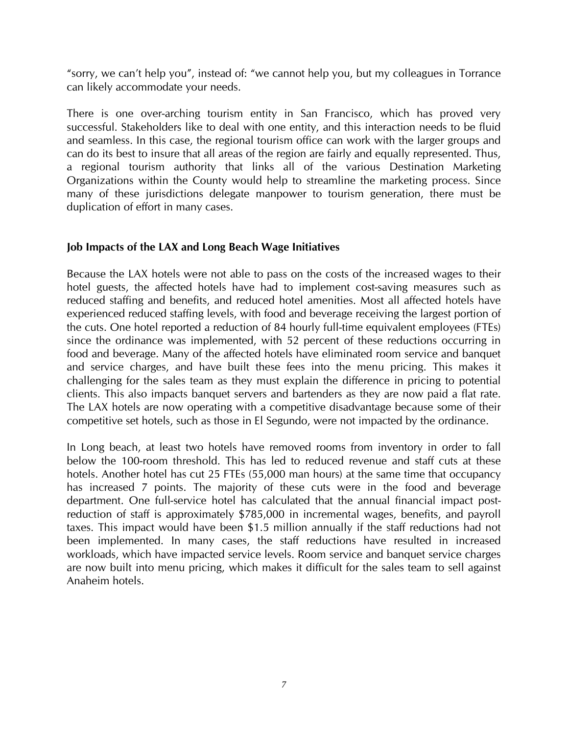"sorry, we can't help you", instead of: "we cannot help you, but my colleagues in Torrance can likely accommodate your needs.

There is one over-arching tourism entity in San Francisco, which has proved very successful. Stakeholders like to deal with one entity, and this interaction needs to be fluid and seamless. In this case, the regional tourism office can work with the larger groups and can do its best to insure that all areas of the region are fairly and equally represented. Thus, a regional tourism authority that links all of the various Destination Marketing Organizations within the County would help to streamline the marketing process. Since many of these jurisdictions delegate manpower to tourism generation, there must be duplication of effort in many cases.

**Job Impacts of the LAX and Long Beach Wage Initiatives**

Because the LAX hotels were not able to pass on the costs of the increased wages to their hotel guests, the affected hotels have had to implement cost-saving measures such as reduced staffing and benefits, and reduced hotel amenities. Most all affected hotels have experienced reduced staffing levels, with food and beverage receiving the largest portion of the cuts. One hotel reported a reduction of 84 hourly full-time equivalent employees (FTEs) since the ordinance was implemented, with 52 percent of these reductions occurring in food and beverage. Many of the affected hotels have eliminated room service and banquet and service charges, and have built these fees into the menu pricing. This makes it challenging for the sales team as they must explain the difference in pricing to potential clients. This also impacts banquet servers and bartenders as they are now paid a flat rate. The LAX hotels are now operating with a competitive disadvantage because some of their competitive set hotels, such as those in El Segundo, were not impacted by the ordinance.

In Long beach, at least two hotels have removed rooms from inventory in order to fall below the 100-room threshold. This has led to reduced revenue and staff cuts at these hotels. Another hotel has cut 25 FTEs (55,000 man hours) at the same time that occupancy has increased 7 points. The majority of these cuts were in the food and beverage department. One full-service hotel has calculated that the annual financial impact post-reduction of staff is approximately $785,000 in incremental wages, benefits, and payroll taxes. This impact would have been $1.5 million annually if the staff reductions had not been implemented. In many cases, the staff reductions have resulted in increased workloads, which have impacted service levels. Room service and banquet service charges are now built into menu pricing, which makes it difficult for the sales team to sell against Anaheim hotels.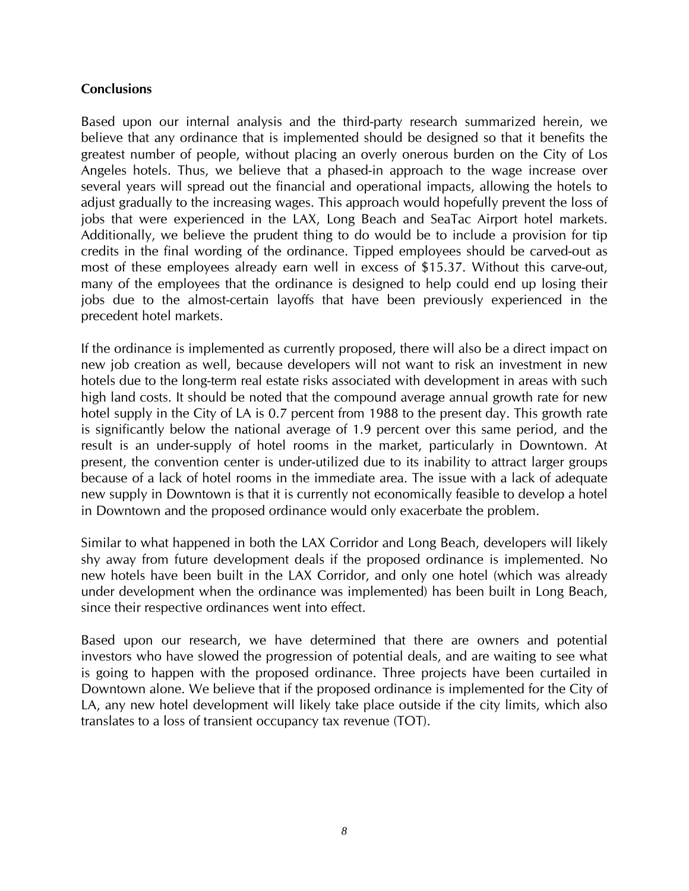**Conclusions**

Based upon our internal analysis and the third-party research summarized herein, we believe that any ordinance that is implemented should be designed so that it benefits the greatest number of people, without placing an overly onerous burden on the City of Los Angeles hotels. Thus, we believe that a phased-in approach to the wage increase over several years will spread out the financial and operational impacts, allowing the hotels to adjust gradually to the increasing wages. This approach would hopefully prevent the loss of jobs that were experienced in the LAX, Long Beach and SeaTac Airport hotel markets. Additionally, we believe the prudent thing to do would be to include a provision for tip credits in the final wording of the ordinance. Tipped employees should be carved-out as most of these employees already earn well in excess of $15.37. Without this carve-out, many of the employees that the ordinance is designed to help could end up losing their jobs due to the almost-certain layoffs that have been previously experienced in the precedent hotel markets.

If the ordinance is implemented as currently proposed, there will also be a direct impact on new job creation as well, because developers will not want to risk an investment in new hotels due to the long-term real estate risks associated with development in areas with such high land costs. It should be noted that the compound average annual growth rate for new hotel supply in the City of LA is 0.7 percent from 1988 to the present day. This growth rate is significantly below the national average of 1.9 percent over this same period, and the result is an under-supply of hotel rooms in the market, particularly in Downtown. At present, the convention center is under-utilized due to its inability to attract larger groups because of a lack of hotel rooms in the immediate area. The issue with a lack of adequate new supply in Downtown is that it is currently not economically feasible to develop a hotel in Downtown and the proposed ordinance would only exacerbate the problem.

Similar to what happened in both the LAX Corridor and Long Beach, developers will likely shy away from future development deals if the proposed ordinance is implemented. No new hotels have been built in the LAX Corridor, and only one hotel (which was already under development when the ordinance was implemented) has been built in Long Beach, since their respective ordinances went into effect.

Based upon our research, we have determined that there are owners and potential investors who have slowed the progression of potential deals, and are waiting to see what is going to happen with the proposed ordinance. Three projects have been curtailed in Downtown alone. We believe that if the proposed ordinance is implemented for the City of LA, any new hotel development will likely take place outside if the city limits, which also translates to a loss of transient occupancy tax revenue (TOT).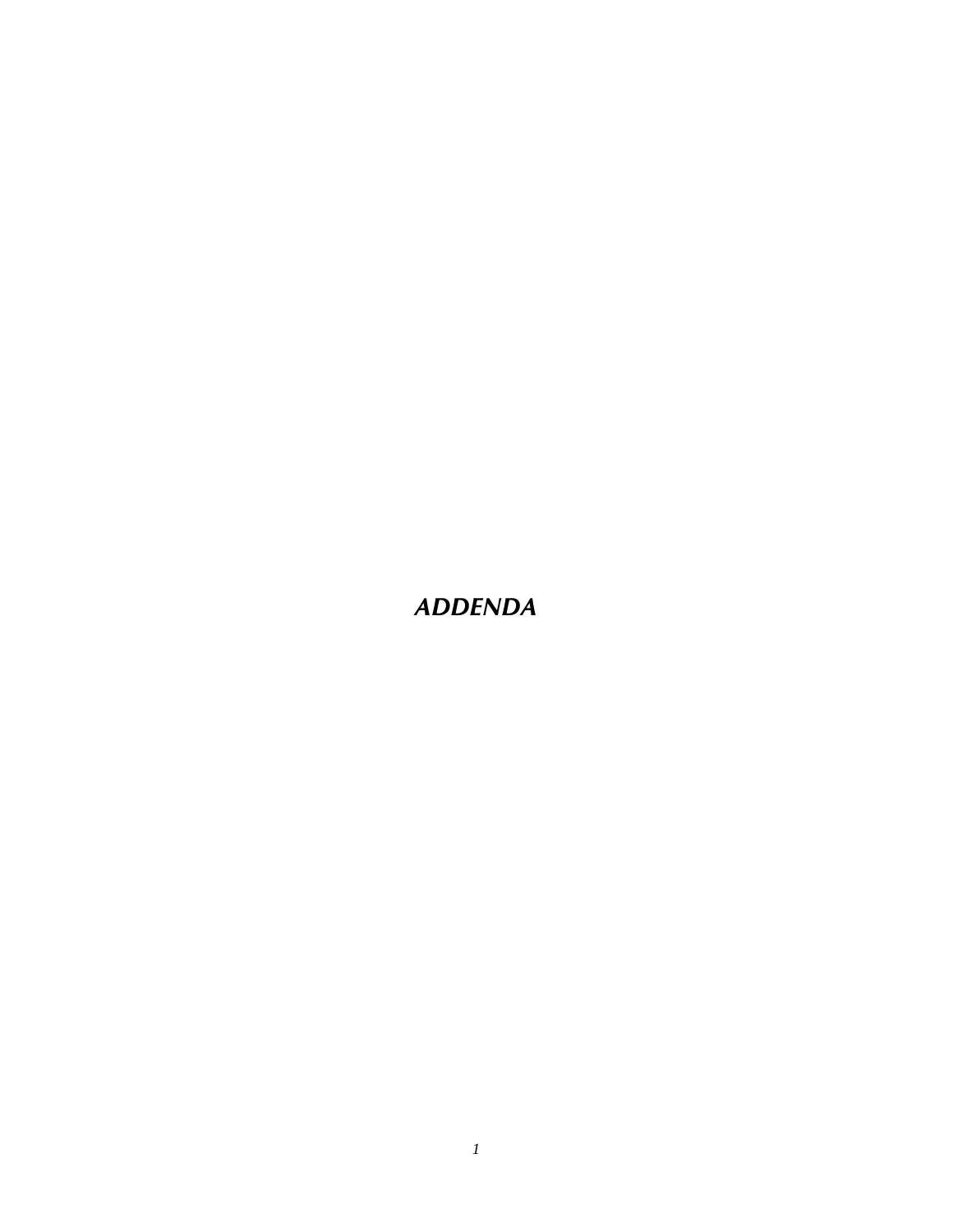# *ADDENDA*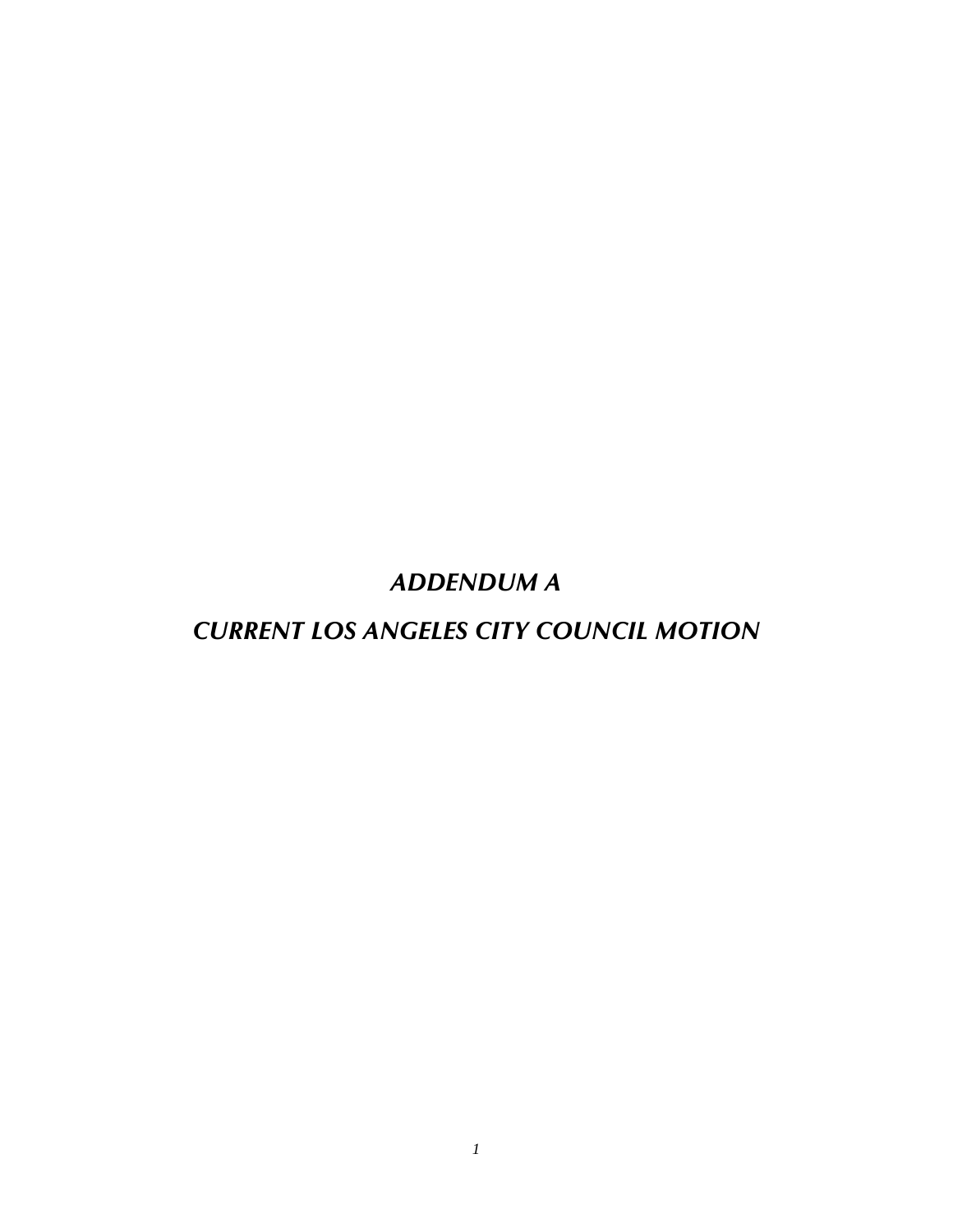# *ADDENDUM A*

## *CURRENT LOS ANGELES CITY COUNCIL MOTION*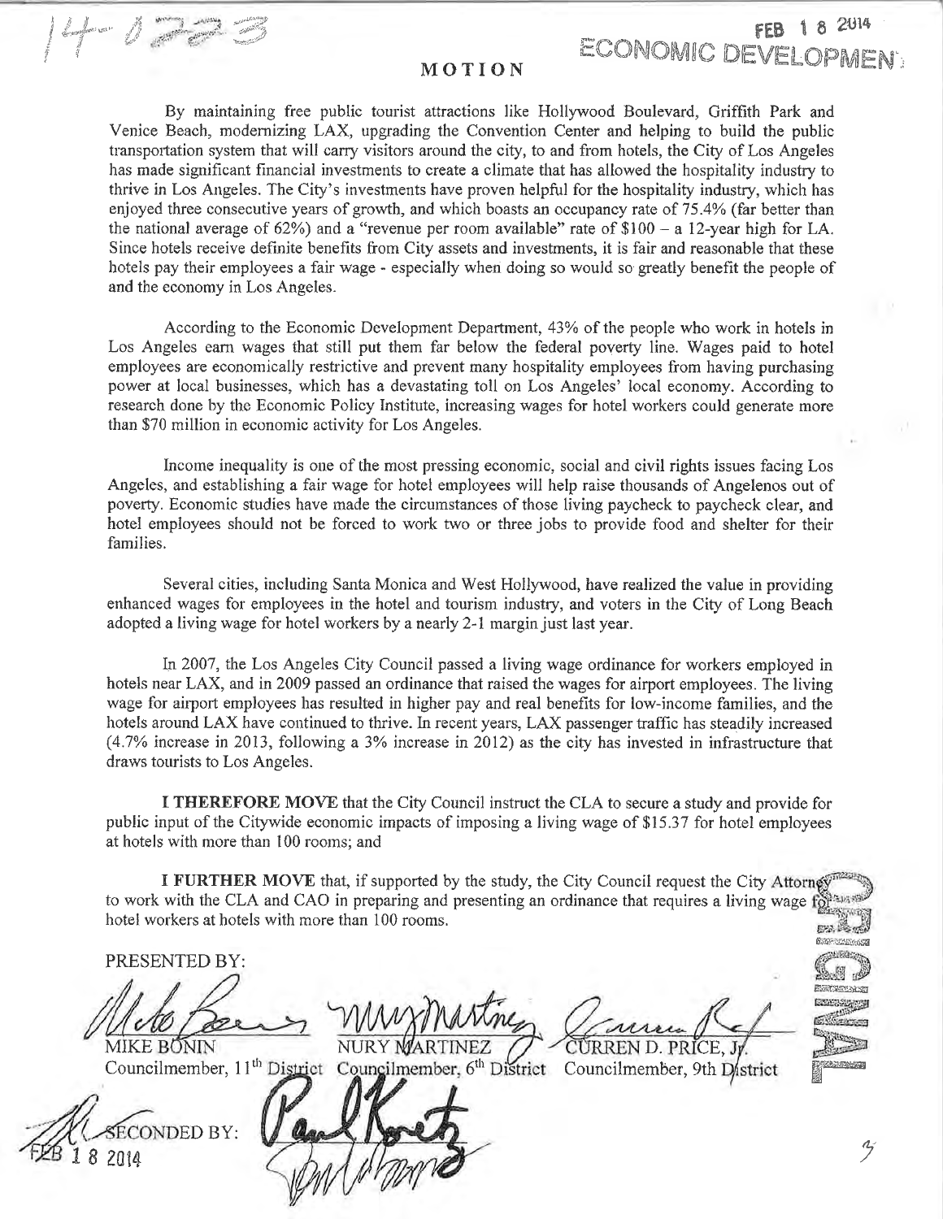14-0233

FEB 18 2014
ECONOMIC DEVELOPMENT

# MOTION

By maintaining free public tourist attractions like Hollywood Boulevard, Griffith Park and Venice Beach, modernizing LAX, upgrading the Convention Center and helping to build the public transportation system that will carry visitors around the city, to and from hotels, the City of Los Angeles has made significant financial investments to create a climate that has allowed the hospitality industry to thrive in Los Angeles. The City's investments have proven helpful for the hospitality industry, which has enjoyed three consecutive years of growth, and which boasts an occupancy rate of 75.4% (far better than the national average of 62%) and a "revenue per room available" rate of $100 – a 12-year high for LA. Since hotels receive definite benefits from City assets and investments, it is fair and reasonable that these hotels pay their employees a fair wage - especially when doing so would so greatly benefit the people of and the economy in Los Angeles.

According to the Economic Development Department, 43% of the people who work in hotels in Los Angeles earn wages that still put them far below the federal poverty line. Wages paid to hotel employees are economically restrictive and prevent many hospitality employees from having purchasing power at local businesses, which has a devastating toll on Los Angeles' local economy. According to research done by the Economic Policy Institute, increasing wages for hotel workers could generate more than $70 million in economic activity for Los Angeles.

Income inequality is one of the most pressing economic, social and civil rights issues facing Los Angeles, and establishing a fair wage for hotel employees will help raise thousands of Angelenos out of poverty. Economic studies have made the circumstances of those living paycheck to paycheck clear, and hotel employees should not be forced to work two or three jobs to provide food and shelter for their families.

Several cities, including Santa Monica and West Hollywood, have realized the value in providing enhanced wages for employees in the hotel and tourism industry, and voters in the City of Long Beach adopted a living wage for hotel workers by a nearly 2-1 margin just last year.

In 2007, the Los Angeles City Council passed a living wage ordinance for workers employed in hotels near LAX, and in 2009 passed an ordinance that raised the wages for airport employees. The living wage for airport employees has resulted in higher pay and real benefits for low-income families, and the hotels around LAX have continued to thrive. In recent years, LAX passenger traffic has steadily increased (4.7% increase in 2013, following a 3% increase in 2012) as the city has invested in infrastructure that draws tourists to Los Angeles.

**I THEREFORE MOVE** that the City Council instruct the CLA to secure a study and provide for public input of the Citywide economic impacts of imposing a living wage of $15.37 for hotel employees at hotels with more than 100 rooms; and

**I FURTHER MOVE** that, if supported by the study, the City Council request the City Attorney to work with the CLA and CAO in preparing and presenting an ordinance that requires a living wage for hotel workers at hotels with more than 100 rooms.

PRESENTED BY:

MIKE BONIN
Councilmember, 11th District

NURY MARTINEZ
Councilmember, 6th District

CURREN D. PRICE, Jr.
Councilmember, 9th District

SECONDED BY:

FEB 18 2014

ORIGINAL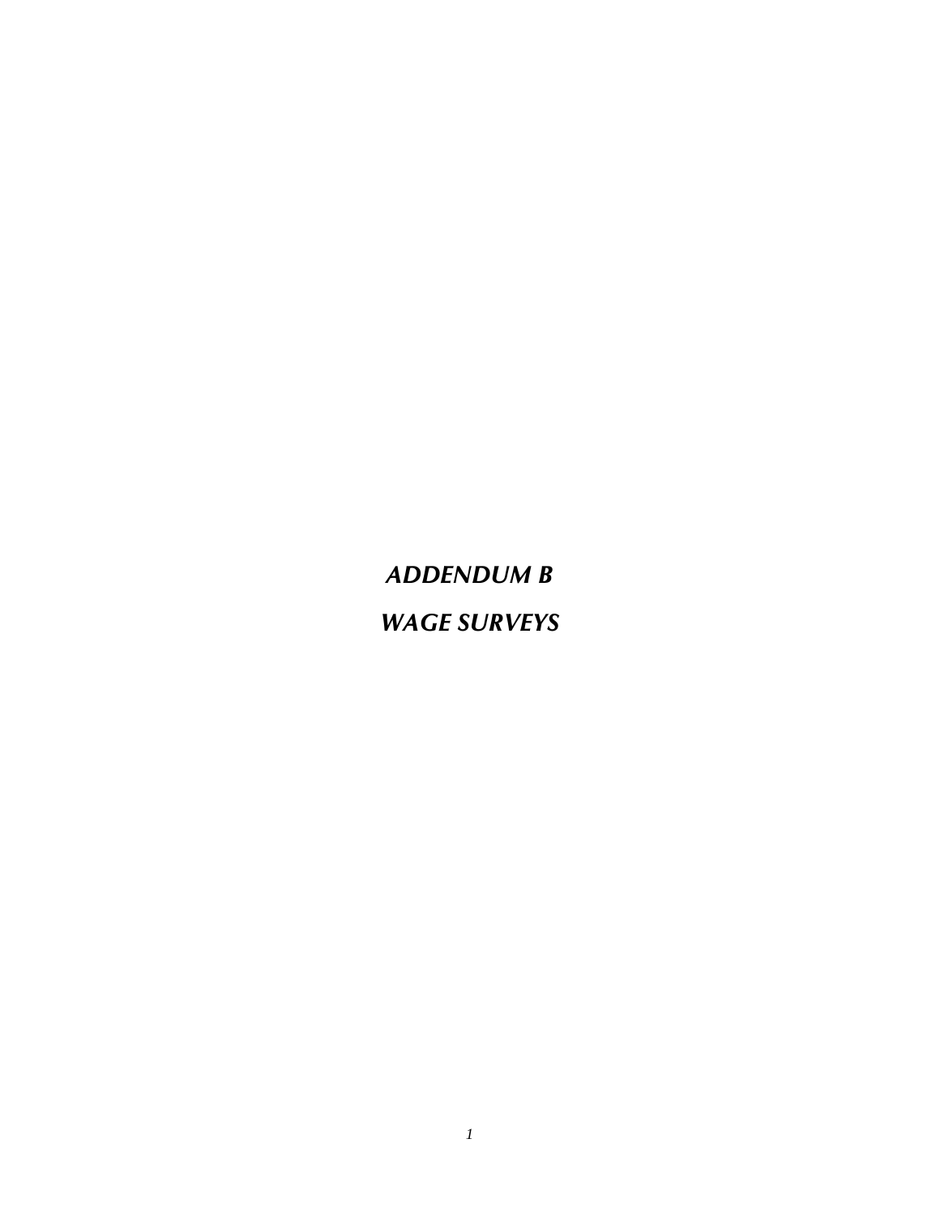# *ADDENDUM B*

## *WAGE SURVEYS*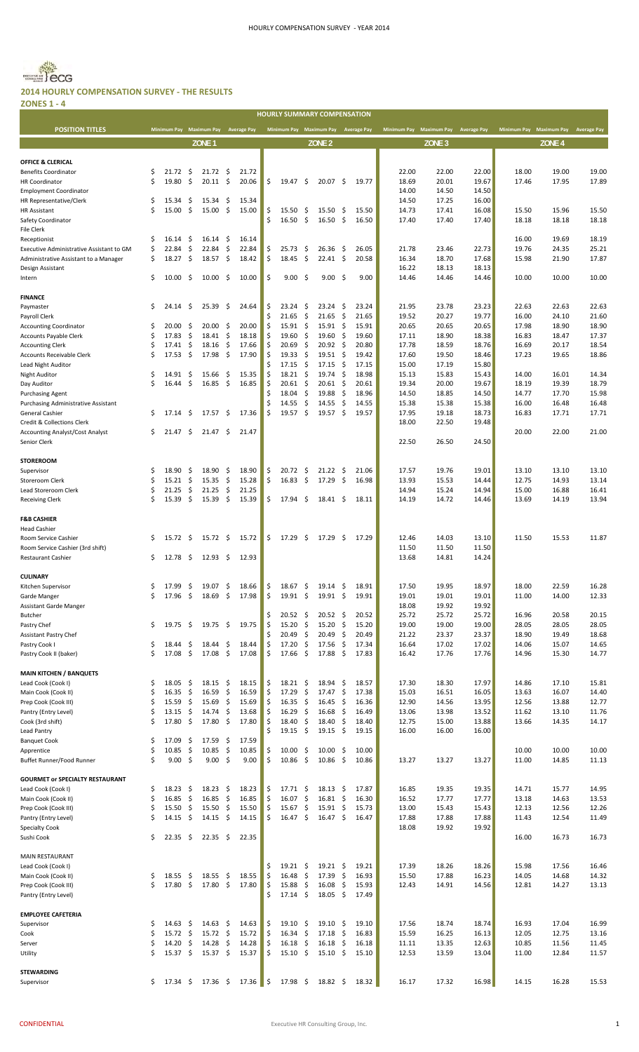## 2014 HOURLY COMPENSATION SURVEY - THE RESULTS

**ZONES 1 - 4**

| HOURLY SUMMARY COMPENSATION | | | | | | | | | | | | |
|---|---|---|---|---|---|---|---|---|---|---|---|---|
| **POSITION TITLES** | **ZONE 1** | | | **ZONE 2** | | | **ZONE 3** | | | **ZONE 4** | | |
| | Minimum Pay | Maximum Pay | Average Pay | Minimum Pay | Maximum Pay | Average Pay | Minimum Pay | Maximum Pay | Average Pay | Minimum Pay | Maximum Pay | Average Pay |
| **OFFICE & CLERICAL** | | | | | | | | | | | | |
| Benefits Coordinator | $ 21.72 | $ 21.72 | $ 21.72 | | | | 22.00 | 22.00 | 22.00 | 18.00 | 19.00 | 19.00 |
| HR Coordinator | $ 19.80 | $ 20.11 | $ 20.06 | $ 19.47 | $ 20.07 | $ 19.77 | 18.69 | 20.01 | 19.67 | 17.46 | 17.95 | 17.89 |
| Employment Coordinator | | | | | | | 14.00 | 14.50 | 14.50 | | | |
| HR Representative/Clerk | $ 15.34 | $ 15.34 | $ 15.34 | | | | 14.50 | 17.25 | 16.00 | | | |
| HR Assistant | $ 15.00 | $ 15.00 | $ 15.00 | $ 15.50 | $ 15.50 | $ 15.50 | 14.73 | 17.41 | 16.08 | 15.50 | 15.96 | 15.50 |
| Safety Coordinator | | | | $ 16.50 | $ 16.50 | $ 16.50 | 17.40 | 17.40 | 17.40 | 18.18 | 18.18 | 18.18 |
| File Clerk | | | | | | | | | | | | |
| Receptionist | $ 16.14 | $ 16.14 | $ 16.14 | | | | | | | 16.00 | 19.69 | 18.19 |
| Executive Administrative Assistant to GM | $ 22.84 | $ 22.84 | $ 22.84 | $ 25.73 | $ 26.36 | $ 26.05 | 21.78 | 23.46 | 22.73 | 19.76 | 24.35 | 25.21 |
| Administrative Assistant to a Manager | $ 18.27 | $ 18.57 | $ 18.42 | $ 18.45 | $ 22.41 | $ 20.58 | 16.34 | 18.70 | 17.68 | 15.98 | 21.90 | 17.87 |
| Design Assistant | | | | | | | 16.22 | 18.13 | 18.13 | | | |
| Intern | $ 10.00 | $ 10.00 | $ 10.00 | $ 9.00 | $ 9.00 | $ 9.00 | 14.46 | 14.46 | 14.46 | 10.00 | 10.00 | 10.00 |
| **FINANCE** | | | | | | | | | | | | |
| Paymaster | $ 24.14 | $ 25.39 | $ 24.64 | $ 23.24 | $ 23.24 | $ 23.24 | 21.95 | 23.78 | 23.23 | 22.63 | 22.63 | 22.63 |
| Payroll Clerk | | | | $ 21.65 | $ 21.65 | $ 21.65 | 19.52 | 20.27 | 19.77 | 16.00 | 24.10 | 21.60 |
| Accounting Coordinator | $ 20.00 | $ 20.00 | $ 20.00 | $ 15.91 | $ 15.91 | $ 15.91 | 20.65 | 20.65 | 20.65 | 17.98 | 18.90 | 18.90 |
| Accounts Payable Clerk | $ 17.83 | $ 18.41 | $ 18.18 | $ 19.60 | $ 19.60 | $ 19.60 | 17.11 | 18.90 | 18.38 | 16.83 | 18.47 | 17.37 |
| Accounting Clerk | $ 17.41 | $ 18.16 | $ 17.66 | $ 20.69 | $ 20.92 | $ 20.80 | 17.78 | 18.59 | 18.76 | 16.69 | 20.17 | 18.54 |
| Accounts Receivable Clerk | $ 17.53 | $ 17.98 | $ 17.90 | $ 19.33 | $ 19.51 | $ 19.42 | 17.60 | 19.50 | 18.46 | 17.23 | 19.65 | 18.86 |
| Lead Night Auditor | | | | $ 17.15 | $ 17.15 | $ 17.15 | 15.00 | 17.19 | 15.80 | | | |
| Night Auditor | $ 14.91 | $ 15.66 | $ 15.35 | $ 18.21 | $ 19.74 | $ 18.98 | 15.13 | 15.83 | 15.43 | 14.00 | 16.01 | 14.34 |
| Day Auditor | $ 16.44 | $ 16.85 | $ 16.85 | $ 20.61 | $ 20.61 | $ 20.61 | 19.34 | 20.00 | 19.67 | 18.19 | 19.39 | 18.79 |
| Purchasing Agent | | | | $ 18.04 | $ 19.88 | $ 18.96 | 14.50 | 18.85 | 14.50 | 14.77 | 17.70 | 15.98 |
| Purchasing Administrative Assistant | | | | $ 14.55 | $ 14.55 | $ 14.55 | 15.38 | 15.38 | 15.38 | 16.00 | 16.48 | 16.48 |
| General Cashier | $ 17.14 | $ 17.57 | $ 17.36 | $ 19.57 | $ 19.57 | $ 19.57 | 17.95 | 19.18 | 18.73 | 16.83 | 17.71 | 17.71 |
| Credit & Collections Clerk | | | | | | | 18.00 | 22.50 | 19.48 | | | |
| Accounting Analyst/Cost Analyst | $ 21.47 | $ 21.47 | $ 21.47 | | | | | | | 20.00 | 22.00 | 21.00 |
| Senior Clerk | | | | | | | 22.50 | 26.50 | 24.50 | | | |
| **STOREROOM** | | | | | | | | | | | | |
| Supervisor | $ 18.90 | $ 18.90 | $ 18.90 | $ 20.72 | $ 21.22 | $ 21.06 | 17.57 | 19.76 | 19.01 | 13.10 | 13.10 | 13.10 |
| Storeroom Clerk | $ 15.21 | $ 15.35 | $ 15.28 | $ 16.83 | $ 17.29 | $ 16.98 | 13.93 | 15.53 | 14.44 | 12.75 | 14.93 | 13.14 |
| Lead Storeroom Clerk | $ 21.25 | $ 21.25 | $ 21.25 | | | | 14.94 | 15.24 | 14.94 | 15.00 | 16.88 | 16.41 |
| Receiving Clerk | $ 15.39 | $ 15.39 | $ 15.39 | $ 17.94 | $ 18.41 | $ 18.11 | 14.19 | 14.72 | 14.46 | 13.69 | 14.19 | 13.94 |
| **F&B CASHIER** | | | | | | | | | | | | |
| Head Cashier | | | | | | | | | | | | |
| Room Service Cashier | $ 15.72 | $ 15.72 | $ 15.72 | $ 17.29 | $ 17.29 | $ 17.29 | 12.46 | 14.03 | 13.10 | 11.50 | 15.53 | 11.87 |
| Room Service Cashier (3rd shift) | | | | | | | 11.50 | 11.50 | 11.50 | | | |
| Restaurant Cashier | $ 12.78 | $ 12.93 | $ 12.93 | | | | 13.68 | 14.81 | 14.24 | | | |
| **CULINARY** | | | | | | | | | | | | |
| Kitchen Supervisor | $ 17.99 | $ 19.07 | $ 18.66 | $ 18.67 | $ 19.14 | $ 18.91 | 17.50 | 19.95 | 18.97 | 18.00 | 22.59 | 16.28 |
| Garde Manger | $ 17.96 | $ 18.69 | $ 17.98 | $ 19.91 | $ 19.91 | $ 19.91 | 19.01 | 19.01 | 19.01 | 11.00 | 14.00 | 12.33 |
| Assistant Garde Manger | | | | | | | 18.08 | 19.92 | 19.92 | | | |
| Butcher | | | | $ 20.52 | $ 20.52 | $ 20.52 | 25.72 | 25.72 | 25.72 | 16.96 | 20.58 | 20.15 |
| Pastry Chef | $ 19.75 | $ 19.75 | $ 19.75 | $ 15.20 | $ 15.20 | $ 15.20 | 19.00 | 19.00 | 19.00 | 28.05 | 28.05 | 28.05 |
| Assistant Pastry Chef | | | | $ 20.49 | $ 20.49 | $ 20.49 | 21.22 | 23.37 | 23.37 | 18.90 | 19.49 | 18.68 |
| Pastry Cook I | $ 18.44 | $ 18.44 | $ 18.44 | $ 17.20 | $ 17.56 | $ 17.34 | 16.64 | 17.02 | 17.02 | 14.06 | 15.07 | 14.65 |
| Pastry Cook II (baker) | $ 17.08 | $ 17.08 | $ 17.08 | $ 17.66 | $ 17.88 | $ 17.83 | 16.42 | 17.76 | 17.76 | 14.96 | 15.30 | 14.77 |
| **MAIN KITCHEN / BANQUETS** | | | | | | | | | | | | |
| Lead Cook (Cook I) | $ 18.05 | $ 18.15 | $ 18.15 | $ 18.21 | $ 18.94 | $ 18.57 | 17.30 | 18.30 | 17.97 | 14.86 | 17.10 | 15.81 |
| Main Cook (Cook II) | $ 16.35 | $ 16.59 | $ 16.59 | $ 17.29 | $ 17.47 | $ 17.38 | 15.03 | 16.51 | 16.05 | 13.63 | 16.07 | 14.40 |
| Prep Cook (Cook III) | $ 15.59 | $ 15.69 | $ 15.69 | $ 16.35 | $ 16.45 | $ 16.36 | 12.90 | 14.56 | 13.95 | 12.56 | 13.88 | 12.77 |
| Pantry (Entry Level) | $ 13.15 | $ 14.74 | $ 13.68 | $ 16.29 | $ 16.68 | $ 16.49 | 13.06 | 13.98 | 13.52 | 11.62 | 13.10 | 11.76 |
| Cook (3rd shift) | $ 17.80 | $ 17.80 | $ 17.80 | $ 18.40 | $ 18.40 | $ 18.40 | 12.75 | 15.00 | 13.88 | 13.66 | 14.35 | 14.17 |
| Lead Pantry | | | | $ 19.15 | $ 19.15 | $ 19.15 | 16.00 | 16.00 | 16.00 | | | |
| Banquet Cook | $ 17.09 | $ 17.59 | $ 17.59 | | | | | | | | | |
| Apprentice | $ 10.85 | $ 10.85 | $ 10.85 | $ 10.00 | $ 10.00 | $ 10.00 | | | | 10.00 | 10.00 | 10.00 |
| Buffet Runner/Food Runner | $ 9.00 | $ 9.00 | $ 9.00 | $ 10.86 | $ 10.86 | $ 10.86 | 13.27 | 13.27 | 13.27 | 11.00 | 14.85 | 11.13 |
| **GOURMET or SPECIALTY RESTAURANT** | | | | | | | | | | | | |
| Lead Cook (Cook I) | $ 18.23 | $ 18.23 | $ 18.23 | $ 17.71 | $ 18.13 | $ 17.87 | 16.85 | 19.35 | 19.35 | 14.71 | 15.77 | 14.95 |
| Main Cook (Cook II) | $ 16.85 | $ 16.85 | $ 16.85 | $ 16.07 | $ 16.81 | $ 16.30 | 16.52 | 17.77 | 17.77 | 13.18 | 14.63 | 13.53 |
| Prep Cook (Cook III) | $ 15.50 | $ 15.50 | $ 15.50 | $ 15.67 | $ 15.91 | $ 15.73 | 13.00 | 15.43 | 15.43 | 12.13 | 12.56 | 12.26 |
| Pantry (Entry Level) | $ 14.15 | $ 14.15 | $ 14.15 | $ 16.47 | $ 16.47 | $ 16.47 | 17.88 | 17.88 | 17.88 | 11.43 | 12.54 | 11.49 |
| Specialty Cook | | | | | | | 18.08 | 19.92 | 19.92 | | | |
| Sushi Cook | $ 22.35 | $ 22.35 | $ 22.35 | | | | | | | 16.00 | 16.73 | 16.73 |
| MAIN RESTAURANT | | | | | | | | | | | | |
| Lead Cook (Cook I) | | | | $ 19.21 | $ 19.21 | $ 19.21 | 17.39 | 18.26 | 18.26 | 15.98 | 17.56 | 16.46 |
| Main Cook (Cook II) | $ 18.55 | $ 18.55 | $ 18.55 | $ 16.48 | $ 17.39 | $ 16.93 | 15.50 | 17.88 | 16.23 | 14.05 | 14.68 | 14.32 |
| Prep Cook (Cook III) | $ 17.80 | $ 17.80 | $ 17.80 | $ 15.88 | $ 16.08 | $ 15.93 | 12.43 | 14.91 | 14.56 | 12.81 | 14.27 | 13.13 |
| Pantry (Entry Level) | | | | $ 17.14 | $ 18.05 | $ 17.49 | | | | | | |
| **EMPLOYEE CAFETERIA** | | | | | | | | | | | | |
| Supervisor | $ 14.63 | $ 14.63 | $ 14.63 | $ 19.10 | $ 19.10 | $ 19.10 | 17.56 | 18.74 | 18.74 | 16.93 | 17.04 | 16.99 |
| Cook | $ 15.72 | $ 15.72 | $ 15.72 | $ 16.34 | $ 17.18 | $ 16.83 | 15.59 | 16.25 | 16.13 | 12.05 | 12.75 | 13.16 |
| Server | $ 14.20 | $ 14.28 | $ 14.28 | $ 16.18 | $ 16.18 | $ 16.18 | 11.11 | 13.35 | 12.63 | 10.85 | 11.56 | 11.45 |
| Utility | $ 15.37 | $ 15.37 | $ 15.37 | $ 15.10 | $ 15.10 | $ 15.10 | 12.53 | 13.59 | 13.04 | 11.00 | 12.84 | 11.57 |
| **STEWARDING** | | | | | | | | | | | | |
| Supervisor | $ 17.34 | $ 17.36 | $ 17.36 | $ 17.98 | $ 18.82 | $ 18.32 | 16.17 | 17.32 | 16.98 | 14.15 | 16.28 | 15.53 |

CONFIDENTIAL — Executive HR Consulting Group, Inc.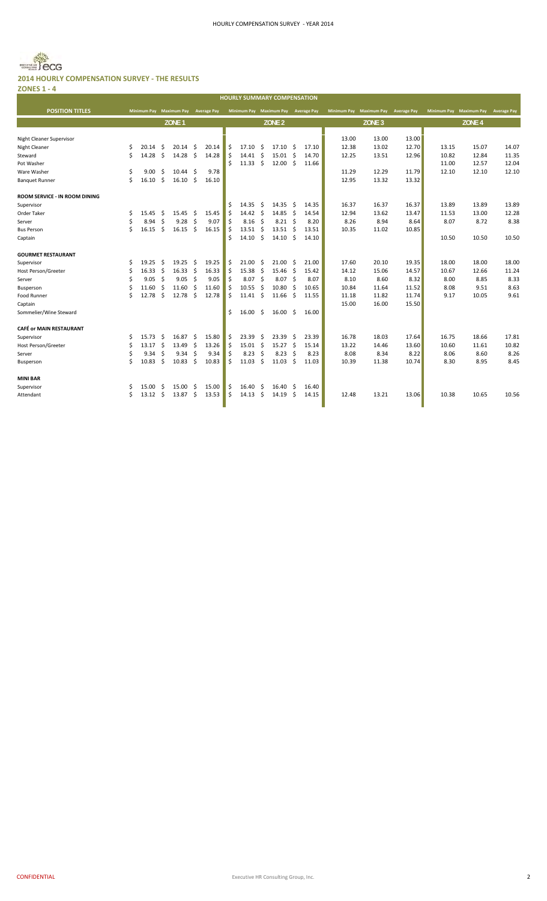## 2014 HOURLY COMPENSATION SURVEY - THE RESULTS

### ZONES 1 - 4

| HOURLY SUMMARY COMPENSATION | | | | | | | | | | | | |
|---|---|---|---|---|---|---|---|---|---|---|---|---|
| **POSITION TITLES** | **Minimum Pay** | **Maximum Pay** | **Average Pay** | **Minimum Pay** | **Maximum Pay** | **Average Pay** | **Minimum Pay** | **Maximum Pay** | **Average Pay** | **Minimum Pay** | **Maximum Pay** | **Average Pay** |
| | **ZONE 1** | | | **ZONE 2** | | | **ZONE 3** | | | **ZONE 4** | | |
| Night Cleaner Supervisor | | | | | | | 13.00 | 13.00 | 13.00 | | | |
| Night Cleaner | $ 20.14 | $ 20.14 | $ 20.14 | $ 17.10 | $ 17.10 | $ 17.10 | 12.38 | 13.02 | 12.70 | 13.15 | 15.07 | 14.07 |
| Steward | $ 14.28 | $ 14.28 | $ 14.28 | $ 14.41 | $ 15.01 | $ 14.70 | 12.25 | 13.51 | 12.96 | 10.82 | 12.84 | 11.35 |
| Pot Washer | | | | $ 11.33 | $ 12.00 | $ 11.66 | | | | 11.00 | 12.57 | 12.04 |
| Ware Washer | $ 9.00 | $ 10.44 | $ 9.78 | | | | 11.29 | 12.29 | 11.79 | 12.10 | 12.10 | 12.10 |
| Banquet Runner | $ 16.10 | $ 16.10 | $ 16.10 | | | | 12.95 | 13.32 | 13.32 | | | |
| **ROOM SERVICE - IN ROOM DINING** | | | | | | | | | | | | |
| Supervisor | | | | $ 14.35 | $ 14.35 | $ 14.35 | 16.37 | 16.37 | 16.37 | 13.89 | 13.89 | 13.89 |
| Order Taker | $ 15.45 | $ 15.45 | $ 15.45 | $ 14.42 | $ 14.85 | $ 14.54 | 12.94 | 13.62 | 13.47 | 11.53 | 13.00 | 12.28 |
| Server | $ 8.94 | $ 9.28 | $ 9.07 | $ 8.16 | $ 8.21 | $ 8.20 | 8.26 | 8.94 | 8.64 | 8.07 | 8.72 | 8.38 |
| Bus Person | $ 16.15 | $ 16.15 | $ 16.15 | $ 13.51 | $ 13.51 | $ 13.51 | 10.35 | 11.02 | 10.85 | | | |
| Captain | | | | $ 14.10 | $ 14.10 | $ 14.10 | | | | 10.50 | 10.50 | 10.50 |
| **GOURMET RESTAURANT** | | | | | | | | | | | | |
| Supervisor | $ 19.25 | $ 19.25 | $ 19.25 | $ 21.00 | $ 21.00 | $ 21.00 | 17.60 | 20.10 | 19.35 | 18.00 | 18.00 | 18.00 |
| Host Person/Greeter | $ 16.33 | $ 16.33 | $ 16.33 | $ 15.38 | $ 15.46 | $ 15.42 | 14.12 | 15.06 | 14.57 | 10.67 | 12.66 | 11.24 |
| Server | $ 9.05 | $ 9.05 | $ 9.05 | $ 8.07 | $ 8.07 | $ 8.07 | 8.10 | 8.60 | 8.32 | 8.00 | 8.85 | 8.33 |
| Busperson | $ 11.60 | $ 11.60 | $ 11.60 | $ 10.55 | $ 10.80 | $ 10.65 | 10.84 | 11.64 | 11.52 | 8.08 | 9.51 | 8.63 |
| Food Runner | $ 12.78 | $ 12.78 | $ 12.78 | $ 11.41 | $ 11.66 | $ 11.55 | 11.18 | 11.82 | 11.74 | 9.17 | 10.05 | 9.61 |
| Captain | | | | | | | 15.00 | 16.00 | 15.50 | | | |
| Sommelier/Wine Steward | | | | $ 16.00 | $ 16.00 | $ 16.00 | | | | | | |
| **CAFÉ or MAIN RESTAURANT** | | | | | | | | | | | | |
| Supervisor | $ 15.73 | $ 16.87 | $ 15.80 | $ 23.39 | $ 23.39 | $ 23.39 | 16.78 | 18.03 | 17.64 | 16.75 | 18.66 | 17.81 |
| Host Person/Greeter | $ 13.17 | $ 13.49 | $ 13.26 | $ 15.01 | $ 15.27 | $ 15.14 | 13.22 | 14.46 | 13.60 | 10.60 | 11.61 | 10.82 |
| Server | $ 9.34 | $ 9.34 | $ 9.34 | $ 8.23 | $ 8.23 | $ 8.23 | 8.08 | 8.34 | 8.22 | 8.06 | 8.60 | 8.26 |
| Busperson | $ 10.83 | $ 10.83 | $ 10.83 | $ 11.03 | $ 11.03 | $ 11.03 | 10.39 | 11.38 | 10.74 | 8.30 | 8.95 | 8.45 |
| **MINI BAR** | | | | | | | | | | | | |
| Supervisor | $ 15.00 | $ 15.00 | $ 15.00 | $ 16.40 | $ 16.40 | $ 16.40 | | | | | | |
| Attendant | $ 13.12 | $ 13.87 | $ 13.53 | $ 14.13 | $ 14.19 | $ 14.15 | 12.48 | 13.21 | 13.06 | 10.38 | 10.65 | 10.56 |

CONFIDENTIAL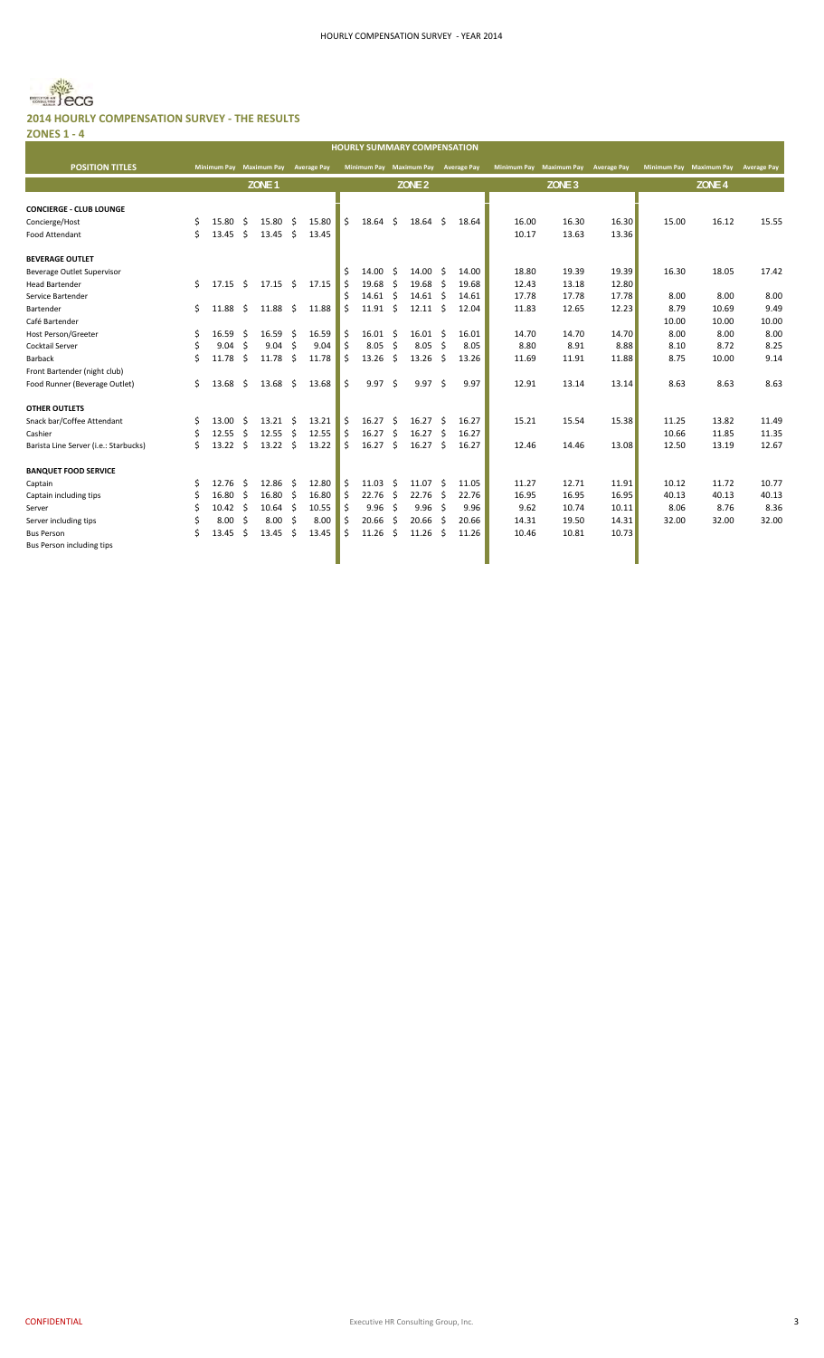## 2014 HOURLY COMPENSATION SURVEY - THE RESULTS

### ZONES 1 - 4

| HOURLY SUMMARY COMPENSATION | | | | | | | | | | | | |
|---|---|---|---|---|---|---|---|---|---|---|---|---|
| **POSITION TITLES** | Minimum Pay | Maximum Pay | Average Pay | Minimum Pay | Maximum Pay | Average Pay | Minimum Pay | Maximum Pay | Average Pay | Minimum Pay | Maximum Pay | Average Pay |
| | ZONE 1 | | | ZONE 2 | | | ZONE 3 | | | ZONE 4 | | |
| **CONCIERGE - CLUB LOUNGE** | | | | | | | | | | | | |
| Concierge/Host | $ 15.80 | $ 15.80 | $ 15.80 | $ 18.64 | $ 18.64 | $ 18.64 | 16.00 | 16.30 | 16.30 | 15.00 | 16.12 | 15.55 |
| Food Attendant | $ 13.45 | $ 13.45 | $ 13.45 | | | | 10.17 | 13.63 | 13.36 | | | |
| **BEVERAGE OUTLET** | | | | | | | | | | | | |
| Beverage Outlet Supervisor | | | | $ 14.00 | $ 14.00 | $ 14.00 | 18.80 | 19.39 | 19.39 | 16.30 | 18.05 | 17.42 |
| Head Bartender | $ 17.15 | $ 17.15 | $ 17.15 | $ 19.68 | $ 19.68 | $ 19.68 | 12.43 | 13.18 | 12.80 | | | |
| Service Bartender | | | | $ 14.61 | $ 14.61 | $ 14.61 | 17.78 | 17.78 | 17.78 | 8.00 | 8.00 | 8.00 |
| Bartender | $ 11.88 | $ 11.88 | $ 11.88 | $ 11.91 | $ 12.11 | $ 12.04 | 11.83 | 12.65 | 12.23 | 8.79 | 10.69 | 9.49 |
| Café Bartender | | | | | | | | | | 10.00 | 10.00 | 10.00 |
| Host Person/Greeter | $ 16.59 | $ 16.59 | $ 16.59 | $ 16.01 | $ 16.01 | $ 16.01 | 14.70 | 14.70 | 14.70 | 8.00 | 8.00 | 8.00 |
| Cocktail Server | $ 9.04 | $ 9.04 | $ 9.04 | $ 8.05 | $ 8.05 | $ 8.05 | 8.80 | 8.91 | 8.88 | 8.10 | 8.72 | 8.25 |
| Barback | $ 11.78 | $ 11.78 | $ 11.78 | $ 13.26 | $ 13.26 | $ 13.26 | 11.69 | 11.91 | 11.88 | 8.75 | 10.00 | 9.14 |
| Front Bartender (night club) | | | | | | | | | | | | |
| Food Runner (Beverage Outlet) | $ 13.68 | $ 13.68 | $ 13.68 | $ 9.97 | $ 9.97 | $ 9.97 | 12.91 | 13.14 | 13.14 | 8.63 | 8.63 | 8.63 |
| **OTHER OUTLETS** | | | | | | | | | | | | |
| Snack bar/Coffee Attendant | $ 13.00 | $ 13.21 | $ 13.21 | $ 16.27 | $ 16.27 | $ 16.27 | 15.21 | 15.54 | 15.38 | 11.25 | 13.82 | 11.49 |
| Cashier | $ 12.55 | $ 12.55 | $ 12.55 | $ 16.27 | $ 16.27 | $ 16.27 | | | | 10.66 | 11.85 | 11.35 |
| Barista Line Server (i.e.: Starbucks) | $ 13.22 | $ 13.22 | $ 13.22 | $ 16.27 | $ 16.27 | $ 16.27 | 12.46 | 14.46 | 13.08 | 12.50 | 13.19 | 12.67 |
| **BANQUET FOOD SERVICE** | | | | | | | | | | | | |
| Captain | $ 12.76 | $ 12.86 | $ 12.80 | $ 11.03 | $ 11.07 | $ 11.05 | 11.27 | 12.71 | 11.91 | 10.12 | 11.72 | 10.77 |
| Captain including tips | $ 16.80 | $ 16.80 | $ 16.80 | $ 22.76 | $ 22.76 | $ 22.76 | 16.95 | 16.95 | 16.95 | 40.13 | 40.13 | 40.13 |
| Server | $ 10.42 | $ 10.64 | $ 10.55 | $ 9.96 | $ 9.96 | $ 9.96 | 9.62 | 10.74 | 10.11 | 8.06 | 8.76 | 8.36 |
| Server including tips | $ 8.00 | $ 8.00 | $ 8.00 | $ 20.66 | $ 20.66 | $ 20.66 | 14.31 | 19.50 | 14.31 | 32.00 | 32.00 | 32.00 |
| Bus Person | $ 13.45 | $ 13.45 | $ 13.45 | $ 11.26 | $ 11.26 | $ 11.26 | 10.46 | 10.81 | 10.73 | | | |
| Bus Person including tips | | | | | | | | | | | | |

CONFIDENTIAL — Executive HR Consulting Group, Inc.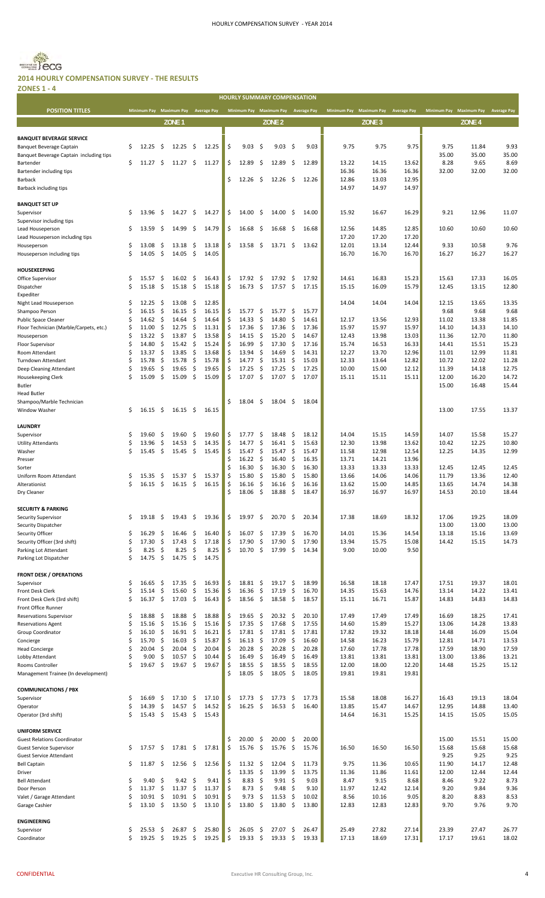## 2014 HOURLY COMPENSATION SURVEY - THE RESULTS

**ZONES 1 - 4**

| HOURLY SUMMARY COMPENSATION | | | | | | | | | | | | |
|---|---|---|---|---|---|---|---|---|---|---|---|---|
| **POSITION TITLES** | Minimum Pay | Maximum Pay | Average Pay | Minimum Pay | Maximum Pay | Average Pay | Minimum Pay | Maximum Pay | Average Pay | Minimum Pay | Maximum Pay | Average Pay |
| | ZONE 1 | | | ZONE 2 | | | ZONE 3 | | | ZONE 4 | | |
| **BANQUET BEVERAGE SERVICE** | | | | | | | | | | | | |
| Banquet Beverage Captain | $ 12.25 | $ 12.25 | $ 12.25 | $ 9.03 | $ 9.03 | $ 9.03 | 9.75 | 9.75 | 9.75 | 9.75 | 11.84 | 9.93 |
| Banquet Beverage Captain including tips | | | | | | | | | | 35.00 | 35.00 | 35.00 |
| Bartender | $ 11.27 | $ 11.27 | $ 11.27 | $ 12.89 | $ 12.89 | $ 12.89 | 13.22 | 14.15 | 13.62 | 8.28 | 9.65 | 8.69 |
| Bartender including tips | | | | | | | 16.36 | 16.36 | 16.36 | 32.00 | 32.00 | 32.00 |
| Barback | | | | $ 12.26 | $ 12.26 | $ 12.26 | 12.86 | 13.03 | 12.95 | | | |
| Barback including tips | | | | | | | 14.97 | 14.97 | 14.97 | | | |
| **BANQUET SET UP** | | | | | | | | | | | | |
| Supervisor | $ 13.96 | $ 14.27 | $ 14.27 | $ 14.00 | $ 14.00 | $ 14.00 | 15.92 | 16.67 | 16.29 | 9.21 | 12.96 | 11.07 |
| Supervisor including tips | | | | | | | | | | | | |
| Lead Houseperson | $ 13.59 | $ 14.99 | $ 14.79 | $ 16.68 | $ 16.68 | $ 16.68 | 12.56 | 14.85 | 12.85 | 10.60 | 10.60 | 10.60 |
| Lead Houseperson including tips | | | | | | | 17.20 | 17.20 | 17.20 | | | |
| Houseperson | $ 13.08 | $ 13.18 | $ 13.18 | $ 13.58 | $ 13.71 | $ 13.62 | 12.01 | 13.14 | 12.44 | 9.33 | 10.58 | 9.76 |
| Houseperson including tips | $ 14.05 | $ 14.05 | $ 14.05 | | | | 16.70 | 16.70 | 16.70 | 16.27 | 16.27 | 16.27 |
| **HOUSEKEEPING** | | | | | | | | | | | | |
| Office Supervisor | $ 15.57 | $ 16.02 | $ 16.43 | $ 17.92 | $ 17.92 | $ 17.92 | 14.61 | 16.83 | 15.23 | 15.63 | 17.33 | 16.05 |
| Dispatcher | $ 15.18 | $ 15.18 | $ 15.18 | $ 16.73 | $ 17.57 | $ 17.15 | 15.15 | 16.09 | 15.79 | 12.45 | 13.15 | 12.80 |
| Expediter | | | | | | | | | | | | |
| Night Lead Houseperson | $ 12.25 | $ 13.08 | $ 12.85 | | | | 14.04 | 14.04 | 14.04 | 12.15 | 13.65 | 13.35 |
| Shampoo Person | $ 16.15 | $ 16.15 | $ 16.15 | $ 15.77 | $ 15.77 | $ 15.77 | | | | 9.68 | 9.68 | 9.68 |
| Public Space Cleaner | $ 14.62 | $ 14.64 | $ 14.64 | $ 14.33 | $ 14.80 | $ 14.61 | 12.17 | 13.56 | 12.93 | 11.02 | 13.38 | 11.85 |
| Floor Technician (Marble/Carpets, etc.) | $ 11.00 | $ 12.75 | $ 11.31 | $ 17.36 | $ 17.36 | $ 17.36 | 15.97 | 15.97 | 15.97 | 14.10 | 14.33 | 14.10 |
| Houseperson | $ 13.22 | $ 13.87 | $ 13.58 | $ 14.15 | $ 15.20 | $ 14.67 | 12.43 | 13.98 | 13.03 | 11.36 | 12.70 | 11.80 |
| Floor Supervisor | $ 14.80 | $ 15.42 | $ 15.24 | $ 16.99 | $ 17.30 | $ 17.16 | 15.74 | 16.53 | 16.33 | 14.41 | 15.51 | 15.23 |
| Room Attendant | $ 13.37 | $ 13.85 | $ 13.68 | $ 13.94 | $ 14.69 | $ 14.31 | 12.27 | 13.70 | 12.96 | 11.01 | 12.99 | 11.81 |
| Turndown Attendant | $ 15.78 | $ 15.78 | $ 15.78 | $ 14.77 | $ 15.31 | $ 15.03 | 12.33 | 13.64 | 12.82 | 10.72 | 12.02 | 11.28 |
| Deep Cleaning Attendant | $ 19.65 | $ 19.65 | $ 19.65 | $ 17.25 | $ 17.25 | $ 17.25 | 10.00 | 15.00 | 12.12 | 11.39 | 14.18 | 12.75 |
| Housekeeping Clerk | $ 15.09 | $ 15.09 | $ 15.09 | $ 17.07 | $ 17.07 | $ 17.07 | 15.11 | 15.11 | 15.11 | 12.00 | 16.20 | 14.72 |
| Butler | | | | | | | | | | 15.00 | 16.48 | 15.44 |
| Head Butler | | | | | | | | | | | | |
| Shampoo/Marble Technician | | | | $ 18.04 | $ 18.04 | $ 18.04 | | | | | | |
| Window Washer | $ 16.15 | $ 16.15 | $ 16.15 | | | | | | | 13.00 | 17.55 | 13.37 |
| **LAUNDRY** | | | | | | | | | | | | |
| Supervisor | $ 19.60 | $ 19.60 | $ 19.60 | $ 17.77 | $ 18.48 | $ 18.12 | 14.04 | 15.15 | 14.59 | 14.07 | 15.58 | 15.27 |
| Utility Attendants | $ 13.96 | $ 14.53 | $ 14.35 | $ 14.77 | $ 16.41 | $ 15.63 | 12.30 | 13.98 | 13.62 | 10.42 | 12.25 | 10.80 |
| Washer | $ 15.45 | $ 15.45 | $ 15.45 | $ 15.47 | $ 15.47 | $ 15.47 | 11.58 | 12.98 | 12.54 | 12.25 | 14.35 | 12.99 |
| Presser | | | | $ 16.22 | $ 16.40 | $ 16.35 | 13.71 | 14.21 | 13.96 | | | |
| Sorter | | | | $ 16.30 | $ 16.30 | $ 16.30 | 13.33 | 13.33 | 13.33 | 12.45 | 12.45 | 12.45 |
| Uniform Room Attendant | $ 15.35 | $ 15.37 | $ 15.37 | $ 15.80 | $ 15.80 | $ 15.80 | 13.66 | 14.06 | 14.06 | 11.79 | 13.36 | 12.40 |
| Alterationist | $ 16.15 | $ 16.15 | $ 16.15 | $ 16.16 | $ 16.16 | $ 16.16 | 13.62 | 15.00 | 14.85 | 13.65 | 14.74 | 14.38 |
| Dry Cleaner | | | | $ 18.06 | $ 18.88 | $ 18.47 | 16.97 | 16.97 | 16.97 | 14.53 | 20.10 | 18.44 |
| **SECURITY & PARKING** | | | | | | | | | | | | |
| Security Supervisor | $ 19.18 | $ 19.43 | $ 19.36 | $ 19.97 | $ 20.70 | $ 20.34 | 17.38 | 18.69 | 18.32 | 17.06 | 19.25 | 18.09 |
| Security Dispatcher | | | | | | | | | | 13.00 | 13.00 | 13.00 |
| Security Officer | $ 16.29 | $ 16.46 | $ 16.40 | $ 16.07 | $ 17.39 | $ 16.70 | 14.01 | 15.36 | 14.54 | 13.18 | 15.16 | 13.69 |
| Security Officer (3rd shift) | $ 17.30 | $ 17.43 | $ 17.18 | $ 17.90 | $ 17.90 | $ 17.90 | 13.94 | 15.75 | 15.08 | 14.42 | 15.15 | 14.73 |
| Parking Lot Attendant | $ 8.25 | $ 8.25 | $ 8.25 | $ 10.70 | $ 17.99 | $ 14.34 | 9.00 | 10.00 | 9.50 | | | |
| Parking Lot Dispatcher | $ 14.75 | $ 14.75 | $ 14.75 | | | | | | | | | |
| **FRONT DESK / OPERATIONS** | | | | | | | | | | | | |
| Supervisor | $ 16.65 | $ 17.35 | $ 16.93 | $ 18.81 | $ 19.17 | $ 18.99 | 16.58 | 18.18 | 17.47 | 17.51 | 19.37 | 18.01 |
| Front Desk Clerk | $ 15.14 | $ 15.60 | $ 15.36 | $ 16.36 | $ 17.19 | $ 16.70 | 14.35 | 15.63 | 14.76 | 13.14 | 14.22 | 13.41 |
| Front Desk Clerk (3rd shift) | $ 16.37 | $ 17.03 | $ 16.43 | $ 18.56 | $ 18.58 | $ 18.57 | 15.11 | 16.71 | 15.87 | 14.83 | 14.83 | 14.83 |
| Front Office Runner | | | | | | | | | | | | |
| Reservations Supervisor | $ 18.88 | $ 18.88 | $ 18.88 | $ 19.65 | $ 20.32 | $ 20.10 | 17.49 | 17.49 | 17.49 | 16.69 | 18.25 | 17.41 |
| Reservations Agent | $ 15.16 | $ 15.16 | $ 15.16 | $ 17.35 | $ 17.68 | $ 17.55 | 14.60 | 15.89 | 15.27 | 13.06 | 14.28 | 13.83 |
| Group Coordinator | $ 16.10 | $ 16.91 | $ 16.21 | $ 17.81 | $ 17.81 | $ 17.81 | 17.82 | 19.32 | 18.18 | 14.48 | 16.09 | 15.04 |
| Concierge | $ 15.70 | $ 16.03 | $ 15.87 | $ 16.13 | $ 17.09 | $ 16.60 | 14.58 | 16.23 | 15.79 | 12.81 | 14.71 | 13.53 |
| Head Concierge | $ 20.04 | $ 20.04 | $ 20.04 | $ 20.28 | $ 20.28 | $ 20.28 | 17.60 | 17.78 | 17.78 | 17.59 | 18.90 | 17.59 |
| Lobby Attendant | $ 9.00 | $ 10.57 | $ 10.44 | $ 16.49 | $ 16.49 | $ 16.49 | 13.81 | 13.81 | 13.81 | 13.00 | 13.86 | 13.21 |
| Rooms Controller | $ 19.67 | $ 19.67 | $ 19.67 | $ 18.55 | $ 18.55 | $ 18.55 | 12.00 | 18.00 | 12.20 | 14.48 | 15.25 | 15.12 |
| Management Trainee (In development) | | | | $ 18.05 | $ 18.05 | $ 18.05 | 19.81 | 19.81 | 19.81 | | | |
| **COMMUNICATIONS / PBX** | | | | | | | | | | | | |
| Supervisor | $ 16.69 | $ 17.10 | $ 17.10 | $ 17.73 | $ 17.73 | $ 17.73 | 15.58 | 18.08 | 16.27 | 16.43 | 19.13 | 18.04 |
| Operator | $ 14.39 | $ 14.57 | $ 14.52 | $ 16.25 | $ 16.53 | $ 16.40 | 13.85 | 15.47 | 14.67 | 12.95 | 14.88 | 13.40 |
| Operator (3rd shift) | $ 15.43 | $ 15.43 | $ 15.43 | | | | 14.64 | 16.31 | 15.25 | 14.15 | 15.05 | 15.05 |
| **UNIFORM SERVICE** | | | | | | | | | | | | |
| Guest Relations Coordinator | | | | $ 20.00 | $ 20.00 | $ 20.00 | | | | 15.00 | 15.51 | 15.00 |
| Guest Service Supervisor | $ 17.57 | $ 17.81 | $ 17.81 | $ 15.76 | $ 15.76 | $ 15.76 | 16.50 | 16.50 | 16.50 | 15.68 | 15.68 | 15.68 |
| Guest Service Attendant | | | | | | | | | | 9.25 | 9.25 | 9.25 |
| Bell Captain | $ 11.87 | $ 12.56 | $ 12.56 | $ 11.32 | $ 12.04 | $ 11.73 | 9.75 | 11.36 | 10.65 | 11.90 | 14.17 | 12.48 |
| Driver | | | | $ 13.35 | $ 13.99 | $ 13.75 | 11.36 | 11.86 | 11.61 | 12.00 | 12.44 | 12.44 |
| Bell Attendant | $ 9.40 | $ 9.42 | $ 9.41 | $ 8.83 | $ 9.91 | $ 9.03 | 8.47 | 9.15 | 8.68 | 8.46 | 9.22 | 8.73 |
| Door Person | $ 11.37 | $ 11.37 | $ 11.37 | $ 8.73 | $ 9.48 | $ 9.10 | 11.97 | 12.42 | 12.14 | 9.20 | 9.84 | 9.36 |
| Valet / Garage Attendant | $ 10.91 | $ 10.91 | $ 10.91 | $ 9.73 | $ 11.53 | $ 10.02 | 8.56 | 10.16 | 9.05 | 8.20 | 8.83 | 8.53 |
| Garage Cashier | $ 13.10 | $ 13.50 | $ 13.10 | $ 13.80 | $ 13.80 | $ 13.80 | 12.83 | 12.83 | 12.83 | 9.70 | 9.76 | 9.70 |
| **ENGINEERING** | | | | | | | | | | | | |
| Supervisor | $ 25.53 | $ 26.87 | $ 25.80 | $ 26.05 | $ 27.07 | $ 26.47 | 25.49 | 27.82 | 27.14 | 23.39 | 27.47 | 26.77 |
| Coordinator | $ 19.25 | $ 19.25 | $ 19.25 | $ 19.33 | $ 19.33 | $ 19.33 | 17.13 | 18.69 | 17.31 | 17.17 | 19.61 | 18.02 |

CONFIDENTIAL — Executive HR Consulting Group, Inc.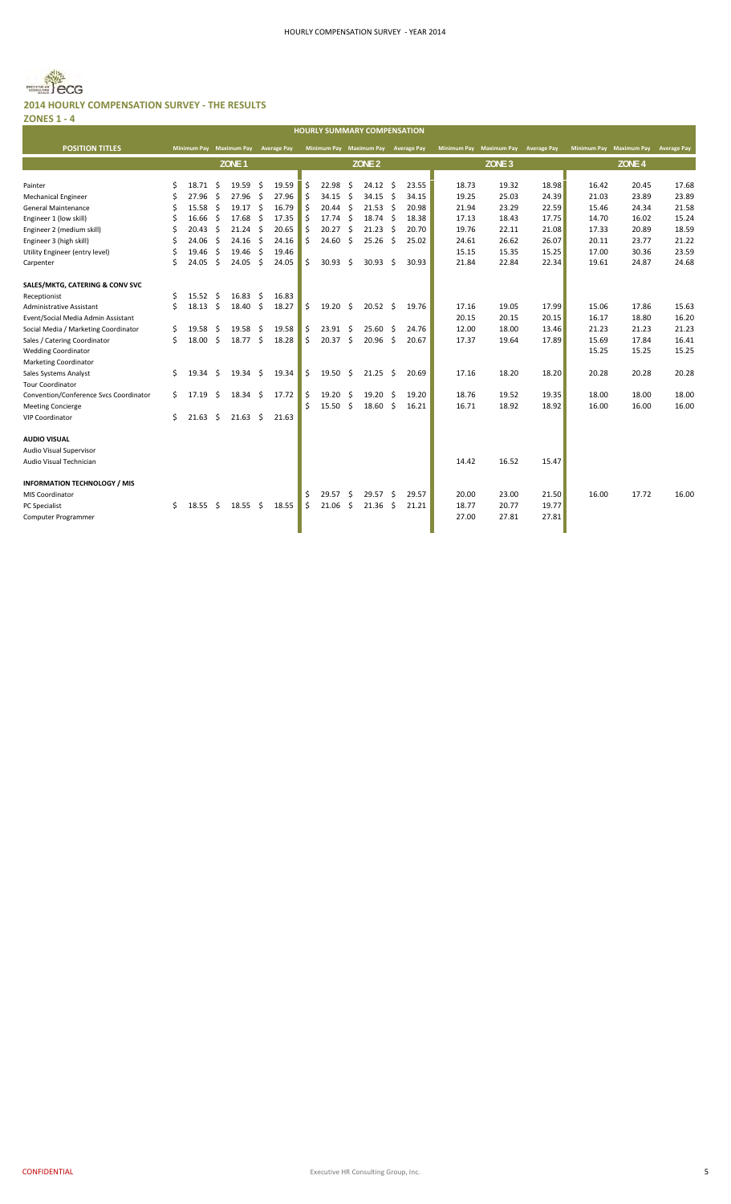## 2014 HOURLY COMPENSATION SURVEY - THE RESULTS

**ZONES 1 - 4**

| HOURLY SUMMARY COMPENSATION | | | | | | | | | | | | |
|---|---|---|---|---|---|---|---|---|---|---|---|---|
| POSITION TITLES | Minimum Pay | Maximum Pay | Average Pay | Minimum Pay | Maximum Pay | Average Pay | Minimum Pay | Maximum Pay | Average Pay | Minimum Pay | Maximum Pay | Average Pay |
| | ZONE 1 | | | ZONE 2 | | | ZONE 3 | | | ZONE 4 | | |
| Painter | $ 18.71 | $ 19.59 | $ 19.59 | $ 22.98 | $ 24.12 | $ 23.55 | 18.73 | 19.32 | 18.98 | 16.42 | 20.45 | 17.68 |
| Mechanical Engineer | $ 27.96 | $ 27.96 | $ 27.96 | $ 34.15 | $ 34.15 | $ 34.15 | 19.25 | 25.03 | 24.39 | 21.03 | 23.89 | 23.89 |
| General Maintenance | $ 15.58 | $ 19.17 | $ 16.79 | $ 20.44 | $ 21.53 | $ 20.98 | 21.94 | 23.29 | 22.59 | 15.46 | 24.34 | 21.58 |
| Engineer 1 (low skill) | $ 16.66 | $ 17.68 | $ 17.35 | $ 17.74 | $ 18.74 | $ 18.38 | 17.13 | 18.43 | 17.75 | 14.70 | 16.02 | 15.24 |
| Engineer 2 (medium skill) | $ 20.43 | $ 21.24 | $ 20.65 | $ 20.27 | $ 21.23 | $ 20.70 | 19.76 | 22.11 | 21.08 | 17.33 | 20.89 | 18.59 |
| Engineer 3 (high skill) | $ 24.06 | $ 24.16 | $ 24.16 | $ 24.60 | $ 25.26 | $ 25.02 | 24.61 | 26.62 | 26.07 | 20.11 | 23.77 | 21.22 |
| Utility Engineer (entry level) | $ 19.46 | $ 19.46 | $ 19.46 | | | | 15.15 | 15.35 | 15.25 | 17.00 | 30.36 | 23.59 |
| Carpenter | $ 24.05 | $ 24.05 | $ 24.05 | $ 30.93 | $ 30.93 | $ 30.93 | 21.84 | 22.84 | 22.34 | 19.61 | 24.87 | 24.68 |
| **SALES/MKTG, CATERING & CONV SVC** | | | | | | | | | | | | |
| Receptionist | $ 15.52 | $ 16.83 | $ 16.83 | | | | | | | | | |
| Administrative Assistant | $ 18.13 | $ 18.40 | $ 18.27 | $ 19.20 | $ 20.52 | $ 19.76 | 17.16 | 19.05 | 17.99 | 15.06 | 17.86 | 15.63 |
| Event/Social Media Admin Assistant | | | | | | | 20.15 | 20.15 | 20.15 | 16.17 | 18.80 | 16.20 |
| Social Media / Marketing Coordinator | $ 19.58 | $ 19.58 | $ 19.58 | $ 23.91 | $ 25.60 | $ 24.76 | 12.00 | 18.00 | 13.46 | 21.23 | 21.23 | 21.23 |
| Sales / Catering Coordinator | $ 18.00 | $ 18.77 | $ 18.28 | $ 20.37 | $ 20.96 | $ 20.67 | 17.37 | 19.64 | 17.89 | 15.69 | 17.84 | 16.41 |
| Wedding Coordinator | | | | | | | | | | 15.25 | 15.25 | 15.25 |
| Marketing Coordinator | | | | | | | | | | | | |
| Sales Systems Analyst | $ 19.34 | $ 19.34 | $ 19.34 | $ 19.50 | $ 21.25 | $ 20.69 | 17.16 | 18.20 | 18.20 | 20.28 | 20.28 | 20.28 |
| Tour Coordinator | | | | | | | | | | | | |
| Convention/Conference Svcs Coordinator | $ 17.19 | $ 18.34 | $ 17.72 | $ 19.20 | $ 19.20 | $ 19.20 | 18.76 | 19.52 | 19.35 | 18.00 | 18.00 | 18.00 |
| Meeting Concierge | | | | $ 15.50 | $ 18.60 | $ 16.21 | 16.71 | 18.92 | 18.92 | 16.00 | 16.00 | 16.00 |
| VIP Coordinator | $ 21.63 | $ 21.63 | $ 21.63 | | | | | | | | | |
| **AUDIO VISUAL** | | | | | | | | | | | | |
| Audio Visual Supervisor | | | | | | | | | | | | |
| Audio Visual Technician | | | | | | | 14.42 | 16.52 | 15.47 | | | |
| **INFORMATION TECHNOLOGY / MIS** | | | | | | | | | | | | |
| MIS Coordinator | | | | $ 29.57 | $ 29.57 | $ 29.57 | 20.00 | 23.00 | 21.50 | 16.00 | 17.72 | 16.00 |
| PC Specialist | $ 18.55 | $ 18.55 | $ 18.55 | $ 21.06 | $ 21.36 | $ 21.21 | 18.77 | 20.77 | 19.77 | | | |
| Computer Programmer | | | | | | | 27.00 | 27.81 | 27.81 | | | |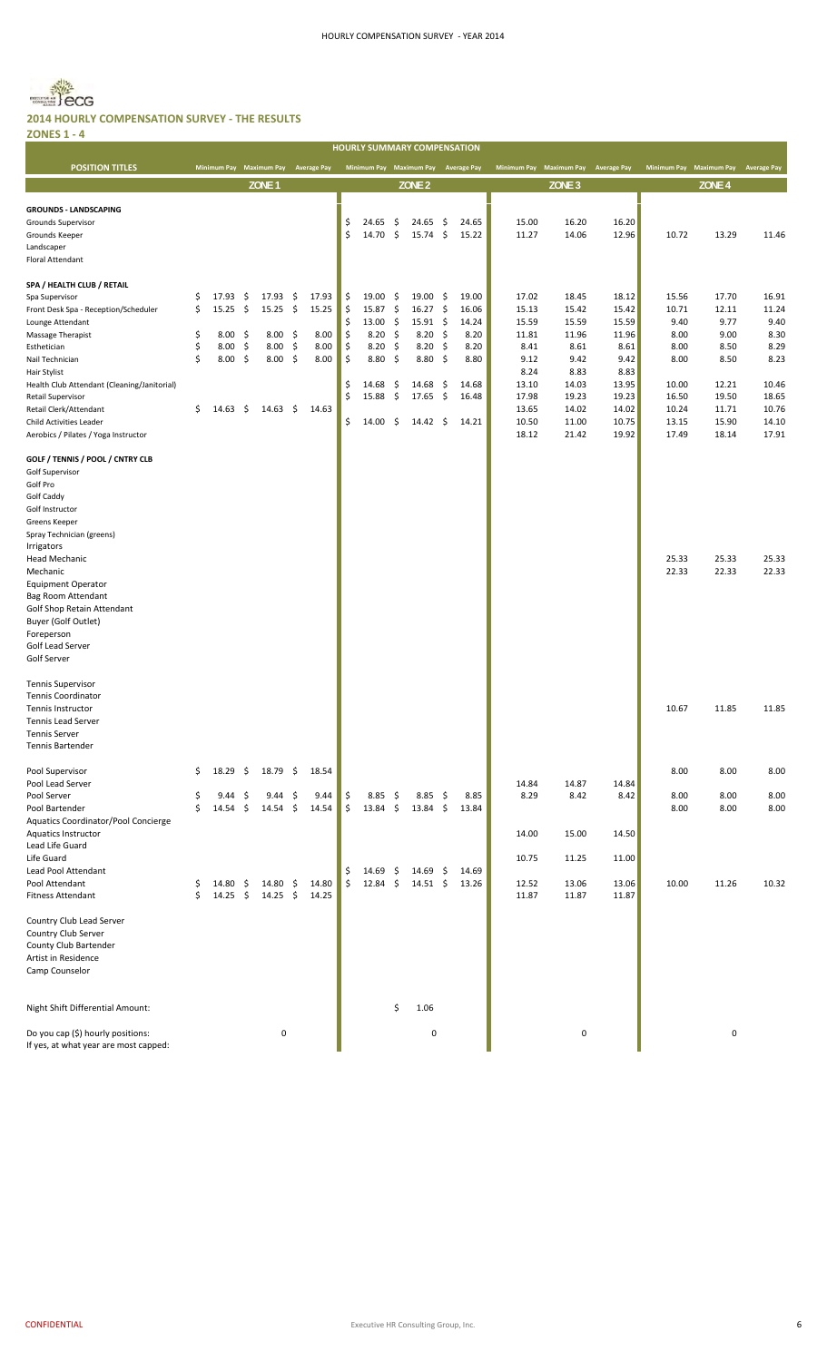## 2014 HOURLY COMPENSATION SURVEY - THE RESULTS

**ZONES 1 - 4**

| HOURLY SUMMARY COMPENSATION | | | | | | | | | | | | |
|---|---|---|---|---|---|---|---|---|---|---|---|---|
| **POSITION TITLES** | Minimum Pay | Maximum Pay | Average Pay | Minimum Pay | Maximum Pay | Average Pay | Minimum Pay | Maximum Pay | Average Pay | Minimum Pay | Maximum Pay | Average Pay |
| | | ZONE 1 | | | ZONE 2 | | | ZONE 3 | | | ZONE 4 | |
| **GROUNDS - LANDSCAPING** | | | | | | | | | | | | |
| Grounds Supervisor | | | | $ 24.65 | $ 24.65 | $ 24.65 | 15.00 | 16.20 | 16.20 | | | |
| Grounds Keeper | | | | $ 14.70 | $ 15.74 | $ 15.22 | 11.27 | 14.06 | 12.96 | 10.72 | 13.29 | 11.46 |
| Landscaper | | | | | | | | | | | | |
| Floral Attendant | | | | | | | | | | | | |
| **SPA / HEALTH CLUB / RETAIL** | | | | | | | | | | | | |
| Spa Supervisor | $ 17.93 | $ 17.93 | $ 17.93 | $ 19.00 | $ 19.00 | $ 19.00 | 17.02 | 18.45 | 18.12 | 15.56 | 17.70 | 16.91 |
| Front Desk Spa - Reception/Scheduler | $ 15.25 | $ 15.25 | $ 15.25 | $ 15.87 | $ 16.27 | $ 16.06 | 15.13 | 15.42 | 15.42 | 10.71 | 12.11 | 11.24 |
| Lounge Attendant | | | | $ 13.00 | $ 15.91 | $ 14.24 | 15.59 | 15.59 | 15.59 | 9.40 | 9.77 | 9.40 |
| Massage Therapist | $ 8.00 | $ 8.00 | $ 8.00 | $ 8.20 | $ 8.20 | $ 8.20 | 11.81 | 11.96 | 11.96 | 8.00 | 9.00 | 8.30 |
| Esthetician | $ 8.00 | $ 8.00 | $ 8.00 | $ 8.20 | $ 8.20 | $ 8.20 | 8.41 | 8.61 | 8.61 | 8.00 | 8.50 | 8.29 |
| Nail Technician | $ 8.00 | $ 8.00 | $ 8.00 | $ 8.80 | $ 8.80 | $ 8.80 | 9.12 | 9.42 | 9.42 | 8.00 | 8.50 | 8.23 |
| Hair Stylist | | | | | | | 8.24 | 8.83 | 8.83 | | | |
| Health Club Attendant (Cleaning/Janitorial) | | | | $ 14.68 | $ 14.68 | $ 14.68 | 13.10 | 14.03 | 13.95 | 10.00 | 12.21 | 10.46 |
| Retail Supervisor | | | | $ 15.88 | $ 17.65 | $ 16.48 | 17.98 | 19.23 | 19.23 | 16.50 | 19.50 | 18.65 |
| Retail Clerk/Attendant | $ 14.63 | $ 14.63 | $ 14.63 | | | | 13.65 | 14.02 | 14.02 | 10.24 | 11.71 | 10.76 |
| Child Activities Leader | | | | $ 14.00 | $ 14.42 | $ 14.21 | 10.50 | 11.00 | 10.75 | 13.15 | 15.90 | 14.10 |
| Aerobics / Pilates / Yoga Instructor | | | | | | | 18.12 | 21.42 | 19.92 | 17.49 | 18.14 | 17.91 |
| **GOLF / TENNIS / POOL / CNTRY CLB** | | | | | | | | | | | | |
| Golf Supervisor | | | | | | | | | | | | |
| Golf Pro | | | | | | | | | | | | |
| Golf Caddy | | | | | | | | | | | | |
| Golf Instructor | | | | | | | | | | | | |
| Greens Keeper | | | | | | | | | | | | |
| Spray Technician (greens) | | | | | | | | | | | | |
| Irrigators | | | | | | | | | | | | |
| Head Mechanic | | | | | | | | | | 25.33 | 25.33 | 25.33 |
| Mechanic | | | | | | | | | | 22.33 | 22.33 | 22.33 |
| Equipment Operator | | | | | | | | | | | | |
| Bag Room Attendant | | | | | | | | | | | | |
| Golf Shop Retain Attendant | | | | | | | | | | | | |
| Buyer (Golf Outlet) | | | | | | | | | | | | |
| Foreperson | | | | | | | | | | | | |
| Golf Lead Server | | | | | | | | | | | | |
| Golf Server | | | | | | | | | | | | |
| Tennis Supervisor | | | | | | | | | | | | |
| Tennis Coordinator | | | | | | | | | | | | |
| Tennis Instructor | | | | | | | | | | 10.67 | 11.85 | 11.85 |
| Tennis Lead Server | | | | | | | | | | | | |
| Tennis Server | | | | | | | | | | | | |
| Tennis Bartender | | | | | | | | | | | | |
| Pool Supervisor | $ 18.29 | $ 18.79 | $ 18.54 | | | | | | | 8.00 | 8.00 | 8.00 |
| Pool Lead Server | | | | | | | 14.84 | 14.87 | 14.84 | | | |
| Pool Server | $ 9.44 | $ 9.44 | $ 9.44 | $ 8.85 | $ 8.85 | $ 8.85 | 8.29 | 8.42 | 8.42 | 8.00 | 8.00 | 8.00 |
| Pool Bartender | $ 14.54 | $ 14.54 | $ 14.54 | $ 13.84 | $ 13.84 | $ 13.84 | | | | 8.00 | 8.00 | 8.00 |
| Aquatics Coordinator/Pool Concierge | | | | | | | | | | | | |
| Aquatics Instructor | | | | | | | 14.00 | 15.00 | 14.50 | | | |
| Lead Life Guard | | | | | | | | | | | | |
| Life Guard | | | | | | | 10.75 | 11.25 | 11.00 | | | |
| Lead Pool Attendant | | | | $ 14.69 | $ 14.69 | $ 14.69 | | | | | | |
| Pool Attendant | $ 14.80 | $ 14.80 | $ 14.80 | $ 12.84 | $ 14.51 | $ 13.26 | 12.52 | 13.06 | 13.06 | 10.00 | 11.26 | 10.32 |
| Fitness Attendant | $ 14.25 | $ 14.25 | $ 14.25 | | | | 11.87 | 11.87 | 11.87 | | | |
| Country Club Lead Server | | | | | | | | | | | | |
| Country Club Server | | | | | | | | | | | | |
| County Club Bartender | | | | | | | | | | | | |
| Artist in Residence | | | | | | | | | | | | |
| Camp Counselor | | | | | | | | | | | | |
| Night Shift Differential Amount: | | | | | $ 1.06 | | | | | | | |
| Do you cap ($) hourly positions: If yes, at what year are most capped: | | 0 | | | 0 | | | 0 | | | 0 | |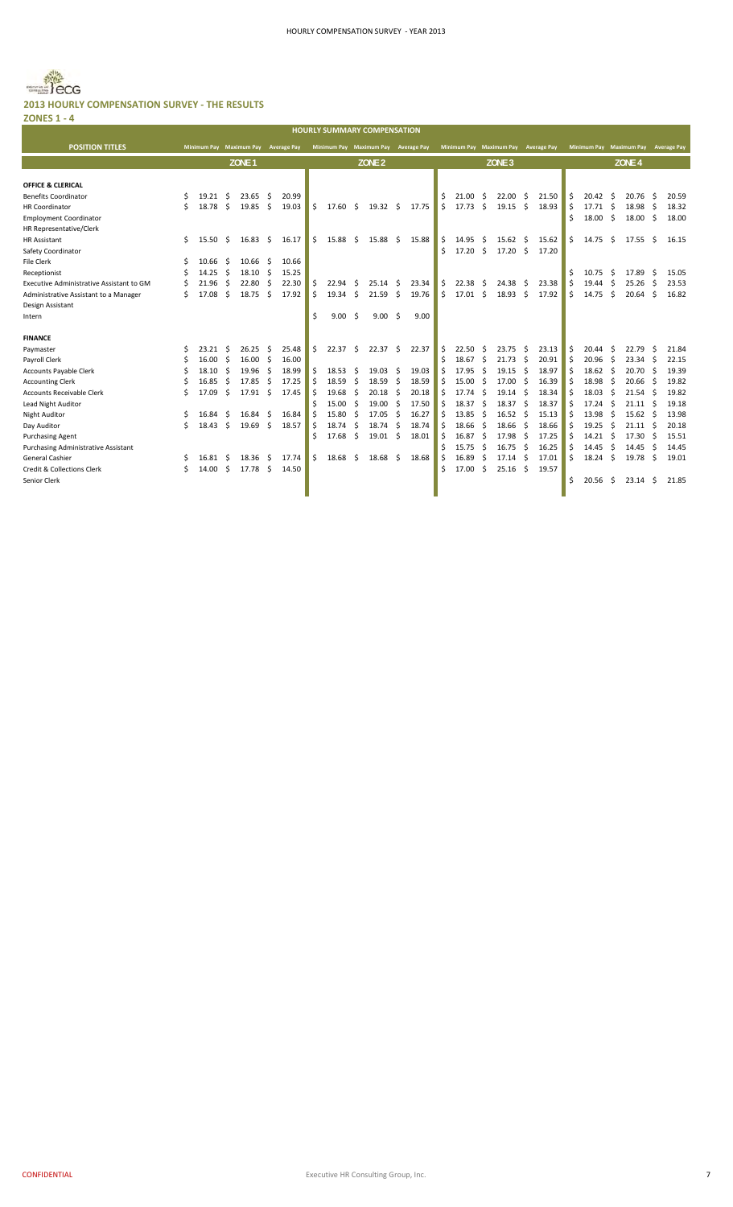## 2013 HOURLY COMPENSATION SURVEY - THE RESULTS

### ZONES 1 - 4

| HOURLY SUMMARY COMPENSATION | | | | | | | | | | | | |
|---|---|---|---|---|---|---|---|---|---|---|---|---|
| **POSITION TITLES** | **ZONE 1** | | | **ZONE 2** | | | **ZONE 3** | | | **ZONE 4** | | |
| | Minimum Pay | Maximum Pay | Average Pay | Minimum Pay | Maximum Pay | Average Pay | Minimum Pay | Maximum Pay | Average Pay | Minimum Pay | Maximum Pay | Average Pay |
| **OFFICE & CLERICAL** | | | | | | | | | | | | |
| Benefits Coordinator | $ 19.21 | $ 23.65 | $ 20.99 | | | | $ 21.00 | $ 22.00 | $ 21.50 | $ 20.42 | $ 20.76 | $ 20.59 |
| HR Coordinator | $ 18.78 | $ 19.85 | $ 19.03 | $ 17.60 | $ 19.32 | $ 17.75 | $ 17.73 | $ 19.15 | $ 18.93 | $ 17.71 | $ 18.98 | $ 18.32 |
| Employment Coordinator | | | | | | | | | | $ 18.00 | $ 18.00 | $ 18.00 |
| HR Representative/Clerk | | | | | | | | | | | | |
| HR Assistant | $ 15.50 | $ 16.83 | $ 16.17 | $ 15.88 | $ 15.88 | $ 15.88 | $ 14.95 | $ 15.62 | $ 15.62 | $ 14.75 | $ 17.55 | $ 16.15 |
| Safety Coordinator | | | | | | | $ 17.20 | $ 17.20 | $ 17.20 | | | |
| File Clerk | $ 10.66 | $ 10.66 | $ 10.66 | | | | | | | | | |
| Receptionist | $ 14.25 | $ 18.10 | $ 15.25 | | | | | | | $ 10.75 | $ 17.89 | $ 15.05 |
| Executive Administrative Assistant to GM | $ 21.96 | $ 22.80 | $ 22.30 | $ 22.94 | $ 25.14 | $ 23.34 | $ 22.38 | $ 24.38 | $ 23.38 | $ 19.44 | $ 25.26 | $ 23.53 |
| Administrative Assistant to a Manager | $ 17.08 | $ 18.75 | $ 17.92 | $ 19.34 | $ 21.59 | $ 19.76 | $ 17.01 | $ 18.93 | $ 17.92 | $ 14.75 | $ 20.64 | $ 16.82 |
| Design Assistant | | | | | | | | | | | | |
| Intern | | | | $ 9.00 | $ 9.00 | $ 9.00 | | | | | | |
| **FINANCE** | | | | | | | | | | | | |
| Paymaster | $ 23.21 | $ 26.25 | $ 25.48 | $ 22.37 | $ 22.37 | $ 22.37 | $ 22.50 | $ 23.75 | $ 23.13 | $ 20.44 | $ 22.79 | $ 21.84 |
| Payroll Clerk | $ 16.00 | $ 16.00 | $ 16.00 | | | | $ 18.67 | $ 21.73 | $ 20.91 | $ 20.96 | $ 23.34 | $ 22.15 |
| Accounts Payable Clerk | $ 18.10 | $ 19.96 | $ 18.99 | $ 18.53 | $ 19.03 | $ 19.03 | $ 17.95 | $ 19.15 | $ 18.97 | $ 18.62 | $ 20.70 | $ 19.39 |
| Accounting Clerk | $ 16.85 | $ 17.85 | $ 17.25 | $ 18.59 | $ 18.59 | $ 18.59 | $ 15.00 | $ 17.00 | $ 16.39 | $ 18.98 | $ 20.66 | $ 19.82 |
| Accounts Receivable Clerk | $ 17.09 | $ 17.91 | $ 17.45 | $ 19.68 | $ 20.18 | $ 20.18 | $ 17.74 | $ 19.14 | $ 18.34 | $ 18.03 | $ 21.54 | $ 19.82 |
| Lead Night Auditor | | | | $ 15.00 | $ 19.00 | $ 17.50 | $ 18.37 | $ 18.37 | $ 18.37 | $ 17.24 | $ 21.11 | $ 19.18 |
| Night Auditor | $ 16.84 | $ 16.84 | $ 16.84 | $ 15.80 | $ 17.05 | $ 16.27 | $ 13.85 | $ 16.52 | $ 15.13 | $ 13.98 | $ 15.62 | $ 13.98 |
| Day Auditor | $ 18.43 | $ 19.69 | $ 18.57 | $ 18.74 | $ 18.74 | $ 18.74 | $ 18.66 | $ 18.66 | $ 18.66 | $ 19.25 | $ 21.11 | $ 20.18 |
| Purchasing Agent | | | | $ 17.68 | $ 19.01 | $ 18.01 | $ 16.87 | $ 17.98 | $ 17.25 | $ 14.21 | $ 17.30 | $ 15.51 |
| Purchasing Administrative Assistant | | | | | | | $ 15.75 | $ 16.75 | $ 16.25 | $ 14.45 | $ 14.45 | $ 14.45 |
| General Cashier | $ 16.81 | $ 18.36 | $ 17.74 | $ 18.68 | $ 18.68 | $ 18.68 | $ 16.89 | $ 17.14 | $ 17.01 | $ 18.24 | $ 19.78 | $ 19.01 |
| Credit & Collections Clerk | $ 14.00 | $ 17.78 | $ 14.50 | | | | $ 17.00 | $ 25.16 | $ 19.57 | | | |
| Senior Clerk | | | | | | | | | | $ 20.56 | $ 23.14 | $ 21.85 |

CONFIDENTIAL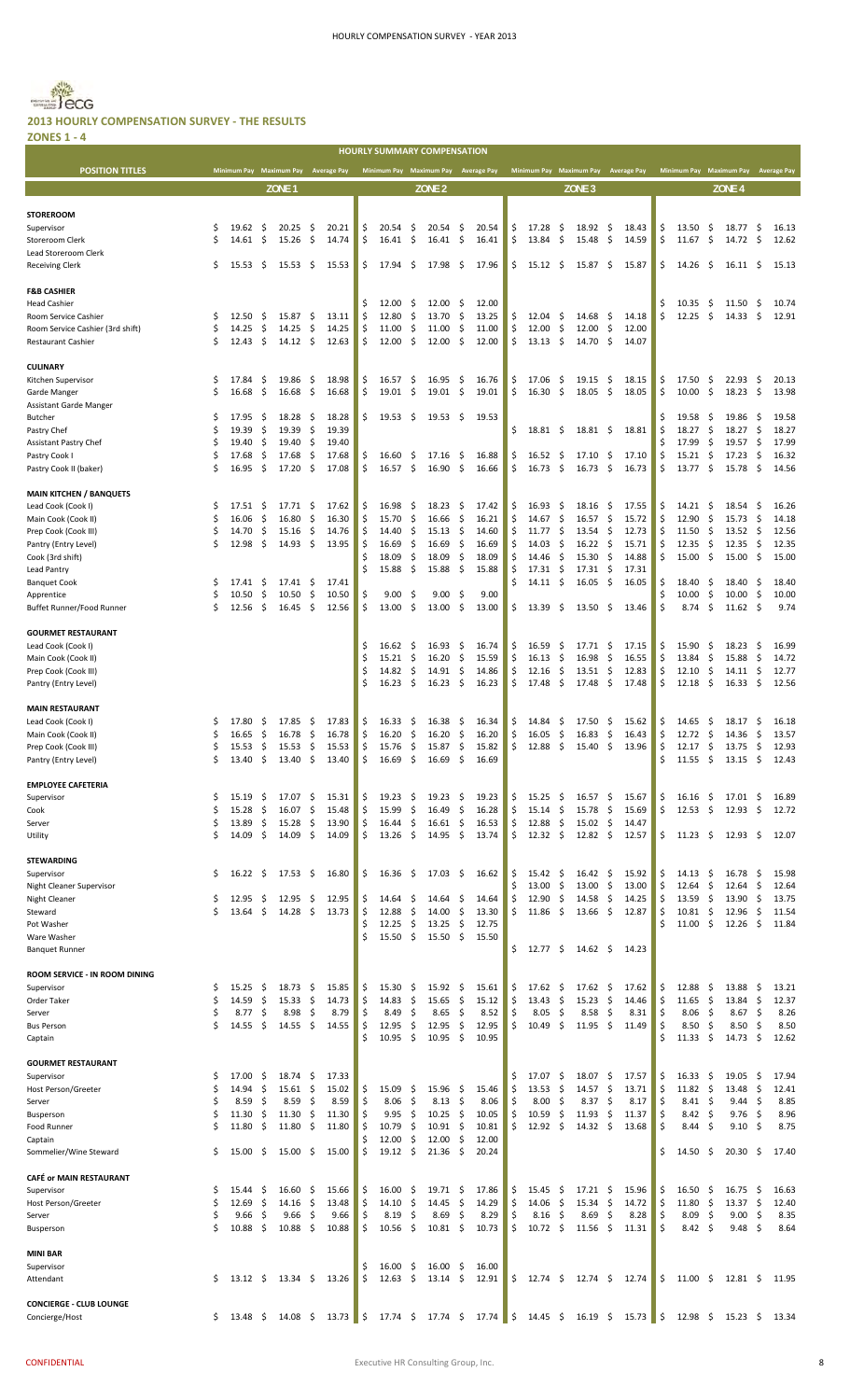## 2013 HOURLY COMPENSATION SURVEY - THE RESULTS

### ZONES 1 - 4

| HOURLY SUMMARY COMPENSATION | | | | | | | | | | | | |
|---|---|---|---|---|---|---|---|---|---|---|---|---|
| POSITION TITLES | Minimum Pay | Maximum Pay | Average Pay | Minimum Pay | Maximum Pay | Average Pay | Minimum Pay | Maximum Pay | Average Pay | Minimum Pay | Maximum Pay | Average Pay |
| | ZONE 1 | | | ZONE 2 | | | ZONE 3 | | | ZONE 4 | | |
| **STOREROOM** | | | | | | | | | | | | |
| Supervisor | $ 19.62 | $ 20.25 | $ 20.21 | $ 20.54 | $ 20.54 | $ 20.54 | $ 17.28 | $ 18.92 | $ 18.43 | $ 13.50 | $ 18.77 | $ 16.13 |
| Storeroom Clerk | $ 14.61 | $ 15.26 | $ 14.74 | $ 16.41 | $ 16.41 | $ 16.41 | $ 13.84 | $ 15.48 | $ 14.59 | $ 11.67 | $ 14.72 | $ 12.62 |
| Lead Storeroom Clerk | | | | | | | | | | | | |
| Receiving Clerk | $ 15.53 | $ 15.53 | $ 15.53 | $ 17.94 | $ 17.98 | $ 17.96 | $ 15.12 | $ 15.87 | $ 15.87 | $ 14.26 | $ 16.11 | $ 15.13 |
| **F&B CASHIER** | | | | | | | | | | | | |
| Head Cashier | | | | $ 12.00 | $ 12.00 | $ 12.00 | | | | $ 10.35 | $ 11.50 | $ 10.74 |
| Room Service Cashier | $ 12.50 | $ 15.87 | $ 13.11 | $ 12.80 | $ 13.70 | $ 13.25 | $ 12.04 | $ 14.68 | $ 14.18 | $ 12.25 | $ 14.33 | $ 12.91 |
| Room Service Cashier (3rd shift) | $ 14.25 | $ 14.25 | $ 14.25 | $ 11.00 | $ 11.00 | $ 11.00 | $ 12.00 | $ 12.00 | $ 12.00 | | | |
| Restaurant Cashier | $ 12.43 | $ 14.12 | $ 12.63 | $ 12.00 | $ 12.00 | $ 12.00 | $ 13.13 | $ 14.70 | $ 14.07 | | | |
| **CULINARY** | | | | | | | | | | | | |
| Kitchen Supervisor | $ 17.84 | $ 19.86 | $ 18.98 | $ 16.57 | $ 16.95 | $ 16.76 | $ 17.06 | $ 19.15 | $ 18.15 | $ 17.50 | $ 22.93 | $ 20.13 |
| Garde Manger | $ 16.68 | $ 16.68 | $ 16.68 | $ 19.01 | $ 19.01 | $ 19.01 | $ 16.30 | $ 18.05 | $ 18.05 | $ 10.00 | $ 18.23 | $ 13.98 |
| Assistant Garde Manger | | | | | | | | | | | | |
| Butcher | $ 17.95 | $ 18.28 | $ 18.28 | $ 19.53 | $ 19.53 | $ 19.53 | | | | $ 19.58 | $ 19.86 | $ 19.58 |
| Pastry Chef | $ 19.39 | $ 19.39 | $ 19.39 | | | | $ 18.81 | $ 18.81 | $ 18.81 | $ 18.27 | $ 18.27 | $ 18.27 |
| Assistant Pastry Chef | $ 19.40 | $ 19.40 | $ 19.40 | | | | | | | $ 17.99 | $ 19.57 | $ 17.99 |
| Pastry Cook I | $ 17.68 | $ 17.68 | $ 17.68 | $ 16.60 | $ 17.16 | $ 16.88 | $ 16.52 | $ 17.10 | $ 17.10 | $ 15.21 | $ 17.23 | $ 16.32 |
| Pastry Cook II (baker) | $ 16.95 | $ 17.20 | $ 17.08 | $ 16.57 | $ 16.90 | $ 16.66 | $ 16.73 | $ 16.73 | $ 16.73 | $ 13.77 | $ 15.78 | $ 14.56 |
| **MAIN KITCHEN / BANQUETS** | | | | | | | | | | | | |
| Lead Cook (Cook I) | $ 17.51 | $ 17.71 | $ 17.62 | $ 16.98 | $ 18.23 | $ 17.42 | $ 16.93 | $ 18.16 | $ 17.55 | $ 14.21 | $ 18.54 | $ 16.26 |
| Main Cook (Cook II) | $ 16.06 | $ 16.80 | $ 16.30 | $ 15.70 | $ 16.66 | $ 16.21 | $ 14.67 | $ 16.57 | $ 15.72 | $ 12.90 | $ 15.73 | $ 14.18 |
| Prep Cook (Cook III) | $ 14.70 | $ 15.16 | $ 14.76 | $ 14.40 | $ 15.13 | $ 14.60 | $ 11.77 | $ 13.54 | $ 12.73 | $ 11.50 | $ 13.52 | $ 12.56 |
| Pantry (Entry Level) | $ 12.98 | $ 14.93 | $ 13.95 | $ 16.69 | $ 16.69 | $ 16.69 | $ 14.03 | $ 16.22 | $ 15.71 | $ 12.35 | $ 12.35 | $ 12.35 |
| Cook (3rd shift) | | | | $ 18.09 | $ 18.09 | $ 18.09 | $ 14.46 | $ 15.30 | $ 14.88 | $ 15.00 | $ 15.00 | $ 15.00 |
| Lead Pantry | | | | $ 15.88 | $ 15.88 | $ 15.88 | $ 17.31 | $ 17.31 | $ 17.31 | | | |
| Banquet Cook | $ 17.41 | $ 17.41 | $ 17.41 | | | | $ 14.11 | $ 16.05 | $ 16.05 | $ 18.40 | $ 18.40 | $ 18.40 |
| Apprentice | $ 10.50 | $ 10.50 | $ 10.50 | $ 9.00 | $ 9.00 | $ 9.00 | | | | $ 10.00 | $ 10.00 | $ 10.00 |
| Buffet Runner/Food Runner | $ 12.56 | $ 16.45 | $ 12.56 | $ 13.00 | $ 13.00 | $ 13.00 | $ 13.39 | $ 13.50 | $ 13.46 | $ 8.74 | $ 11.62 | $ 9.74 |
| **GOURMET RESTAURANT** | | | | | | | | | | | | |
| Lead Cook (Cook I) | | | | $ 16.62 | $ 16.93 | $ 16.74 | $ 16.59 | $ 17.71 | $ 17.15 | $ 15.90 | $ 18.23 | $ 16.99 |
| Main Cook (Cook II) | | | | $ 15.21 | $ 16.20 | $ 15.59 | $ 16.13 | $ 16.98 | $ 16.55 | $ 13.84 | $ 15.88 | $ 14.72 |
| Prep Cook (Cook III) | | | | $ 14.82 | $ 14.91 | $ 14.86 | $ 12.16 | $ 13.51 | $ 12.83 | $ 12.10 | $ 14.11 | $ 12.77 |
| Pantry (Entry Level) | | | | $ 16.23 | $ 16.23 | $ 16.23 | $ 17.48 | $ 17.48 | $ 17.48 | $ 12.18 | $ 16.33 | $ 12.56 |
| **MAIN RESTAURANT** | | | | | | | | | | | | |
| Lead Cook (Cook I) | $ 17.80 | $ 17.85 | $ 17.83 | $ 16.33 | $ 16.38 | $ 16.34 | $ 14.84 | $ 17.50 | $ 15.62 | $ 14.65 | $ 18.17 | $ 16.18 |
| Main Cook (Cook II) | $ 16.65 | $ 16.78 | $ 16.78 | $ 16.20 | $ 16.20 | $ 16.20 | $ 16.05 | $ 16.83 | $ 16.43 | $ 12.72 | $ 14.36 | $ 13.57 |
| Prep Cook (Cook III) | $ 15.53 | $ 15.53 | $ 15.53 | $ 15.76 | $ 15.87 | $ 15.82 | $ 12.88 | $ 15.40 | $ 13.96 | $ 12.17 | $ 13.75 | $ 12.93 |
| Pantry (Entry Level) | $ 13.40 | $ 13.40 | $ 13.40 | $ 16.69 | $ 16.69 | $ 16.69 | | | | $ 11.55 | $ 13.15 | $ 12.43 |
| **EMPLOYEE CAFETERIA** | | | | | | | | | | | | |
| Supervisor | $ 15.19 | $ 17.07 | $ 15.31 | $ 19.23 | $ 19.23 | $ 19.23 | $ 15.25 | $ 16.57 | $ 15.67 | $ 16.16 | $ 17.01 | $ 16.89 |
| Cook | $ 15.28 | $ 16.07 | $ 15.48 | $ 15.99 | $ 16.49 | $ 16.28 | $ 15.14 | $ 15.78 | $ 15.69 | $ 12.53 | $ 12.93 | $ 12.72 |
| Server | $ 13.89 | $ 15.28 | $ 13.90 | $ 16.44 | $ 16.61 | $ 16.53 | $ 12.88 | $ 15.02 | $ 14.47 | | | |
| Utility | $ 14.09 | $ 14.09 | $ 14.09 | $ 13.26 | $ 14.95 | $ 13.74 | $ 12.32 | $ 12.82 | $ 12.57 | $ 11.23 | $ 12.93 | $ 12.07 |
| **STEWARDING** | | | | | | | | | | | | |
| Supervisor | $ 16.22 | $ 17.53 | $ 16.80 | $ 16.36 | $ 17.03 | $ 16.62 | $ 15.42 | $ 16.42 | $ 15.92 | $ 14.13 | $ 16.78 | $ 15.98 |
| Night Cleaner Supervisor | | | | | | | $ 13.00 | $ 13.00 | $ 13.00 | $ 12.64 | $ 12.64 | $ 12.64 |
| Night Cleaner | $ 12.95 | $ 12.95 | $ 12.95 | $ 14.64 | $ 14.64 | $ 14.64 | $ 12.90 | $ 14.58 | $ 14.25 | $ 13.59 | $ 13.90 | $ 13.75 |
| Steward | $ 13.64 | $ 14.28 | $ 13.73 | $ 12.88 | $ 14.00 | $ 13.30 | $ 11.86 | $ 13.66 | $ 12.87 | $ 10.81 | $ 12.96 | $ 11.54 |
| Pot Washer | | | | $ 12.25 | $ 13.25 | $ 12.75 | | | | $ 11.00 | $ 12.26 | $ 11.84 |
| Ware Washer | | | | $ 15.50 | $ 15.50 | $ 15.50 | | | | | | |
| Banquet Runner | | | | | | | $ 12.77 | $ 14.62 | $ 14.23 | | | |
| **ROOM SERVICE - IN ROOM DINING** | | | | | | | | | | | | |
| Supervisor | $ 15.25 | $ 18.73 | $ 15.85 | $ 15.30 | $ 15.92 | $ 15.61 | $ 17.62 | $ 17.62 | $ 17.62 | $ 12.88 | $ 13.88 | $ 13.21 |
| Order Taker | $ 14.59 | $ 15.33 | $ 14.73 | $ 14.83 | $ 15.65 | $ 15.12 | $ 13.43 | $ 15.23 | $ 14.46 | $ 11.65 | $ 13.84 | $ 12.37 |
| Server | $ 8.77 | $ 8.98 | $ 8.79 | $ 8.49 | $ 8.65 | $ 8.52 | $ 8.05 | $ 8.58 | $ 8.31 | $ 8.06 | $ 8.67 | $ 8.26 |
| Bus Person | $ 14.55 | $ 14.55 | $ 14.55 | $ 12.95 | $ 12.95 | $ 12.95 | $ 10.49 | $ 11.95 | $ 11.49 | $ 8.50 | $ 8.50 | $ 8.50 |
| Captain | | | | $ 10.95 | $ 10.95 | $ 10.95 | | | | $ 11.33 | $ 14.73 | $ 12.62 |
| **GOURMET RESTAURANT** | | | | | | | | | | | | |
| Supervisor | $ 17.00 | $ 18.74 | $ 17.33 | | | | $ 17.07 | $ 18.07 | $ 17.57 | $ 16.33 | $ 19.05 | $ 17.94 |
| Host Person/Greeter | $ 14.94 | $ 15.61 | $ 15.02 | $ 15.09 | $ 15.96 | $ 15.46 | $ 13.53 | $ 14.57 | $ 13.71 | $ 11.82 | $ 13.48 | $ 12.41 |
| Server | $ 8.59 | $ 8.59 | $ 8.59 | $ 8.06 | $ 8.13 | $ 8.06 | $ 8.00 | $ 8.37 | $ 8.17 | $ 8.41 | $ 9.44 | $ 8.85 |
| Busperson | $ 11.30 | $ 11.30 | $ 11.30 | $ 9.95 | $ 10.25 | $ 10.05 | $ 10.59 | $ 11.93 | $ 11.37 | $ 8.42 | $ 9.76 | $ 8.96 |
| Food Runner | $ 11.80 | $ 11.80 | $ 11.80 | $ 10.79 | $ 10.91 | $ 10.81 | $ 12.92 | $ 14.32 | $ 13.68 | $ 8.44 | $ 9.10 | $ 8.75 |
| Captain | | | | $ 12.00 | $ 12.00 | $ 12.00 | | | | | | |
| Sommelier/Wine Steward | $ 15.00 | $ 15.00 | $ 15.00 | $ 19.12 | $ 21.36 | $ 20.24 | | | | $ 14.50 | $ 20.30 | $ 17.40 |
| **CAFÉ or MAIN RESTAURANT** | | | | | | | | | | | | |
| Supervisor | $ 15.44 | $ 16.60 | $ 15.66 | $ 16.00 | $ 19.71 | $ 17.86 | $ 15.45 | $ 17.21 | $ 15.96 | $ 16.50 | $ 16.75 | $ 16.63 |
| Host Person/Greeter | $ 12.69 | $ 14.16 | $ 13.48 | $ 14.10 | $ 14.45 | $ 14.29 | $ 14.06 | $ 15.34 | $ 14.72 | $ 11.80 | $ 13.37 | $ 12.40 |
| Server | $ 9.66 | $ 9.66 | $ 9.66 | $ 8.19 | $ 8.69 | $ 8.29 | $ 8.16 | $ 8.69 | $ 8.28 | $ 8.09 | $ 9.00 | $ 8.35 |
| Busperson | $ 10.88 | $ 10.88 | $ 10.88 | $ 10.56 | $ 10.81 | $ 10.73 | $ 10.72 | $ 11.56 | $ 11.31 | $ 8.42 | $ 9.48 | $ 8.64 |
| **MINI BAR** | | | | | | | | | | | | |
| Supervisor | | | | $ 16.00 | $ 16.00 | $ 16.00 | | | | | | |
| Attendant | $ 13.12 | $ 13.34 | $ 13.26 | $ 12.63 | $ 13.14 | $ 12.91 | $ 12.74 | $ 12.74 | $ 12.74 | $ 11.00 | $ 12.81 | $ 11.95 |
| **CONCIERGE - CLUB LOUNGE** | | | | | | | | | | | | |
| Concierge/Host | $ 13.48 | $ 14.08 | $ 13.73 | $ 17.74 | $ 17.74 | $ 17.74 | $ 14.45 | $ 16.19 | $ 15.73 | $ 12.98 | $ 15.23 | $ 13.34 |

CONFIDENTIAL — Executive HR Consulting Group, Inc.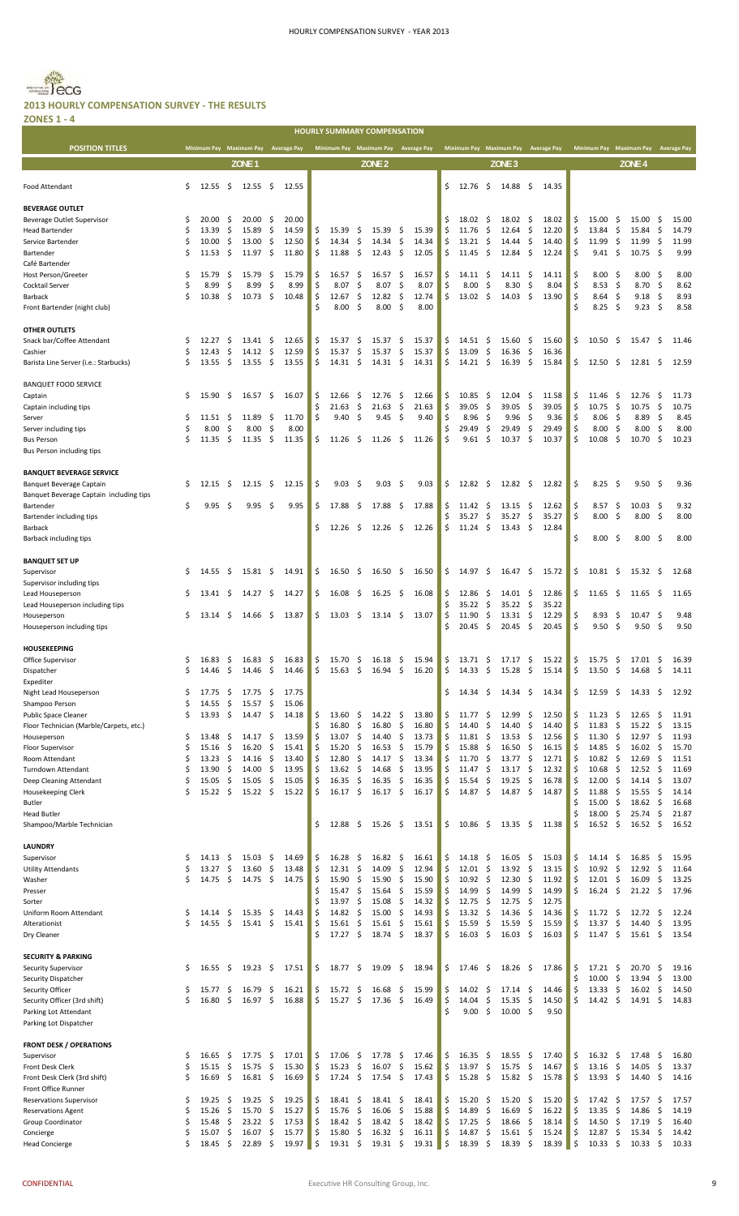## 2013 HOURLY COMPENSATION SURVEY - THE RESULTS

**ZONES 1 - 4**

| HOURLY SUMMARY COMPENSATION | | | | | | | | | | | | |
|---|---|---|---|---|---|---|---|---|---|---|---|---|
| POSITION TITLES | Minimum Pay | Maximum Pay | Average Pay | Minimum Pay | Maximum Pay | Average Pay | Minimum Pay | Maximum Pay | Average Pay | Minimum Pay | Maximum Pay | Average Pay |
| | ZONE 1 | | | ZONE 2 | | | ZONE 3 | | | ZONE 4 | | |
| Food Attendant | $ 12.55 | $ 12.55 | $ 12.55 | | | | $ 12.76 | $ 14.88 | $ 14.35 | | | |
| **BEVERAGE OUTLET** | | | | | | | | | | | | |
| Beverage Outlet Supervisor | $ 20.00 | $ 20.00 | $ 20.00 | | | | $ 18.02 | $ 18.02 | $ 18.02 | $ 15.00 | $ 15.00 | $ 15.00 |
| Head Bartender | $ 13.39 | $ 15.89 | $ 14.59 | $ 15.39 | $ 15.39 | $ 15.39 | $ 11.76 | $ 12.64 | $ 12.20 | $ 13.84 | $ 15.84 | $ 14.79 |
| Service Bartender | $ 10.00 | $ 13.00 | $ 12.50 | $ 14.34 | $ 14.34 | $ 14.34 | $ 13.21 | $ 14.44 | $ 14.40 | $ 11.99 | $ 11.99 | $ 11.99 |
| Bartender | $ 11.53 | $ 11.97 | $ 11.80 | $ 11.88 | $ 12.43 | $ 12.05 | $ 11.45 | $ 12.84 | $ 12.24 | $ 9.41 | $ 10.75 | $ 9.99 |
| Café Bartender | | | | | | | | | | | | |
| Host Person/Greeter | $ 15.79 | $ 15.79 | $ 15.79 | $ 16.57 | $ 16.57 | $ 16.57 | $ 14.11 | $ 14.11 | $ 14.11 | $ 8.00 | $ 8.00 | $ 8.00 |
| Cocktail Server | $ 8.99 | $ 8.99 | $ 8.99 | $ 8.07 | $ 8.07 | $ 8.07 | $ 8.00 | $ 8.30 | $ 8.04 | $ 8.53 | $ 8.70 | $ 8.62 |
| Barback | $ 10.38 | $ 10.73 | $ 10.48 | $ 12.67 | $ 12.82 | $ 12.74 | $ 13.02 | $ 14.03 | $ 13.90 | $ 8.64 | $ 9.18 | $ 8.93 |
| Front Bartender (night club) | | | | $ 8.00 | $ 8.00 | $ 8.00 | | | | $ 8.25 | $ 9.23 | $ 8.58 |
| **OTHER OUTLETS** | | | | | | | | | | | | |
| Snack bar/Coffee Attendant | $ 12.27 | $ 13.41 | $ 12.65 | $ 15.37 | $ 15.37 | $ 15.37 | $ 14.51 | $ 15.60 | $ 15.60 | $ 10.50 | $ 15.47 | $ 11.46 |
| Cashier | $ 12.43 | $ 14.12 | $ 12.59 | $ 15.37 | $ 15.37 | $ 15.37 | $ 13.09 | $ 16.36 | $ 16.36 | | | |
| Barista Line Server (i.e.: Starbucks) | $ 13.55 | $ 13.55 | $ 13.55 | $ 14.31 | $ 14.31 | $ 14.31 | $ 14.21 | $ 16.39 | $ 15.84 | $ 12.50 | $ 12.81 | $ 12.59 |
| BANQUET FOOD SERVICE | | | | | | | | | | | | |
| Captain | $ 15.90 | $ 16.57 | $ 16.07 | $ 12.66 | $ 12.76 | $ 12.66 | $ 10.85 | $ 12.04 | $ 11.58 | $ 11.46 | $ 12.76 | $ 11.73 |
| Captain including tips | | | | $ 21.63 | $ 21.63 | $ 21.63 | $ 39.05 | $ 39.05 | $ 39.05 | $ 10.75 | $ 10.75 | $ 10.75 |
| Server | $ 11.51 | $ 11.89 | $ 11.70 | $ 9.40 | $ 9.45 | $ 9.40 | $ 8.96 | $ 9.96 | $ 9.36 | $ 8.06 | $ 8.89 | $ 8.45 |
| Server including tips | $ 8.00 | $ 8.00 | $ 8.00 | | | | $ 29.49 | $ 29.49 | $ 29.49 | $ 8.00 | $ 8.00 | $ 8.00 |
| Bus Person | $ 11.35 | $ 11.35 | $ 11.35 | $ 11.26 | $ 11.26 | $ 11.26 | $ 9.61 | $ 10.37 | $ 10.37 | $ 10.08 | $ 10.70 | $ 10.23 |
| Bus Person including tips | | | | | | | | | | | | |
| **BANQUET BEVERAGE SERVICE** | | | | | | | | | | | | |
| Banquet Beverage Captain | $ 12.15 | $ 12.15 | $ 12.15 | $ 9.03 | $ 9.03 | $ 9.03 | $ 12.82 | $ 12.82 | $ 12.82 | $ 8.25 | $ 9.50 | $ 9.36 |
| Banquet Beverage Captain including tips | | | | | | | | | | | | |
| Bartender | $ 9.95 | $ 9.95 | $ 9.95 | $ 17.88 | $ 17.88 | $ 17.88 | $ 11.42 | $ 13.15 | $ 12.62 | $ 8.57 | $ 10.03 | $ 9.32 |
| Bartender including tips | | | | | | | $ 35.27 | $ 35.27 | $ 35.27 | $ 8.00 | $ 8.00 | $ 8.00 |
| Barback | | | | $ 12.26 | $ 12.26 | $ 12.26 | $ 11.24 | $ 13.43 | $ 12.84 | | | |
| Barback including tips | | | | | | | | | | $ 8.00 | $ 8.00 | $ 8.00 |
| **BANQUET SET UP** | | | | | | | | | | | | |
| Supervisor | $ 14.55 | $ 15.81 | $ 14.91 | $ 16.50 | $ 16.50 | $ 16.50 | $ 14.97 | $ 16.47 | $ 15.72 | $ 10.81 | $ 15.32 | $ 12.68 |
| Supervisor including tips | | | | | | | | | | | | |
| Lead Houseperson | $ 13.41 | $ 14.27 | $ 14.27 | $ 16.08 | $ 16.25 | $ 16.08 | $ 12.86 | $ 14.01 | $ 12.86 | $ 11.65 | $ 11.65 | $ 11.65 |
| Lead Houseperson including tips | | | | | | | $ 35.22 | $ 35.22 | $ 35.22 | | | |
| Houseperson | $ 13.14 | $ 14.66 | $ 13.87 | $ 13.03 | $ 13.14 | $ 13.07 | $ 11.90 | $ 13.31 | $ 12.29 | $ 8.93 | $ 10.47 | $ 9.48 |
| Houseperson including tips | | | | | | | $ 20.45 | $ 20.45 | $ 20.45 | $ 9.50 | $ 9.50 | $ 9.50 |
| **HOUSEKEEPING** | | | | | | | | | | | | |
| Office Supervisor | $ 16.83 | $ 16.83 | $ 16.83 | $ 15.70 | $ 16.18 | $ 15.94 | $ 13.71 | $ 17.17 | $ 15.22 | $ 15.75 | $ 17.01 | $ 16.39 |
| Dispatcher | $ 14.46 | $ 14.46 | $ 14.46 | $ 15.63 | $ 16.94 | $ 16.20 | $ 14.33 | $ 15.28 | $ 15.14 | $ 13.50 | $ 14.68 | $ 14.11 |
| Expediter | | | | | | | | | | | | |
| Night Lead Houseperson | $ 17.75 | $ 17.75 | $ 17.75 | | | | $ 14.34 | $ 14.34 | $ 14.34 | $ 12.59 | $ 14.33 | $ 12.92 |
| Shampoo Person | $ 14.55 | $ 15.57 | $ 15.06 | | | | | | | | | |
| Public Space Cleaner | $ 13.93 | $ 14.47 | $ 14.18 | $ 13.60 | $ 14.22 | $ 13.80 | $ 11.77 | $ 12.99 | $ 12.50 | $ 11.23 | $ 12.65 | $ 11.91 |
| Floor Technician (Marble/Carpets, etc.) | | | | $ 16.80 | $ 16.80 | $ 16.80 | $ 14.40 | $ 14.40 | $ 14.40 | $ 11.83 | $ 15.22 | $ 13.15 |
| Houseperson | $ 13.48 | $ 14.17 | $ 13.59 | $ 13.07 | $ 14.40 | $ 13.73 | $ 11.81 | $ 13.53 | $ 12.56 | $ 11.30 | $ 12.97 | $ 11.93 |
| Floor Supervisor | $ 15.16 | $ 16.20 | $ 15.41 | $ 15.20 | $ 16.53 | $ 15.79 | $ 15.88 | $ 16.50 | $ 16.15 | $ 14.85 | $ 16.02 | $ 15.70 |
| Room Attendant | $ 13.23 | $ 14.16 | $ 13.40 | $ 12.80 | $ 14.17 | $ 13.34 | $ 11.70 | $ 13.77 | $ 12.71 | $ 10.82 | $ 12.69 | $ 11.51 |
| Turndown Attendant | $ 13.90 | $ 14.00 | $ 13.95 | $ 13.62 | $ 14.68 | $ 13.95 | $ 11.47 | $ 13.17 | $ 12.32 | $ 10.68 | $ 12.52 | $ 11.69 |
| Deep Cleaning Attendant | $ 15.05 | $ 15.05 | $ 15.05 | $ 16.35 | $ 16.35 | $ 16.35 | $ 15.54 | $ 19.25 | $ 16.78 | $ 12.00 | $ 14.14 | $ 13.07 |
| Housekeeping Clerk | $ 15.22 | $ 15.22 | $ 15.22 | $ 16.17 | $ 16.17 | $ 16.17 | $ 14.87 | $ 14.87 | $ 14.87 | $ 11.88 | $ 15.55 | $ 14.14 |
| Butler | | | | | | | | | | $ 15.00 | $ 18.62 | $ 16.68 |
| Head Butler | | | | | | | | | | $ 18.00 | $ 25.74 | $ 21.87 |
| Shampoo/Marble Technician | | | | $ 12.88 | $ 15.26 | $ 13.51 | $ 10.86 | $ 13.35 | $ 11.38 | $ 16.52 | $ 16.52 | $ 16.52 |
| **LAUNDRY** | | | | | | | | | | | | |
| Supervisor | $ 14.13 | $ 15.03 | $ 14.69 | $ 16.28 | $ 16.82 | $ 16.61 | $ 14.18 | $ 16.05 | $ 15.03 | $ 14.14 | $ 16.85 | $ 15.95 |
| Utility Attendants | $ 13.27 | $ 13.60 | $ 13.48 | $ 12.31 | $ 14.09 | $ 12.94 | $ 12.01 | $ 13.92 | $ 13.15 | $ 10.92 | $ 12.92 | $ 11.64 |
| Washer | $ 14.75 | $ 14.75 | $ 14.75 | $ 15.90 | $ 15.90 | $ 15.90 | $ 10.92 | $ 12.30 | $ 11.92 | $ 12.01 | $ 16.09 | $ 13.25 |
| Presser | | | | $ 15.47 | $ 15.64 | $ 15.59 | $ 14.99 | $ 14.99 | $ 14.99 | $ 16.24 | $ 21.22 | $ 17.96 |
| Sorter | | | | $ 13.97 | $ 15.08 | $ 14.32 | $ 12.75 | $ 12.75 | $ 12.75 | | | |
| Uniform Room Attendant | $ 14.14 | $ 15.35 | $ 14.43 | $ 14.82 | $ 15.00 | $ 14.93 | $ 13.32 | $ 14.36 | $ 14.36 | $ 11.72 | $ 12.72 | $ 12.24 |
| Alterationist | $ 14.55 | $ 15.41 | $ 15.41 | $ 15.61 | $ 15.61 | $ 15.61 | $ 15.59 | $ 15.59 | $ 15.59 | $ 13.37 | $ 14.40 | $ 13.95 |
| Dry Cleaner | | | | $ 17.27 | $ 18.74 | $ 18.37 | $ 16.03 | $ 16.03 | $ 16.03 | $ 11.47 | $ 15.61 | $ 13.54 |
| **SECURITY & PARKING** | | | | | | | | | | | | |
| Security Supervisor | $ 16.55 | $ 19.23 | $ 17.51 | $ 18.77 | $ 19.09 | $ 18.94 | $ 17.46 | $ 18.26 | $ 17.86 | $ 17.21 | $ 20.70 | $ 19.16 |
| Security Dispatcher | | | | | | | | | | $ 10.00 | $ 13.94 | $ 13.00 |
| Security Officer | $ 15.77 | $ 16.79 | $ 16.21 | $ 15.72 | $ 16.68 | $ 15.99 | $ 14.02 | $ 17.14 | $ 14.46 | $ 13.33 | $ 16.02 | $ 14.50 |
| Security Officer (3rd shift) | $ 16.80 | $ 16.97 | $ 16.88 | $ 15.27 | $ 17.36 | $ 16.49 | $ 14.04 | $ 15.35 | $ 14.50 | $ 14.42 | $ 14.91 | $ 14.83 |
| Parking Lot Attendant | | | | | | | $ 9.00 | $ 10.00 | $ 9.50 | | | |
| Parking Lot Dispatcher | | | | | | | | | | | | |
| **FRONT DESK / OPERATIONS** | | | | | | | | | | | | |
| Supervisor | $ 16.65 | $ 17.75 | $ 17.01 | $ 17.06 | $ 17.78 | $ 17.46 | $ 16.35 | $ 18.55 | $ 17.40 | $ 16.32 | $ 17.48 | $ 16.80 |
| Front Desk Clerk | $ 15.15 | $ 15.75 | $ 15.30 | $ 15.23 | $ 16.07 | $ 15.62 | $ 13.97 | $ 15.75 | $ 14.67 | $ 13.16 | $ 14.05 | $ 13.37 |
| Front Desk Clerk (3rd shift) | $ 16.69 | $ 16.81 | $ 16.69 | $ 17.24 | $ 17.54 | $ 17.43 | $ 15.28 | $ 15.82 | $ 15.78 | $ 13.93 | $ 14.40 | $ 14.16 |
| Front Office Runner | | | | | | | | | | | | |
| Reservations Supervisor | $ 19.25 | $ 19.25 | $ 19.25 | $ 18.41 | $ 18.41 | $ 18.41 | $ 15.20 | $ 15.20 | $ 15.20 | $ 17.42 | $ 17.57 | $ 17.57 |
| Reservations Agent | $ 15.26 | $ 15.70 | $ 15.27 | $ 15.76 | $ 16.06 | $ 15.88 | $ 14.89 | $ 16.69 | $ 16.22 | $ 13.35 | $ 14.86 | $ 14.19 |
| Group Coordinator | $ 15.48 | $ 23.22 | $ 17.53 | $ 18.42 | $ 18.42 | $ 18.42 | $ 17.25 | $ 18.66 | $ 18.14 | $ 14.50 | $ 17.19 | $ 16.40 |
| Concierge | $ 15.07 | $ 16.07 | $ 15.77 | $ 15.80 | $ 16.32 | $ 16.11 | $ 14.87 | $ 15.61 | $ 15.24 | $ 12.87 | $ 15.34 | $ 14.42 |
| Head Concierge | $ 18.45 | $ 22.89 | $ 19.97 | $ 19.31 | $ 19.31 | $ 19.31 | $ 18.39 | $ 18.39 | $ 18.39 | $ 10.33 | $ 10.33 | $ 10.33 |

CONFIDENTIAL — Executive HR Consulting Group, Inc.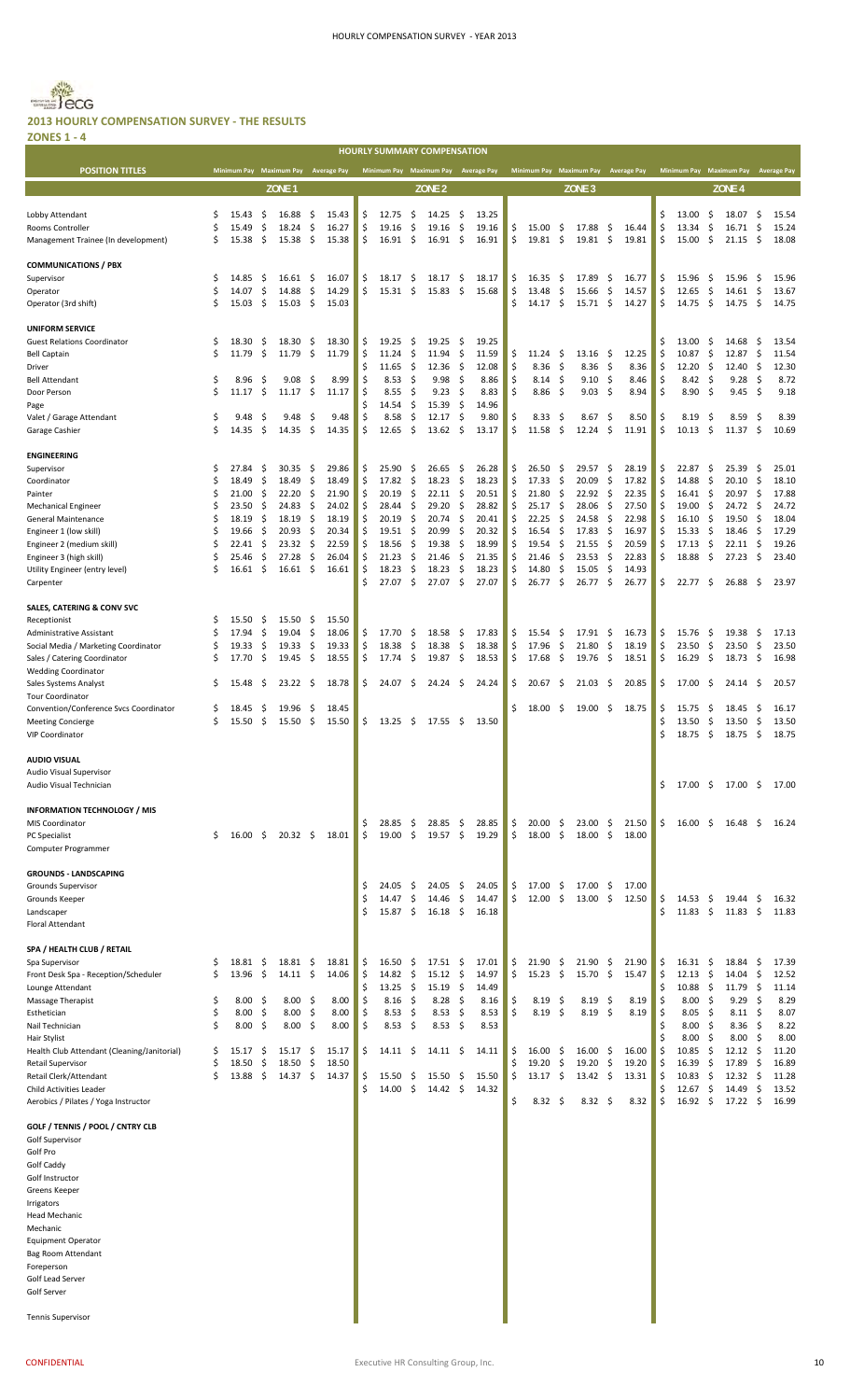# 2013 HOURLY COMPENSATION SURVEY - THE RESULTS

## ZONES 1 - 4

| HOURLY SUMMARY COMPENSATION | | | | | | | | | | | | |
|---|---|---|---|---|---|---|---|---|---|---|---|---|
| **POSITION TITLES** | Minimum Pay | Maximum Pay | Average Pay | Minimum Pay | Maximum Pay | Average Pay | Minimum Pay | Maximum Pay | Average Pay | Minimum Pay | Maximum Pay | Average Pay |
| | | ZONE 1 | | | ZONE 2 | | | ZONE 3 | | | ZONE 4 | |
| Lobby Attendant | $ 15.43 | $ 16.88 | $ 15.43 | $ 12.75 | $ 14.25 | $ 13.25 | | | | $ 13.00 | $ 18.07 | $ 15.54 |
| Rooms Controller | $ 15.49 | $ 18.24 | $ 16.27 | $ 19.16 | $ 19.16 | $ 19.16 | $ 15.00 | $ 17.88 | $ 16.44 | $ 13.34 | $ 16.71 | $ 15.24 |
| Management Trainee (In development) | $ 15.38 | $ 15.38 | $ 15.38 | $ 16.91 | $ 16.91 | $ 16.91 | $ 19.81 | $ 19.81 | $ 19.81 | $ 15.00 | $ 21.15 | $ 18.08 |
| **COMMUNICATIONS / PBX** | | | | | | | | | | | | |
| Supervisor | $ 14.85 | $ 16.61 | $ 16.07 | $ 18.17 | $ 18.17 | $ 18.17 | $ 16.35 | $ 17.89 | $ 16.77 | $ 15.96 | $ 15.96 | $ 15.96 |
| Operator | $ 14.07 | $ 14.88 | $ 14.29 | $ 15.31 | $ 15.83 | $ 15.68 | $ 13.48 | $ 15.66 | $ 14.57 | $ 12.65 | $ 14.61 | $ 13.67 |
| Operator (3rd shift) | $ 15.03 | $ 15.03 | $ 15.03 | | | | $ 14.17 | $ 15.71 | $ 14.27 | $ 14.75 | $ 14.75 | $ 14.75 |
| **UNIFORM SERVICE** | | | | | | | | | | | | |
| Guest Relations Coordinator | $ 18.30 | $ 18.30 | $ 18.30 | $ 19.25 | $ 19.25 | $ 19.25 | | | | $ 13.00 | $ 14.68 | $ 13.54 |
| Bell Captain | $ 11.79 | $ 11.79 | $ 11.79 | $ 11.24 | $ 11.94 | $ 11.59 | $ 11.24 | $ 13.16 | $ 12.25 | $ 10.87 | $ 12.87 | $ 11.54 |
| Driver | | | | $ 11.65 | $ 12.36 | $ 12.08 | $ 8.36 | $ 8.36 | $ 8.36 | $ 12.20 | $ 12.40 | $ 12.30 |
| Bell Attendant | $ 8.96 | $ 9.08 | $ 8.99 | $ 8.53 | $ 9.98 | $ 8.86 | $ 8.14 | $ 9.10 | $ 8.46 | $ 8.42 | $ 9.28 | $ 8.72 |
| Door Person | $ 11.17 | $ 11.17 | $ 11.17 | $ 8.55 | $ 9.23 | $ 8.83 | $ 8.86 | $ 9.03 | $ 8.94 | $ 8.90 | $ 9.45 | $ 9.18 |
| Page | | | | $ 14.54 | $ 15.39 | $ 14.96 | | | | | | |
| Valet / Garage Attendant | $ 9.48 | $ 9.48 | $ 9.48 | $ 8.58 | $ 12.17 | $ 9.80 | $ 8.33 | $ 8.67 | $ 8.50 | $ 8.19 | $ 8.59 | $ 8.39 |
| Garage Cashier | $ 14.35 | $ 14.35 | $ 14.35 | $ 12.65 | $ 13.62 | $ 13.17 | $ 11.58 | $ 12.24 | $ 11.91 | $ 10.13 | $ 11.37 | $ 10.69 |
| **ENGINEERING** | | | | | | | | | | | | |
| Supervisor | $ 27.84 | $ 30.35 | $ 29.86 | $ 25.90 | $ 26.65 | $ 26.28 | $ 26.50 | $ 29.57 | $ 28.19 | $ 22.87 | $ 25.39 | $ 25.01 |
| Coordinator | $ 18.49 | $ 18.49 | $ 18.49 | $ 17.82 | $ 18.23 | $ 18.23 | $ 17.33 | $ 20.09 | $ 17.82 | $ 14.88 | $ 20.10 | $ 18.10 |
| Painter | $ 21.00 | $ 22.20 | $ 21.90 | $ 20.19 | $ 22.11 | $ 20.51 | $ 21.80 | $ 22.92 | $ 22.35 | $ 16.41 | $ 20.97 | $ 17.88 |
| Mechanical Engineer | $ 23.50 | $ 24.83 | $ 24.02 | $ 28.44 | $ 29.20 | $ 28.82 | $ 25.17 | $ 28.06 | $ 27.50 | $ 19.00 | $ 24.72 | $ 24.72 |
| General Maintenance | $ 18.19 | $ 18.19 | $ 18.19 | $ 20.19 | $ 20.74 | $ 20.41 | $ 22.25 | $ 24.58 | $ 22.98 | $ 16.10 | $ 19.50 | $ 18.04 |
| Engineer 1 (low skill) | $ 19.66 | $ 20.93 | $ 20.34 | $ 19.51 | $ 20.99 | $ 20.32 | $ 16.54 | $ 17.83 | $ 16.97 | $ 15.33 | $ 18.46 | $ 17.29 |
| Engineer 2 (medium skill) | $ 22.41 | $ 23.32 | $ 22.59 | $ 18.56 | $ 19.38 | $ 18.99 | $ 19.54 | $ 21.55 | $ 20.59 | $ 17.13 | $ 22.11 | $ 19.26 |
| Engineer 3 (high skill) | $ 25.46 | $ 27.28 | $ 26.04 | $ 21.23 | $ 21.46 | $ 21.35 | $ 21.46 | $ 23.53 | $ 22.83 | $ 18.88 | $ 27.23 | $ 23.40 |
| Utility Engineer (entry level) | $ 16.61 | $ 16.61 | $ 16.61 | $ 18.23 | $ 18.23 | $ 18.23 | $ 14.80 | $ 15.05 | $ 14.93 | | | |
| Carpenter | | | | $ 27.07 | $ 27.07 | $ 27.07 | $ 26.77 | $ 26.77 | $ 26.77 | $ 22.77 | $ 26.88 | $ 23.97 |
| **SALES, CATERING & CONV SVC** | | | | | | | | | | | | |
| Receptionist | $ 15.50 | $ 15.50 | $ 15.50 | | | | | | | | | |
| Administrative Assistant | $ 17.94 | $ 19.04 | $ 18.06 | $ 17.70 | $ 18.58 | $ 17.83 | $ 15.54 | $ 17.91 | $ 16.73 | $ 15.76 | $ 19.38 | $ 17.13 |
| Social Media / Marketing Coordinator | $ 19.33 | $ 19.33 | $ 19.33 | $ 18.38 | $ 18.38 | $ 18.38 | $ 17.96 | $ 21.80 | $ 18.19 | $ 23.50 | $ 23.50 | $ 23.50 |
| Sales / Catering Coordinator | $ 17.70 | $ 19.45 | $ 18.55 | $ 17.74 | $ 19.87 | $ 18.53 | $ 17.68 | $ 19.76 | $ 18.51 | $ 16.29 | $ 18.73 | $ 16.98 |
| Wedding Coordinator | | | | | | | | | | | | |
| Sales Systems Analyst | $ 15.48 | $ 23.22 | $ 18.78 | $ 24.07 | $ 24.24 | $ 24.24 | $ 20.67 | $ 21.03 | $ 20.85 | $ 17.00 | $ 24.14 | $ 20.57 |
| Tour Coordinator | | | | | | | | | | | | |
| Convention/Conference Svcs Coordinator | $ 18.45 | $ 19.96 | $ 18.45 | | | | $ 18.00 | $ 19.00 | $ 18.75 | $ 15.75 | $ 18.45 | $ 16.17 |
| Meeting Concierge | $ 15.50 | $ 15.50 | $ 15.50 | $ 13.25 | $ 17.55 | $ 13.50 | | | | $ 13.50 | $ 13.50 | $ 13.50 |
| VIP Coordinator | | | | | | | | | | $ 18.75 | $ 18.75 | $ 18.75 |
| **AUDIO VISUAL** | | | | | | | | | | | | |
| Audio Visual Supervisor | | | | | | | | | | | | |
| Audio Visual Technician | | | | | | | | | | $ 17.00 | $ 17.00 | $ 17.00 |
| **INFORMATION TECHNOLOGY / MIS** | | | | | | | | | | | | |
| MIS Coordinator | | | | $ 28.85 | $ 28.85 | $ 28.85 | $ 20.00 | $ 23.00 | $ 21.50 | $ 16.00 | $ 16.48 | $ 16.24 |
| PC Specialist | $ 16.00 | $ 20.32 | $ 18.01 | $ 19.00 | $ 19.57 | $ 19.29 | $ 18.00 | $ 18.00 | $ 18.00 | | | |
| Computer Programmer | | | | | | | | | | | | |
| **GROUNDS - LANDSCAPING** | | | | | | | | | | | | |
| Grounds Supervisor | | | | $ 24.05 | $ 24.05 | $ 24.05 | $ 17.00 | $ 17.00 | $ 17.00 | | | |
| Grounds Keeper | | | | $ 14.47 | $ 14.46 | $ 14.47 | $ 12.00 | $ 13.00 | $ 12.50 | $ 14.53 | $ 19.44 | $ 16.32 |
| Landscaper | | | | $ 15.87 | $ 16.18 | $ 16.18 | | | | $ 11.83 | $ 11.83 | $ 11.83 |
| Floral Attendant | | | | | | | | | | | | |
| **SPA / HEALTH CLUB / RETAIL** | | | | | | | | | | | | |
| Spa Supervisor | $ 18.81 | $ 18.81 | $ 18.81 | $ 16.50 | $ 17.51 | $ 17.01 | $ 21.90 | $ 21.90 | $ 21.90 | $ 16.31 | $ 18.84 | $ 17.39 |
| Front Desk Spa - Reception/Scheduler | $ 13.96 | $ 14.11 | $ 14.06 | $ 14.82 | $ 15.12 | $ 14.97 | $ 15.23 | $ 15.70 | $ 15.47 | $ 12.13 | $ 14.04 | $ 12.52 |
| Lounge Attendant | | | | $ 13.25 | $ 15.19 | $ 14.49 | | | | $ 10.88 | $ 11.79 | $ 11.14 |
| Massage Therapist | $ 8.00 | $ 8.00 | $ 8.00 | $ 8.16 | $ 8.28 | $ 8.16 | $ 8.19 | $ 8.19 | $ 8.19 | $ 8.00 | $ 9.29 | $ 8.29 |
| Esthetician | $ 8.00 | $ 8.00 | $ 8.00 | $ 8.53 | $ 8.53 | $ 8.53 | $ 8.19 | $ 8.19 | $ 8.19 | $ 8.05 | $ 8.11 | $ 8.07 |
| Nail Technician | $ 8.00 | $ 8.00 | $ 8.00 | $ 8.53 | $ 8.53 | $ 8.53 | | | | $ 8.00 | $ 8.36 | $ 8.22 |
| Hair Stylist | | | | | | | | | | $ 8.00 | $ 8.00 | $ 8.00 |
| Health Club Attendant (Cleaning/Janitorial) | $ 15.17 | $ 15.17 | $ 15.17 | $ 14.11 | $ 14.11 | $ 14.11 | $ 16.00 | $ 16.00 | $ 16.00 | $ 10.85 | $ 12.12 | $ 11.20 |
| Retail Supervisor | $ 18.50 | $ 18.50 | $ 18.50 | | | | $ 19.20 | $ 19.20 | $ 19.20 | $ 16.39 | $ 17.89 | $ 16.89 |
| Retail Clerk/Attendant | $ 13.88 | $ 14.37 | $ 14.37 | $ 15.50 | $ 15.50 | $ 15.50 | $ 13.17 | $ 13.42 | $ 13.31 | $ 10.83 | $ 12.32 | $ 11.28 |
| Child Activities Leader | | | | $ 14.00 | $ 14.42 | $ 14.32 | | | | $ 12.67 | $ 14.49 | $ 13.52 |
| Aerobics / Pilates / Yoga Instructor | | | | | | | $ 8.32 | $ 8.32 | $ 8.32 | $ 16.92 | $ 17.22 | $ 16.99 |
| **GOLF / TENNIS / POOL / CNTRY CLB** | | | | | | | | | | | | |
| Golf Supervisor | | | | | | | | | | | | |
| Golf Pro | | | | | | | | | | | | |
| Golf Caddy | | | | | | | | | | | | |
| Golf Instructor | | | | | | | | | | | | |
| Greens Keeper | | | | | | | | | | | | |
| Irrigators | | | | | | | | | | | | |
| Head Mechanic | | | | | | | | | | | | |
| Mechanic | | | | | | | | | | | | |
| Equipment Operator | | | | | | | | | | | | |
| Bag Room Attendant | | | | | | | | | | | | |
| Foreperson | | | | | | | | | | | | |
| Golf Lead Server | | | | | | | | | | | | |
| Golf Server | | | | | | | | | | | | |
| Tennis Supervisor | | | | | | | | | | | | |

CONFIDENTIAL — Executive HR Consulting Group, Inc.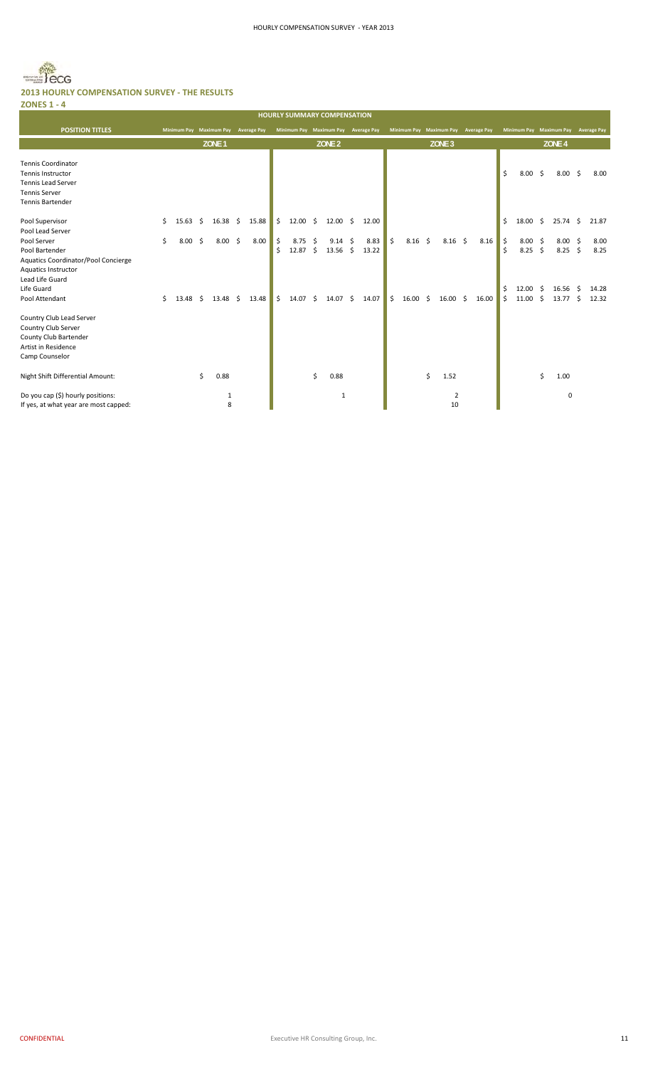## 2013 HOURLY COMPENSATION SURVEY - THE RESULTS

### ZONES 1 - 4

| HOURLY SUMMARY COMPENSATION | | | | | | | | | | | | |
|---|---|---|---|---|---|---|---|---|---|---|---|---|
| **POSITION TITLES** | Minimum Pay | Maximum Pay | Average Pay | Minimum Pay | Maximum Pay | Average Pay | Minimum Pay | Maximum Pay | Average Pay | Minimum Pay | Maximum Pay | Average Pay |
| | | ZONE 1 | | | ZONE 2 | | | ZONE 3 | | | ZONE 4 | |
| Tennis Coordinator | | | | | | | | | | | | |
| Tennis Instructor | | | | | | | | | | $ 8.00 | $ 8.00 | $ 8.00 |
| Tennis Lead Server | | | | | | | | | | | | |
| Tennis Server | | | | | | | | | | | | |
| Tennis Bartender | | | | | | | | | | | | |
| Pool Supervisor | $ 15.63 | $ 16.38 | $ 15.88 | $ 12.00 | $ 12.00 | $ 12.00 | | | | $ 18.00 | $ 25.74 | $ 21.87 |
| Pool Lead Server | | | | | | | | | | | | |
| Pool Server | $ 8.00 | $ 8.00 | $ 8.00 | $ 8.75 | $ 9.14 | $ 8.83 | $ 8.16 | $ 8.16 | $ 8.16 | $ 8.00 | $ 8.00 | $ 8.00 |
| Pool Bartender | | | | $ 12.87 | $ 13.56 | $ 13.22 | | | | $ 8.25 | $ 8.25 | $ 8.25 |
| Aquatics Coordinator/Pool Concierge | | | | | | | | | | | | |
| Aquatics Instructor | | | | | | | | | | | | |
| Lead Life Guard | | | | | | | | | | | | |
| Life Guard | | | | | | | | | | $ 12.00 | $ 16.56 | $ 14.28 |
| Pool Attendant | $ 13.48 | $ 13.48 | $ 13.48 | $ 14.07 | $ 14.07 | $ 14.07 | $ 16.00 | $ 16.00 | $ 16.00 | $ 11.00 | $ 13.77 | $ 12.32 |
| Country Club Lead Server | | | | | | | | | | | | |
| Country Club Server | | | | | | | | | | | | |
| County Club Bartender | | | | | | | | | | | | |
| Artist in Residence | | | | | | | | | | | | |
| Camp Counselor | | | | | | | | | | | | |
| Night Shift Differential Amount: | | $ 0.88 | | | $ 0.88 | | | $ 1.52 | | | $ 1.00 | |
| Do you cap ($) hourly positions: | | 1 | | | 1 | | | 2 | | | 0 | |
| If yes, at what year are most capped: | | 8 | | | | | | 10 | | | | |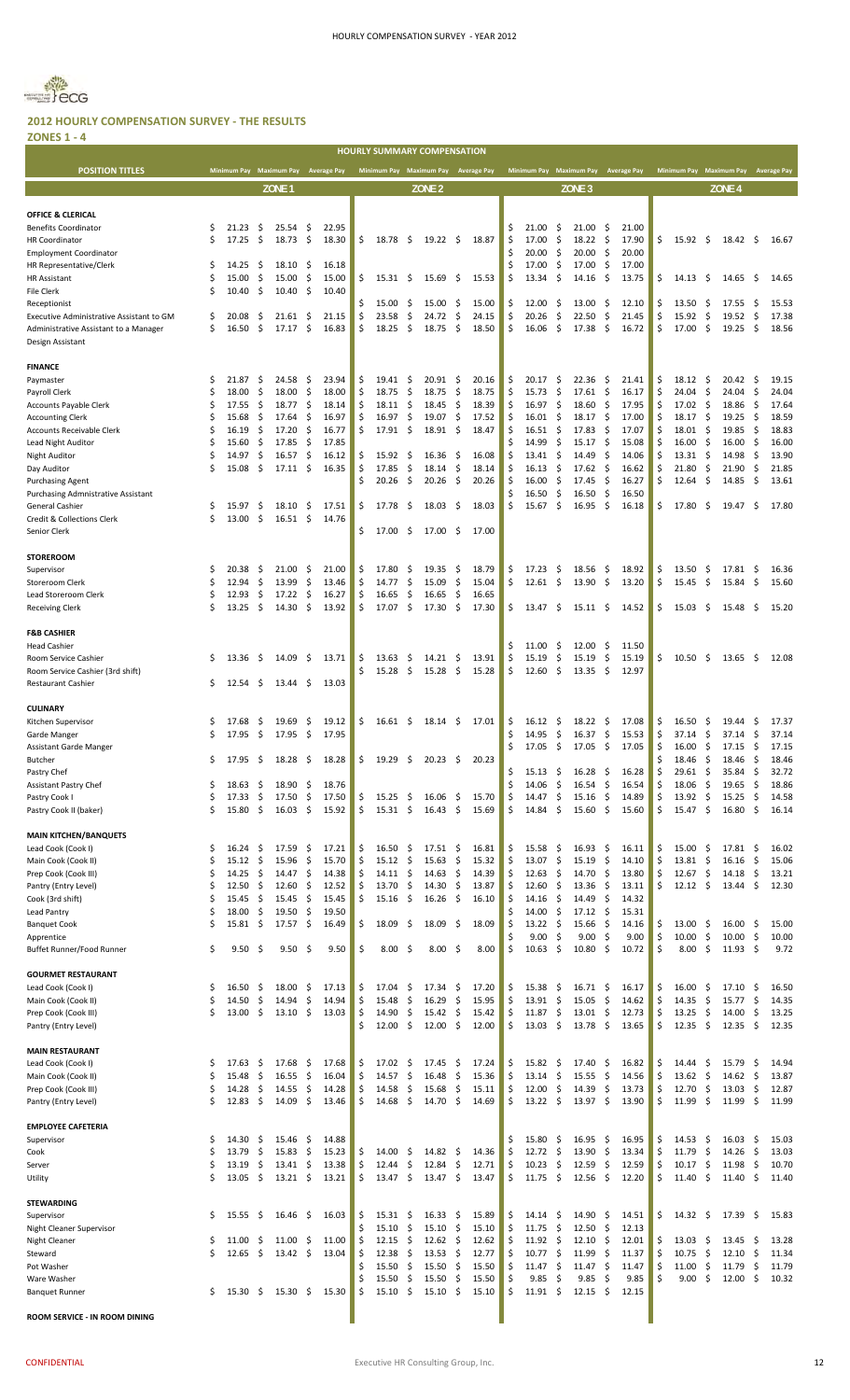## 2012 HOURLY COMPENSATION SURVEY - THE RESULTS

### ZONES 1 - 4

| HOURLY SUMMARY COMPENSATION | | | | | | | | | | | | |
|---|---|---|---|---|---|---|---|---|---|---|---|---|
| **POSITION TITLES** | **Minimum Pay** | **Maximum Pay** | **Average Pay** | **Minimum Pay** | **Maximum Pay** | **Average Pay** | **Minimum Pay** | **Maximum Pay** | **Average Pay** | **Minimum Pay** | **Maximum Pay** | **Average Pay** |
| | **ZONE 1** | | | **ZONE 2** | | | **ZONE 3** | | | **ZONE 4** | | |
| **OFFICE & CLERICAL** | | | | | | | | | | | | |
| Benefits Coordinator | $ 21.23 | $ 25.54 | $ 22.95 | | | | $ 21.00 | $ 21.00 | $ 21.00 | | | |
| HR Coordinator | $ 17.25 | $ 18.73 | $ 18.30 | $ 18.78 | $ 19.22 | $ 18.87 | $ 17.00 | $ 18.22 | $ 17.90 | $ 15.92 | $ 18.42 | $ 16.67 |
| Employment Coordinator | | | | | | | $ 20.00 | $ 20.00 | $ 20.00 | | | |
| HR Representative/Clerk | $ 14.25 | $ 18.10 | $ 16.18 | | | | $ 17.00 | $ 17.00 | $ 17.00 | | | |
| HR Assistant | $ 15.00 | $ 15.00 | $ 15.00 | $ 15.31 | $ 15.69 | $ 15.53 | $ 13.34 | $ 14.16 | $ 13.75 | $ 14.13 | $ 14.65 | $ 14.65 |
| File Clerk | $ 10.40 | $ 10.40 | $ 10.40 | | | | | | | | | |
| Receptionist | | | | $ 15.00 | $ 15.00 | $ 15.00 | $ 12.00 | $ 13.00 | $ 12.10 | $ 13.50 | $ 17.55 | $ 15.53 |
| Executive Administrative Assistant to GM | $ 20.08 | $ 21.61 | $ 21.15 | $ 23.58 | $ 24.72 | $ 24.15 | $ 20.26 | $ 22.50 | $ 21.45 | $ 15.92 | $ 19.52 | $ 17.38 |
| Administrative Assistant to a Manager | $ 16.50 | $ 17.17 | $ 16.83 | $ 18.25 | $ 18.75 | $ 18.50 | $ 16.06 | $ 17.38 | $ 16.72 | $ 17.00 | $ 19.25 | $ 18.56 |
| Design Assistant | | | | | | | | | | | | |
| **FINANCE** | | | | | | | | | | | | |
| Paymaster | $ 21.87 | $ 24.58 | $ 23.94 | $ 19.41 | $ 20.91 | $ 20.16 | $ 20.17 | $ 22.36 | $ 21.41 | $ 18.12 | $ 20.42 | $ 19.15 |
| Payroll Clerk | $ 18.00 | $ 18.00 | $ 18.00 | $ 18.75 | $ 18.75 | $ 18.75 | $ 15.73 | $ 17.61 | $ 16.17 | $ 24.04 | $ 24.04 | $ 24.04 |
| Accounts Payable Clerk | $ 17.55 | $ 18.77 | $ 18.14 | $ 18.11 | $ 18.45 | $ 18.39 | $ 16.97 | $ 18.60 | $ 17.95 | $ 17.02 | $ 18.86 | $ 17.64 |
| Accounting Clerk | $ 15.68 | $ 17.64 | $ 16.97 | $ 16.97 | $ 19.07 | $ 17.52 | $ 16.01 | $ 18.17 | $ 17.00 | $ 18.17 | $ 19.25 | $ 18.59 |
| Accounts Receivable Clerk | $ 16.19 | $ 17.20 | $ 16.77 | $ 17.91 | $ 18.91 | $ 18.47 | $ 16.51 | $ 17.83 | $ 17.07 | $ 18.01 | $ 19.85 | $ 18.83 |
| Lead Night Auditor | $ 15.60 | $ 17.85 | $ 17.85 | | | | $ 14.99 | $ 15.17 | $ 15.08 | $ 16.00 | $ 16.00 | $ 16.00 |
| Night Auditor | $ 14.97 | $ 16.57 | $ 16.12 | $ 15.92 | $ 16.36 | $ 16.08 | $ 13.41 | $ 14.49 | $ 14.06 | $ 13.31 | $ 14.98 | $ 13.90 |
| Day Auditor | $ 15.08 | $ 17.11 | $ 16.35 | $ 17.85 | $ 18.14 | $ 18.14 | $ 16.13 | $ 17.62 | $ 16.62 | $ 21.80 | $ 21.90 | $ 21.85 |
| Purchasing Agent | | | | $ 20.26 | $ 20.26 | $ 20.26 | $ 16.00 | $ 17.45 | $ 16.27 | $ 12.64 | $ 14.85 | $ 13.61 |
| Purchasing Admnistrative Assistant | | | | | | | $ 16.50 | $ 16.50 | $ 16.50 | | | |
| General Cashier | $ 15.97 | $ 18.10 | $ 17.51 | $ 17.78 | $ 18.03 | $ 18.03 | $ 15.67 | $ 16.95 | $ 16.18 | $ 17.80 | $ 19.47 | $ 17.80 |
| Credit & Collections Clerk | $ 13.00 | $ 16.51 | $ 14.76 | | | | | | | | | |
| Senior Clerk | | | | $ 17.00 | $ 17.00 | $ 17.00 | | | | | | |
| **STOREROOM** | | | | | | | | | | | | |
| Supervisor | $ 20.38 | $ 21.00 | $ 21.00 | $ 17.80 | $ 19.35 | $ 18.79 | $ 17.23 | $ 18.56 | $ 18.92 | $ 13.50 | $ 17.81 | $ 16.36 |
| Storeroom Clerk | $ 12.94 | $ 13.99 | $ 13.46 | $ 14.77 | $ 15.09 | $ 15.04 | $ 12.61 | $ 13.90 | $ 13.20 | $ 15.45 | $ 15.84 | $ 15.60 |
| Lead Storeroom Clerk | $ 12.93 | $ 17.22 | $ 16.27 | $ 16.65 | $ 16.65 | $ 16.65 | | | | | | |
| Receiving Clerk | $ 13.25 | $ 14.30 | $ 13.92 | $ 17.07 | $ 17.30 | $ 17.30 | $ 13.47 | $ 15.11 | $ 14.52 | $ 15.03 | $ 15.48 | $ 15.20 |
| **F&B CASHIER** | | | | | | | | | | | | |
| Head Cashier | | | | | | | $ 11.00 | $ 12.00 | $ 11.50 | | | |
| Room Service Cashier | $ 13.36 | $ 14.09 | $ 13.71 | $ 13.63 | $ 14.21 | $ 13.91 | $ 15.19 | $ 15.19 | $ 15.19 | $ 10.50 | $ 13.65 | $ 12.08 |
| Room Service Cashier (3rd shift) | | | | $ 15.28 | $ 15.28 | $ 15.28 | $ 12.60 | $ 13.35 | $ 12.97 | | | |
| Restaurant Cashier | $ 12.54 | $ 13.44 | $ 13.03 | | | | | | | | | |
| **CULINARY** | | | | | | | | | | | | |
| Kitchen Supervisor | $ 17.68 | $ 19.69 | $ 19.12 | $ 16.61 | $ 18.14 | $ 17.01 | $ 16.12 | $ 18.22 | $ 17.08 | $ 16.50 | $ 19.44 | $ 17.37 |
| Garde Manger | $ 17.95 | $ 17.95 | $ 17.95 | | | | $ 14.95 | $ 16.37 | $ 15.53 | $ 37.14 | $ 37.14 | $ 37.14 |
| Assistant Garde Manger | | | | | | | $ 17.05 | $ 17.05 | $ 17.05 | $ 16.00 | $ 17.15 | $ 17.15 |
| Butcher | $ 17.95 | $ 18.28 | $ 18.28 | $ 19.29 | $ 20.23 | $ 20.23 | | | | $ 18.46 | $ 18.46 | $ 18.46 |
| Pastry Chef | | | | | | | $ 15.13 | $ 16.28 | $ 16.28 | $ 29.61 | $ 35.84 | $ 32.72 |
| Assistant Pastry Chef | $ 18.63 | $ 18.90 | $ 18.76 | | | | $ 14.06 | $ 16.54 | $ 16.54 | $ 18.06 | $ 19.65 | $ 18.86 |
| Pastry Cook I | $ 17.33 | $ 17.50 | $ 17.50 | $ 15.25 | $ 16.06 | $ 15.70 | $ 14.47 | $ 15.16 | $ 14.89 | $ 13.92 | $ 15.25 | $ 14.58 |
| Pastry Cook II (baker) | $ 15.80 | $ 16.03 | $ 15.92 | $ 15.31 | $ 16.43 | $ 15.69 | $ 14.84 | $ 15.60 | $ 15.60 | $ 15.47 | $ 16.80 | $ 16.14 |
| **MAIN KITCHEN/BANQUETS** | | | | | | | | | | | | |
| Lead Cook (Cook I) | $ 16.24 | $ 17.59 | $ 17.21 | $ 16.50 | $ 17.51 | $ 16.81 | $ 15.58 | $ 16.93 | $ 16.11 | $ 15.00 | $ 17.81 | $ 16.02 |
| Main Cook (Cook II) | $ 15.12 | $ 15.96 | $ 15.70 | $ 15.12 | $ 15.63 | $ 15.32 | $ 13.07 | $ 15.19 | $ 14.10 | $ 13.81 | $ 16.16 | $ 15.06 |
| Prep Cook (Cook III) | $ 14.25 | $ 14.47 | $ 14.38 | $ 14.11 | $ 14.63 | $ 14.39 | $ 12.63 | $ 14.70 | $ 13.80 | $ 12.67 | $ 14.18 | $ 13.21 |
| Pantry (Entry Level) | $ 12.50 | $ 12.60 | $ 12.52 | $ 13.70 | $ 14.30 | $ 13.87 | $ 12.60 | $ 13.36 | $ 13.11 | $ 12.12 | $ 13.44 | $ 12.30 |
| Cook (3rd shift) | $ 15.45 | $ 15.45 | $ 15.45 | $ 15.16 | $ 16.26 | $ 16.10 | $ 14.16 | $ 14.49 | $ 14.32 | | | |
| Lead Pantry | $ 18.00 | $ 19.50 | $ 19.50 | | | | $ 14.00 | $ 17.12 | $ 15.31 | | | |
| Banquet Cook | $ 15.81 | $ 17.57 | $ 16.49 | $ 18.09 | $ 18.09 | $ 18.09 | $ 13.22 | $ 15.66 | $ 14.16 | $ 13.00 | $ 16.00 | $ 15.00 |
| Apprentice | | | | | | | $ 9.00 | $ 9.00 | $ 9.00 | $ 10.00 | $ 10.00 | $ 10.00 |
| Buffet Runner/Food Runner | $ 9.50 | $ 9.50 | $ 9.50 | $ 8.00 | $ 8.00 | $ 8.00 | $ 10.63 | $ 10.80 | $ 10.72 | $ 8.00 | $ 11.93 | $ 9.72 |
| **GOURMET RESTAURANT** | | | | | | | | | | | | |
| Lead Cook (Cook I) | $ 16.50 | $ 18.00 | $ 17.13 | $ 17.04 | $ 17.34 | $ 17.20 | $ 15.38 | $ 16.71 | $ 16.17 | $ 16.00 | $ 17.10 | $ 16.50 |
| Main Cook (Cook II) | $ 14.50 | $ 14.94 | $ 14.94 | $ 15.48 | $ 16.29 | $ 15.95 | $ 13.91 | $ 15.05 | $ 14.62 | $ 14.35 | $ 15.77 | $ 14.35 |
| Prep Cook (Cook III) | $ 13.00 | $ 13.10 | $ 13.03 | $ 14.90 | $ 15.42 | $ 15.42 | $ 11.87 | $ 13.01 | $ 12.73 | $ 13.25 | $ 14.00 | $ 13.25 |
| Pantry (Entry Level) | | | | $ 12.00 | $ 12.00 | $ 12.00 | $ 13.03 | $ 13.78 | $ 13.65 | $ 12.35 | $ 12.35 | $ 12.35 |
| **MAIN RESTAURANT** | | | | | | | | | | | | |
| Lead Cook (Cook I) | $ 17.63 | $ 17.68 | $ 17.68 | $ 17.02 | $ 17.45 | $ 17.24 | $ 15.82 | $ 17.40 | $ 16.82 | $ 14.44 | $ 15.79 | $ 14.94 |
| Main Cook (Cook II) | $ 15.48 | $ 16.55 | $ 16.04 | $ 14.57 | $ 16.48 | $ 15.36 | $ 13.14 | $ 15.55 | $ 14.56 | $ 13.62 | $ 14.62 | $ 13.87 |
| Prep Cook (Cook III) | $ 14.28 | $ 14.55 | $ 14.28 | $ 14.58 | $ 15.68 | $ 15.11 | $ 12.00 | $ 14.39 | $ 13.73 | $ 12.70 | $ 13.03 | $ 12.87 |
| Pantry (Entry Level) | $ 12.83 | $ 14.09 | $ 13.46 | $ 14.68 | $ 14.70 | $ 14.69 | $ 13.22 | $ 13.97 | $ 13.90 | $ 11.99 | $ 11.99 | $ 11.99 |
| **EMPLOYEE CAFETERIA** | | | | | | | | | | | | |
| Supervisor | $ 14.30 | $ 15.46 | $ 14.88 | | | | $ 15.80 | $ 16.95 | $ 16.95 | $ 14.53 | $ 16.03 | $ 15.03 |
| Cook | $ 13.79 | $ 15.83 | $ 15.23 | $ 14.00 | $ 14.82 | $ 14.36 | $ 12.72 | $ 13.90 | $ 13.34 | $ 11.79 | $ 14.26 | $ 13.03 |
| Server | $ 13.19 | $ 13.41 | $ 13.38 | $ 12.44 | $ 12.84 | $ 12.71 | $ 10.23 | $ 12.59 | $ 12.59 | $ 10.17 | $ 11.98 | $ 10.70 |
| Utility | $ 13.05 | $ 13.21 | $ 13.21 | $ 13.47 | $ 13.47 | $ 13.47 | $ 11.75 | $ 12.56 | $ 12.20 | $ 11.40 | $ 11.40 | $ 11.40 |
| **STEWARDING** | | | | | | | | | | | | |
| Supervisor | $ 15.55 | $ 16.46 | $ 16.03 | $ 15.31 | $ 16.33 | $ 15.89 | $ 14.14 | $ 14.90 | $ 14.51 | $ 14.32 | $ 17.39 | $ 15.83 |
| Night Cleaner Supervisor | | | | $ 15.10 | $ 15.10 | $ 15.10 | $ 11.75 | $ 12.50 | $ 12.13 | | | |
| Night Cleaner | $ 11.00 | $ 11.00 | $ 11.00 | $ 12.15 | $ 12.62 | $ 12.62 | $ 11.92 | $ 12.10 | $ 12.01 | $ 13.03 | $ 13.45 | $ 13.28 |
| Steward | $ 12.65 | $ 13.42 | $ 13.04 | $ 12.38 | $ 13.53 | $ 12.77 | $ 10.77 | $ 11.99 | $ 11.37 | $ 10.75 | $ 12.10 | $ 11.34 |
| Pot Washer | | | | $ 15.50 | $ 15.50 | $ 15.50 | $ 11.47 | $ 11.47 | $ 11.47 | $ 11.00 | $ 11.79 | $ 11.79 |
| Ware Washer | | | | $ 15.50 | $ 15.50 | $ 15.50 | $ 9.85 | $ 9.85 | $ 9.85 | $ 9.00 | $ 12.00 | $ 10.32 |
| Banquet Runner | $ 15.30 | $ 15.30 | $ 15.30 | $ 15.10 | $ 15.10 | $ 15.10 | $ 11.91 | $ 12.15 | $ 12.15 | | | |
| **ROOM SERVICE - IN ROOM DINING** | | | | | | | | | | | | |

CONFIDENTIAL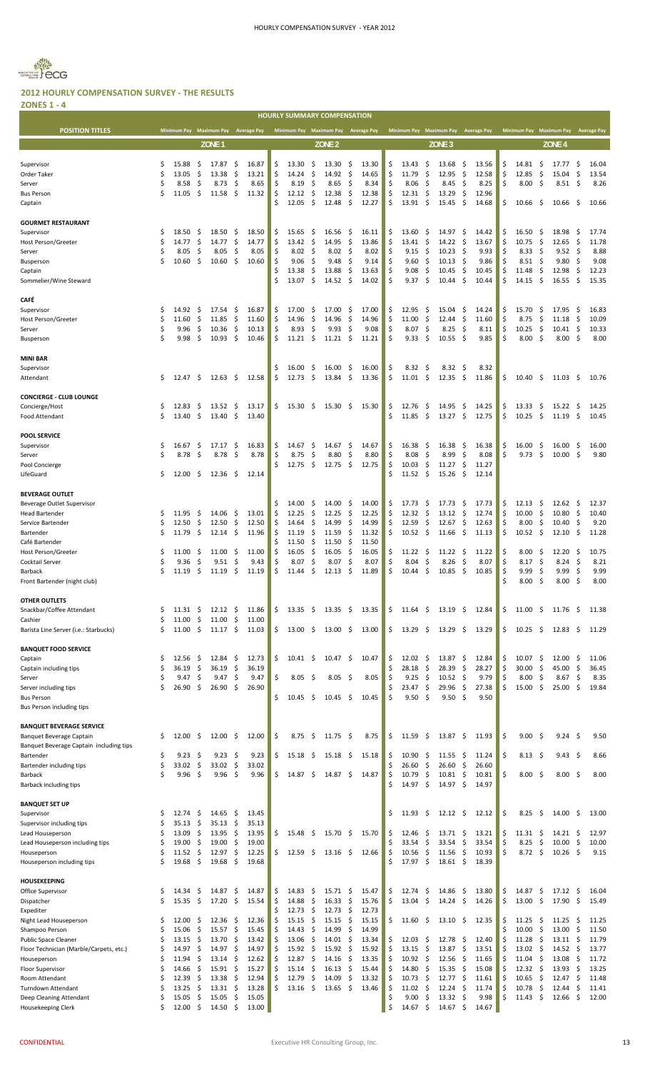## 2012 HOURLY COMPENSATION SURVEY - THE RESULTS

### ZONES 1 - 4

| HOURLY SUMMARY COMPENSATION | | | | | | | | | | | | |
|---|---|---|---|---|---|---|---|---|---|---|---|---|
| **POSITION TITLES** | Minimum Pay | Maximum Pay | Average Pay | Minimum Pay | Maximum Pay | Average Pay | Minimum Pay | Maximum Pay | Average Pay | Minimum Pay | Maximum Pay | Average Pay |
| | ZONE 1 | | | ZONE 2 | | | ZONE 3 | | | ZONE 4 | | |
| Supervisor | $ 15.88 | $ 17.87 | $ 16.87 | $ 13.30 | $ 13.30 | $ 13.30 | $ 13.43 | $ 13.68 | $ 13.56 | $ 14.81 | $ 17.77 | $ 16.04 |
| Order Taker | $ 13.05 | $ 13.38 | $ 13.21 | $ 14.24 | $ 14.92 | $ 14.65 | $ 11.79 | $ 12.95 | $ 12.58 | $ 12.85 | $ 15.04 | $ 13.54 |
| Server | $ 8.58 | $ 8.73 | $ 8.65 | $ 8.19 | $ 8.65 | $ 8.34 | $ 8.06 | $ 8.45 | $ 8.25 | $ 8.00 | $ 8.51 | $ 8.26 |
| Bus Person | $ 11.05 | $ 11.58 | $ 11.32 | $ 12.12 | $ 12.38 | $ 12.38 | $ 12.31 | $ 13.29 | $ 12.96 | | | |
| Captain | | | | $ 12.05 | $ 12.48 | $ 12.27 | $ 13.91 | $ 15.45 | $ 14.68 | $ 10.66 | $ 10.66 | $ 10.66 |
| **GOURMET RESTAURANT** | | | | | | | | | | | | |
| Supervisor | $ 18.50 | $ 18.50 | $ 18.50 | $ 15.65 | $ 16.56 | $ 16.11 | $ 13.60 | $ 14.97 | $ 14.42 | $ 16.50 | $ 18.98 | $ 17.74 |
| Host Person/Greeter | $ 14.77 | $ 14.77 | $ 14.77 | $ 13.42 | $ 14.95 | $ 13.86 | $ 13.41 | $ 14.22 | $ 13.67 | $ 10.75 | $ 12.65 | $ 11.78 |
| Server | $ 8.05 | $ 8.05 | $ 8.05 | $ 8.02 | $ 8.02 | $ 8.02 | $ 9.15 | $ 10.23 | $ 9.93 | $ 8.33 | $ 9.52 | $ 8.88 |
| Busperson | $ 10.60 | $ 10.60 | $ 10.60 | $ 9.06 | $ 9.48 | $ 9.14 | $ 9.60 | $ 10.13 | $ 9.86 | $ 8.51 | $ 9.80 | $ 9.08 |
| Captain | | | | $ 13.38 | $ 13.88 | $ 13.63 | $ 9.08 | $ 10.45 | $ 10.45 | $ 11.48 | $ 12.98 | $ 12.23 |
| Sommelier/Wine Steward | | | | $ 13.07 | $ 14.52 | $ 14.02 | $ 9.37 | $ 10.44 | $ 10.44 | $ 14.15 | $ 16.55 | $ 15.35 |
| **CAFÉ** | | | | | | | | | | | | |
| Supervisor | $ 14.92 | $ 17.54 | $ 16.87 | $ 17.00 | $ 17.00 | $ 17.00 | $ 12.95 | $ 15.04 | $ 14.24 | $ 15.70 | $ 17.95 | $ 16.83 |
| Host Person/Greeter | $ 11.60 | $ 11.85 | $ 11.60 | $ 14.96 | $ 14.96 | $ 14.96 | $ 11.00 | $ 12.44 | $ 11.60 | $ 8.75 | $ 11.18 | $ 10.09 |
| Server | $ 9.96 | $ 10.36 | $ 10.13 | $ 8.93 | $ 9.93 | $ 9.08 | $ 8.07 | $ 8.25 | $ 8.11 | $ 10.25 | $ 10.41 | $ 10.33 |
| Busperson | $ 9.98 | $ 10.93 | $ 10.46 | $ 11.21 | $ 11.21 | $ 11.21 | $ 9.33 | $ 10.55 | $ 9.85 | $ 8.00 | $ 8.00 | $ 8.00 |
| **MINI BAR** | | | | | | | | | | | | |
| Supervisor | | | | $ 16.00 | $ 16.00 | $ 16.00 | $ 8.32 | $ 8.32 | $ 8.32 | | | |
| Attendant | $ 12.47 | $ 12.63 | $ 12.58 | $ 12.73 | $ 13.84 | $ 13.36 | $ 11.01 | $ 12.35 | $ 11.86 | $ 10.40 | $ 11.03 | $ 10.76 |
| **CONCIERGE - CLUB LOUNGE** | | | | | | | | | | | | |
| Concierge/Host | $ 12.83 | $ 13.52 | $ 13.17 | $ 15.30 | $ 15.30 | $ 15.30 | $ 12.76 | $ 14.95 | $ 14.25 | $ 13.33 | $ 15.22 | $ 14.25 |
| Food Attendant | $ 13.40 | $ 13.40 | $ 13.40 | | | | $ 11.85 | $ 13.27 | $ 12.75 | $ 10.25 | $ 11.19 | $ 10.45 |
| **POOL SERVICE** | | | | | | | | | | | | |
| Supervisor | $ 16.67 | $ 17.17 | $ 16.83 | $ 14.67 | $ 14.67 | $ 14.67 | $ 16.38 | $ 16.38 | $ 16.38 | $ 16.00 | $ 16.00 | $ 16.00 |
| Server | $ 8.78 | $ 8.78 | $ 8.78 | $ 8.75 | $ 8.80 | $ 8.80 | $ 8.08 | $ 8.99 | $ 8.08 | $ 9.73 | $ 10.00 | $ 9.80 |
| Pool Concierge | | | | $ 12.75 | $ 12.75 | $ 12.75 | $ 10.03 | $ 11.27 | $ 11.27 | | | |
| LifeGuard | $ 12.00 | $ 12.36 | $ 12.14 | | | | $ 11.52 | $ 15.26 | $ 12.14 | | | |
| **BEVERAGE OUTLET** | | | | | | | | | | | | |
| Beverage Outlet Supervisor | | | | $ 14.00 | $ 14.00 | $ 14.00 | $ 17.73 | $ 17.73 | $ 17.73 | $ 12.13 | $ 12.62 | $ 12.37 |
| Head Bartender | $ 11.95 | $ 14.06 | $ 13.01 | $ 12.25 | $ 12.25 | $ 12.25 | $ 12.32 | $ 13.12 | $ 12.74 | $ 10.00 | $ 10.80 | $ 10.40 |
| Service Bartender | $ 12.50 | $ 12.50 | $ 12.50 | $ 14.64 | $ 14.99 | $ 14.99 | $ 12.59 | $ 12.67 | $ 12.63 | $ 8.00 | $ 10.40 | $ 9.20 |
| Bartender | $ 11.79 | $ 12.14 | $ 11.96 | $ 11.19 | $ 11.59 | $ 11.32 | $ 10.52 | $ 11.66 | $ 11.13 | $ 10.52 | $ 12.10 | $ 11.28 |
| Café Bartender | | | | $ 11.50 | $ 11.50 | $ 11.50 | | | | | | |
| Host Person/Greeter | $ 11.00 | $ 11.00 | $ 11.00 | $ 16.05 | $ 16.05 | $ 16.05 | $ 11.22 | $ 11.22 | $ 11.22 | $ 8.00 | $ 12.20 | $ 10.75 |
| Cocktail Server | $ 9.36 | $ 9.51 | $ 9.43 | $ 8.07 | $ 8.07 | $ 8.07 | $ 8.04 | $ 8.26 | $ 8.07 | $ 8.17 | $ 8.24 | $ 8.21 |
| Barback | $ 11.19 | $ 11.19 | $ 11.19 | $ 11.44 | $ 12.13 | $ 11.89 | $ 10.44 | $ 10.85 | $ 10.85 | $ 9.99 | $ 9.99 | $ 9.99 |
| Front Bartender (night club) | | | | | | | | | | $ 8.00 | $ 8.00 | $ 8.00 |
| **OTHER OUTLETS** | | | | | | | | | | | | |
| Snackbar/Coffee Attendant | $ 11.31 | $ 12.12 | $ 11.86 | $ 13.35 | $ 13.35 | $ 13.35 | $ 11.64 | $ 13.19 | $ 12.84 | $ 11.00 | $ 11.76 | $ 11.38 |
| Cashier | $ 11.00 | $ 11.00 | $ 11.00 | | | | | | | | | |
| Barista Line Server (i.e.: Starbucks) | $ 11.00 | $ 11.17 | $ 11.03 | $ 13.00 | $ 13.00 | $ 13.00 | $ 13.29 | $ 13.29 | $ 13.29 | $ 10.25 | $ 12.83 | $ 11.29 |
| **BANQUET FOOD SERVICE** | | | | | | | | | | | | |
| Captain | $ 12.56 | $ 12.84 | $ 12.73 | $ 10.41 | $ 10.47 | $ 10.47 | $ 12.02 | $ 13.87 | $ 12.84 | $ 10.07 | $ 12.00 | $ 11.06 |
| Captain including tips | $ 36.19 | $ 36.19 | $ 36.19 | | | | $ 28.18 | $ 28.39 | $ 28.27 | $ 30.00 | $ 45.00 | $ 36.45 |
| Server | $ 9.47 | $ 9.47 | $ 9.47 | $ 8.05 | $ 8.05 | $ 8.05 | $ 9.25 | $ 10.52 | $ 9.79 | $ 8.00 | $ 8.67 | $ 8.35 |
| Server including tips | $ 26.90 | $ 26.90 | $ 26.90 | | | | $ 23.47 | $ 29.96 | $ 27.38 | $ 15.00 | $ 25.00 | $ 19.84 |
| Bus Person | | | | $ 10.45 | $ 10.45 | $ 10.45 | $ 9.50 | $ 9.50 | $ 9.50 | | | |
| Bus Person including tips | | | | | | | | | | | | |
| **BANQUET BEVERAGE SERVICE** | | | | | | | | | | | | |
| Banquet Beverage Captain | $ 12.00 | $ 12.00 | $ 12.00 | $ 8.75 | $ 11.75 | $ 8.75 | $ 11.59 | $ 13.87 | $ 11.93 | $ 9.00 | $ 9.24 | $ 9.50 |
| Banquet Beverage Captain including tips | | | | | | | | | | | | |
| Bartender | $ 9.23 | $ 9.23 | $ 9.23 | $ 15.18 | $ 15.18 | $ 15.18 | $ 10.90 | $ 11.55 | $ 11.24 | $ 8.13 | $ 9.43 | $ 8.66 |
| Bartender including tips | $ 33.02 | $ 33.02 | $ 33.02 | | | | $ 26.60 | $ 26.60 | $ 26.60 | | | |
| Barback | $ 9.96 | $ 9.96 | $ 9.96 | $ 14.87 | $ 14.87 | $ 14.87 | $ 10.79 | $ 10.81 | $ 10.81 | $ 8.00 | $ 8.00 | $ 8.00 |
| Barback including tips | | | | | | | $ 14.97 | $ 14.97 | $ 14.97 | | | |
| **BANQUET SET UP** | | | | | | | | | | | | |
| Supervisor | $ 12.74 | $ 14.65 | $ 13.45 | | | | $ 11.93 | $ 12.12 | $ 12.12 | $ 8.25 | $ 14.00 | $ 13.00 |
| Supervisor including tips | $ 35.13 | $ 35.13 | $ 35.13 | | | | | | | | | |
| Lead Houseperson | $ 13.09 | $ 13.95 | $ 13.95 | $ 15.48 | $ 15.70 | $ 15.70 | $ 12.46 | $ 13.71 | $ 13.21 | $ 11.31 | $ 14.21 | $ 12.97 |
| Lead Houseperson including tips | $ 19.00 | $ 19.00 | $ 19.00 | | | | $ 33.54 | $ 33.54 | $ 33.54 | $ 8.25 | $ 10.00 | $ 10.00 |
| Houseperson | $ 11.52 | $ 12.97 | $ 12.25 | $ 12.59 | $ 13.16 | $ 12.66 | $ 10.56 | $ 11.56 | $ 10.93 | $ 8.72 | $ 10.26 | $ 9.15 |
| Houseperson including tips | $ 19.68 | $ 19.68 | $ 19.68 | | | | $ 17.97 | $ 18.61 | $ 18.39 | | | |
| **HOUSEKEEPING** | | | | | | | | | | | | |
| Office Supervisor | $ 14.34 | $ 14.87 | $ 14.87 | $ 14.83 | $ 15.71 | $ 15.47 | $ 12.74 | $ 14.86 | $ 13.80 | $ 14.87 | $ 17.12 | $ 16.04 |
| Dispatcher | $ 15.35 | $ 17.20 | $ 15.54 | $ 14.88 | $ 16.33 | $ 15.76 | $ 13.04 | $ 14.24 | $ 14.26 | $ 13.00 | $ 17.90 | $ 15.49 |
| Expediter | | | | $ 12.73 | $ 12.73 | $ 12.73 | | | | | | |
| Night Lead Houseperson | $ 12.00 | $ 12.36 | $ 12.36 | $ 15.15 | $ 15.15 | $ 15.15 | $ 11.60 | $ 13.10 | $ 12.35 | $ 11.25 | $ 11.25 | $ 11.25 |
| Shampoo Person | $ 15.06 | $ 15.57 | $ 15.45 | $ 14.43 | $ 14.99 | $ 14.99 | | | | $ 10.00 | $ 13.00 | $ 11.50 |
| Public Space Cleaner | $ 13.15 | $ 13.70 | $ 13.42 | $ 13.06 | $ 14.01 | $ 13.34 | $ 12.03 | $ 12.78 | $ 12.40 | $ 11.28 | $ 13.11 | $ 11.79 |
| Floor Technician (Marble/Carpets, etc.) | $ 14.97 | $ 14.97 | $ 14.97 | $ 15.92 | $ 15.92 | $ 15.92 | $ 13.15 | $ 13.87 | $ 13.51 | $ 13.02 | $ 14.52 | $ 13.77 |
| Houseperson | $ 11.94 | $ 13.14 | $ 12.62 | $ 12.87 | $ 14.16 | $ 13.35 | $ 10.92 | $ 12.56 | $ 11.65 | $ 11.04 | $ 13.08 | $ 11.72 |
| Floor Supervisor | $ 14.66 | $ 15.91 | $ 15.27 | $ 15.14 | $ 16.13 | $ 15.44 | $ 14.80 | $ 15.35 | $ 15.08 | $ 12.32 | $ 13.93 | $ 13.25 |
| Room Attendant | $ 12.39 | $ 13.38 | $ 12.94 | $ 12.79 | $ 14.09 | $ 13.32 | $ 10.73 | $ 12.77 | $ 11.61 | $ 10.65 | $ 12.47 | $ 11.48 |
| Turndown Attendant | $ 13.25 | $ 13.31 | $ 13.28 | $ 13.16 | $ 13.65 | $ 13.46 | $ 11.02 | $ 12.24 | $ 11.74 | $ 10.78 | $ 12.44 | $ 11.41 |
| Deep Cleaning Attendant | $ 15.05 | $ 15.05 | $ 15.05 | | | | $ 9.00 | $ 13.32 | $ 9.98 | $ 11.43 | $ 12.66 | $ 12.00 |
| Housekeeping Clerk | $ 12.00 | $ 14.50 | $ 13.00 | | | | $ 14.67 | $ 14.67 | $ 14.67 | | | |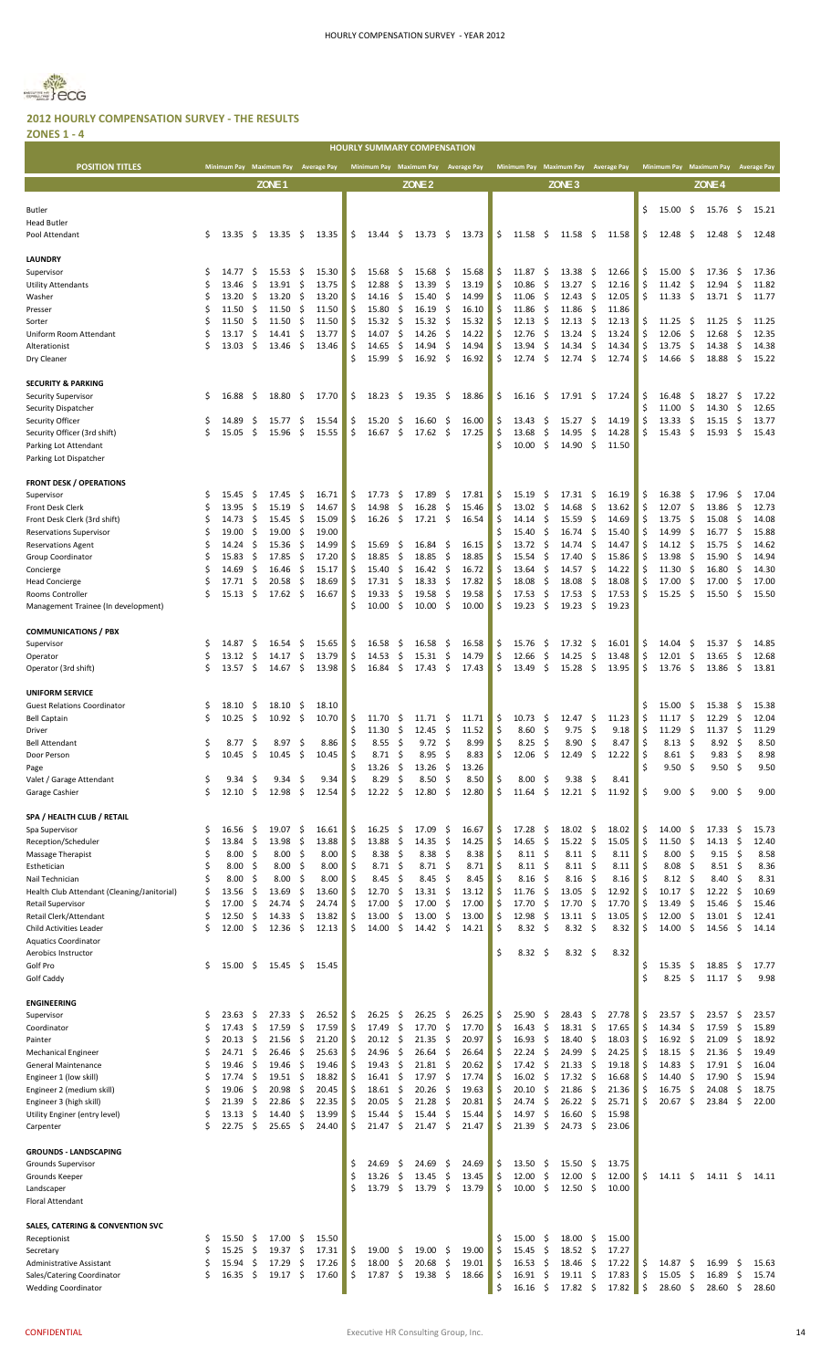## 2012 HOURLY COMPENSATION SURVEY - THE RESULTS

### ZONES 1 - 4

| HOURLY SUMMARY COMPENSATION | | | | | | | | | | | | |
|---|---|---|---|---|---|---|---|---|---|---|---|---|
| POSITION TITLES | ZONE 1 | | | ZONE 2 | | | ZONE 3 | | | ZONE 4 | | |
| | Minimum Pay | Maximum Pay | Average Pay | Minimum Pay | Maximum Pay | Average Pay | Minimum Pay | Maximum Pay | Average Pay | Minimum Pay | Maximum Pay | Average Pay |
| Butler | | | | | | | | | | $ 15.00 | $ 15.76 | $ 15.21 |
| Head Butler | | | | | | | | | | | | |
| Pool Attendant | $ 13.35 | $ 13.35 | $ 13.35 | $ 13.44 | $ 13.73 | $ 13.73 | $ 11.58 | $ 11.58 | $ 11.58 | $ 12.48 | $ 12.48 | $ 12.48 |
| **LAUNDRY** | | | | | | | | | | | | |
| Supervisor | $ 14.77 | $ 15.53 | $ 15.30 | $ 15.68 | $ 15.68 | $ 15.68 | $ 11.87 | $ 13.38 | $ 12.66 | $ 15.00 | $ 17.36 | $ 17.36 |
| Utility Attendants | $ 13.46 | $ 13.91 | $ 13.75 | $ 12.88 | $ 13.39 | $ 13.19 | $ 10.86 | $ 13.27 | $ 12.16 | $ 11.42 | $ 12.94 | $ 11.82 |
| Washer | $ 13.20 | $ 13.20 | $ 13.20 | $ 14.16 | $ 15.40 | $ 14.99 | $ 11.06 | $ 12.43 | $ 12.05 | $ 11.33 | $ 13.71 | $ 11.77 |
| Presser | $ 11.50 | $ 11.50 | $ 11.50 | $ 15.80 | $ 16.19 | $ 16.10 | $ 11.86 | $ 11.86 | $ 11.86 | | | |
| Sorter | $ 11.50 | $ 11.50 | $ 11.50 | $ 15.32 | $ 15.32 | $ 15.32 | $ 12.13 | $ 12.13 | $ 12.13 | $ 11.25 | $ 11.25 | $ 11.25 |
| Uniform Room Attendant | $ 13.17 | $ 14.41 | $ 13.77 | $ 14.07 | $ 14.26 | $ 14.22 | $ 12.76 | $ 13.24 | $ 13.24 | $ 12.06 | $ 12.68 | $ 12.35 |
| Alterationist | $ 13.03 | $ 13.46 | $ 13.46 | $ 14.65 | $ 14.94 | $ 14.94 | $ 13.94 | $ 14.34 | $ 14.34 | $ 13.75 | $ 14.38 | $ 14.38 |
| Dry Cleaner | | | | $ 15.99 | $ 16.92 | $ 16.92 | $ 12.74 | $ 12.74 | $ 12.74 | $ 14.66 | $ 18.88 | $ 15.22 |
| **SECURITY & PARKING** | | | | | | | | | | | | |
| Security Supervisor | $ 16.88 | $ 18.80 | $ 17.70 | $ 18.23 | $ 19.35 | $ 18.86 | $ 16.16 | $ 17.91 | $ 17.24 | $ 16.48 | $ 18.27 | $ 17.22 |
| Security Dispatcher | | | | | | | | | | $ 11.00 | $ 14.30 | $ 12.65 |
| Security Officer | $ 14.89 | $ 15.77 | $ 15.54 | $ 15.20 | $ 16.60 | $ 16.00 | $ 13.43 | $ 15.27 | $ 14.19 | $ 13.33 | $ 15.15 | $ 13.77 |
| Security Officer (3rd shift) | $ 15.05 | $ 15.96 | $ 15.55 | $ 16.67 | $ 17.62 | $ 17.25 | $ 13.68 | $ 14.95 | $ 14.28 | $ 15.43 | $ 15.93 | $ 15.43 |
| Parking Lot Attendant | | | | | | | $ 10.00 | $ 14.90 | $ 11.50 | | | |
| Parking Lot Dispatcher | | | | | | | | | | | | |
| **FRONT DESK / OPERATIONS** | | | | | | | | | | | | |
| Supervisor | $ 15.45 | $ 17.45 | $ 16.71 | $ 17.73 | $ 17.89 | $ 17.81 | $ 15.19 | $ 17.31 | $ 16.19 | $ 16.38 | $ 17.96 | $ 17.04 |
| Front Desk Clerk | $ 13.95 | $ 15.19 | $ 14.67 | $ 14.98 | $ 16.28 | $ 15.46 | $ 13.02 | $ 14.68 | $ 13.62 | $ 12.07 | $ 13.86 | $ 12.73 |
| Front Desk Clerk (3rd shift) | $ 14.73 | $ 15.45 | $ 15.09 | $ 16.26 | $ 17.21 | $ 16.54 | $ 14.14 | $ 15.59 | $ 14.69 | $ 13.75 | $ 15.08 | $ 14.08 |
| Reservations Supervisor | $ 19.00 | $ 19.00 | $ 19.00 | | | | $ 15.40 | $ 16.74 | $ 15.40 | $ 14.99 | $ 16.77 | $ 15.88 |
| Reservations Agent | $ 14.24 | $ 15.36 | $ 14.99 | $ 15.69 | $ 16.84 | $ 16.15 | $ 13.72 | $ 14.74 | $ 14.47 | $ 14.12 | $ 15.75 | $ 14.62 |
| Group Coordinator | $ 15.83 | $ 17.85 | $ 17.20 | $ 18.85 | $ 18.85 | $ 18.85 | $ 15.54 | $ 17.40 | $ 15.86 | $ 13.98 | $ 15.90 | $ 14.94 |
| Concierge | $ 14.69 | $ 16.46 | $ 15.17 | $ 15.40 | $ 16.42 | $ 16.72 | $ 13.64 | $ 14.57 | $ 14.22 | $ 11.30 | $ 16.80 | $ 14.30 |
| Head Concierge | $ 17.71 | $ 20.58 | $ 18.69 | $ 17.31 | $ 18.33 | $ 17.82 | $ 18.08 | $ 18.08 | $ 18.08 | $ 17.00 | $ 17.00 | $ 17.00 |
| Rooms Controller | $ 15.13 | $ 17.62 | $ 16.67 | $ 19.33 | $ 19.58 | $ 19.58 | $ 17.53 | $ 17.53 | $ 17.53 | $ 15.25 | $ 15.50 | $ 15.50 |
| Management Trainee (In development) | | | | $ 10.00 | $ 10.00 | $ 10.00 | $ 19.23 | $ 19.23 | $ 19.23 | | | |
| **COMMUNICATIONS / PBX** | | | | | | | | | | | | |
| Supervisor | $ 14.87 | $ 16.54 | $ 15.65 | $ 16.58 | $ 16.58 | $ 16.58 | $ 15.76 | $ 17.32 | $ 16.01 | $ 14.04 | $ 15.37 | $ 14.85 |
| Operator | $ 13.12 | $ 14.17 | $ 13.79 | $ 14.53 | $ 15.31 | $ 14.79 | $ 12.66 | $ 14.25 | $ 13.48 | $ 12.01 | $ 13.65 | $ 12.68 |
| Operator (3rd shift) | $ 13.57 | $ 14.67 | $ 13.98 | $ 16.84 | $ 17.43 | $ 17.43 | $ 13.49 | $ 15.28 | $ 13.95 | $ 13.76 | $ 13.86 | $ 13.81 |
| **UNIFORM SERVICE** | | | | | | | | | | | | |
| Guest Relations Coordinator | $ 18.10 | $ 18.10 | $ 18.10 | | | | | | | $ 15.00 | $ 15.38 | $ 15.38 |
| Bell Captain | $ 10.25 | $ 10.92 | $ 10.70 | $ 11.70 | $ 11.71 | $ 11.71 | $ 10.73 | $ 12.47 | $ 11.23 | $ 11.17 | $ 12.29 | $ 12.04 |
| Driver | | | | $ 11.30 | $ 12.45 | $ 11.52 | $ 8.60 | $ 9.75 | $ 9.18 | $ 11.29 | $ 11.37 | $ 11.29 |
| Bell Attendant | $ 8.77 | $ 8.97 | $ 8.86 | $ 8.55 | $ 9.72 | $ 8.99 | $ 8.25 | $ 8.90 | $ 8.47 | $ 8.13 | $ 8.92 | $ 8.50 |
| Door Person | $ 10.45 | $ 10.45 | $ 10.45 | $ 8.71 | $ 8.95 | $ 8.83 | $ 12.06 | $ 12.49 | $ 12.22 | $ 8.61 | $ 9.83 | $ 8.98 |
| Page | | | | $ 13.26 | $ 13.26 | $ 13.26 | | | | $ 9.50 | $ 9.50 | $ 9.50 |
| Valet / Garage Attendant | $ 9.34 | $ 9.34 | $ 9.34 | $ 8.29 | $ 8.50 | $ 8.50 | $ 8.00 | $ 9.38 | $ 8.41 | | | |
| Garage Cashier | $ 12.10 | $ 12.98 | $ 12.54 | $ 12.22 | $ 12.80 | $ 12.80 | $ 11.64 | $ 12.21 | $ 11.92 | $ 9.00 | $ 9.00 | $ 9.00 |
| **SPA / HEALTH CLUB / RETAIL** | | | | | | | | | | | | |
| Spa Supervisor | $ 16.56 | $ 19.07 | $ 16.61 | $ 16.25 | $ 17.09 | $ 16.67 | $ 17.28 | $ 18.02 | $ 18.02 | $ 14.00 | $ 17.33 | $ 15.73 |
| Reception/Scheduler | $ 13.84 | $ 13.98 | $ 13.88 | $ 13.88 | $ 14.35 | $ 14.25 | $ 14.65 | $ 15.22 | $ 15.05 | $ 11.50 | $ 14.13 | $ 12.40 |
| Massage Therapist | $ 8.00 | $ 8.00 | $ 8.00 | $ 8.38 | $ 8.38 | $ 8.38 | $ 8.11 | $ 8.11 | $ 8.11 | $ 8.00 | $ 9.15 | $ 8.58 |
| Esthetician | $ 8.00 | $ 8.00 | $ 8.00 | $ 8.71 | $ 8.71 | $ 8.71 | $ 8.11 | $ 8.11 | $ 8.11 | $ 8.08 | $ 8.51 | $ 8.36 |
| Nail Technician | $ 8.00 | $ 8.00 | $ 8.00 | $ 8.45 | $ 8.45 | $ 8.45 | $ 8.16 | $ 8.16 | $ 8.16 | $ 8.12 | $ 8.40 | $ 8.31 |
| Health Club Attendant (Cleaning/Janitorial) | $ 13.56 | $ 13.69 | $ 13.60 | $ 12.70 | $ 13.31 | $ 13.12 | $ 11.76 | $ 13.05 | $ 12.92 | $ 10.17 | $ 12.22 | $ 10.69 |
| Retail Supervisor | $ 17.00 | $ 24.74 | $ 24.74 | $ 17.00 | $ 17.00 | $ 17.00 | $ 17.70 | $ 17.70 | $ 17.70 | $ 13.49 | $ 15.46 | $ 15.46 |
| Retail Clerk/Attendant | $ 12.50 | $ 14.33 | $ 13.82 | $ 13.00 | $ 13.00 | $ 13.00 | $ 12.98 | $ 13.11 | $ 13.05 | $ 12.00 | $ 13.01 | $ 12.41 |
| Child Activities Leader | $ 12.00 | $ 12.36 | $ 12.13 | $ 14.00 | $ 14.42 | $ 14.21 | $ 8.32 | $ 8.32 | $ 8.32 | $ 14.00 | $ 14.56 | $ 14.14 |
| Aquatics Coordinator | | | | | | | | | | | | |
| Aerobics Instructor | | | | | | | $ 8.32 | $ 8.32 | $ 8.32 | | | |
| Golf Pro | $ 15.00 | $ 15.45 | $ 15.45 | | | | | | | $ 15.35 | $ 18.85 | $ 17.77 |
| Golf Caddy | | | | | | | | | | $ 8.25 | $ 11.17 | $ 9.98 |
| **ENGINEERING** | | | | | | | | | | | | |
| Supervisor | $ 23.63 | $ 27.33 | $ 26.52 | $ 26.25 | $ 26.25 | $ 26.25 | $ 25.90 | $ 28.43 | $ 27.78 | $ 23.57 | $ 23.57 | $ 23.57 |
| Coordinator | $ 17.43 | $ 17.59 | $ 17.59 | $ 17.49 | $ 17.70 | $ 17.70 | $ 16.43 | $ 18.31 | $ 17.65 | $ 14.34 | $ 17.59 | $ 15.89 |
| Painter | $ 20.13 | $ 21.56 | $ 21.20 | $ 20.12 | $ 21.35 | $ 20.97 | $ 16.93 | $ 18.40 | $ 18.03 | $ 16.92 | $ 21.09 | $ 18.92 |
| Mechanical Engineer | $ 24.71 | $ 26.46 | $ 25.63 | $ 24.96 | $ 26.64 | $ 26.64 | $ 22.24 | $ 24.99 | $ 24.25 | $ 18.15 | $ 21.36 | $ 19.49 |
| General Maintenance | $ 19.46 | $ 19.46 | $ 19.46 | $ 19.43 | $ 21.81 | $ 20.62 | $ 17.42 | $ 21.33 | $ 19.18 | $ 14.83 | $ 17.91 | $ 16.04 |
| Engineer 1 (low skill) | $ 17.74 | $ 19.51 | $ 18.82 | $ 16.41 | $ 17.97 | $ 17.74 | $ 16.02 | $ 17.32 | $ 16.68 | $ 14.40 | $ 17.90 | $ 15.94 |
| Engineer 2 (medium skill) | $ 19.06 | $ 20.98 | $ 20.45 | $ 18.61 | $ 20.26 | $ 19.63 | $ 20.10 | $ 21.86 | $ 21.36 | $ 16.75 | $ 24.08 | $ 18.75 |
| Engineer 3 (high skill) | $ 21.39 | $ 22.86 | $ 22.35 | $ 20.05 | $ 21.28 | $ 20.81 | $ 24.74 | $ 26.22 | $ 25.71 | $ 20.67 | $ 23.84 | $ 22.00 |
| Utility Enginer (entry level) | $ 13.13 | $ 14.40 | $ 13.99 | $ 15.44 | $ 15.44 | $ 15.44 | $ 14.97 | $ 16.60 | $ 15.98 | | | |
| Carpenter | $ 22.75 | $ 25.65 | $ 24.40 | $ 21.47 | $ 21.47 | $ 21.47 | $ 21.39 | $ 24.73 | $ 23.06 | | | |
| **GROUNDS - LANDSCAPING** | | | | | | | | | | | | |
| Grounds Supervisor | | | | $ 24.69 | $ 24.69 | $ 24.69 | $ 13.50 | $ 15.50 | $ 13.75 | | | |
| Grounds Keeper | | | | $ 13.26 | $ 13.45 | $ 13.45 | $ 12.00 | $ 12.00 | $ 12.00 | $ 14.11 | $ 14.11 | $ 14.11 |
| Landscaper | | | | $ 13.79 | $ 13.79 | $ 13.79 | $ 10.00 | $ 12.50 | $ 10.00 | | | |
| Floral Attendant | | | | | | | | | | | | |
| **SALES, CATERING & CONVENTION SVC** | | | | | | | | | | | | |
| Receptionist | $ 15.50 | $ 17.00 | $ 15.50 | | | | $ 15.00 | $ 18.00 | $ 15.00 | | | |
| Secretary | $ 15.25 | $ 19.37 | $ 17.31 | $ 19.00 | $ 19.00 | $ 19.00 | $ 15.45 | $ 18.52 | $ 17.27 | | | |
| Administrative Assistant | $ 15.94 | $ 17.29 | $ 17.26 | $ 18.00 | $ 20.68 | $ 19.01 | $ 16.53 | $ 18.46 | $ 17.22 | $ 14.87 | $ 16.99 | $ 15.63 |
| Sales/Catering Coordinator | $ 16.35 | $ 19.17 | $ 17.60 | $ 17.87 | $ 19.38 | $ 18.66 | $ 16.91 | $ 19.11 | $ 17.83 | $ 15.05 | $ 16.89 | $ 15.74 |
| Wedding Coordinator | | | | | | | $ 16.16 | $ 17.82 | $ 17.82 | $ 28.60 | $ 28.60 | $ 28.60 |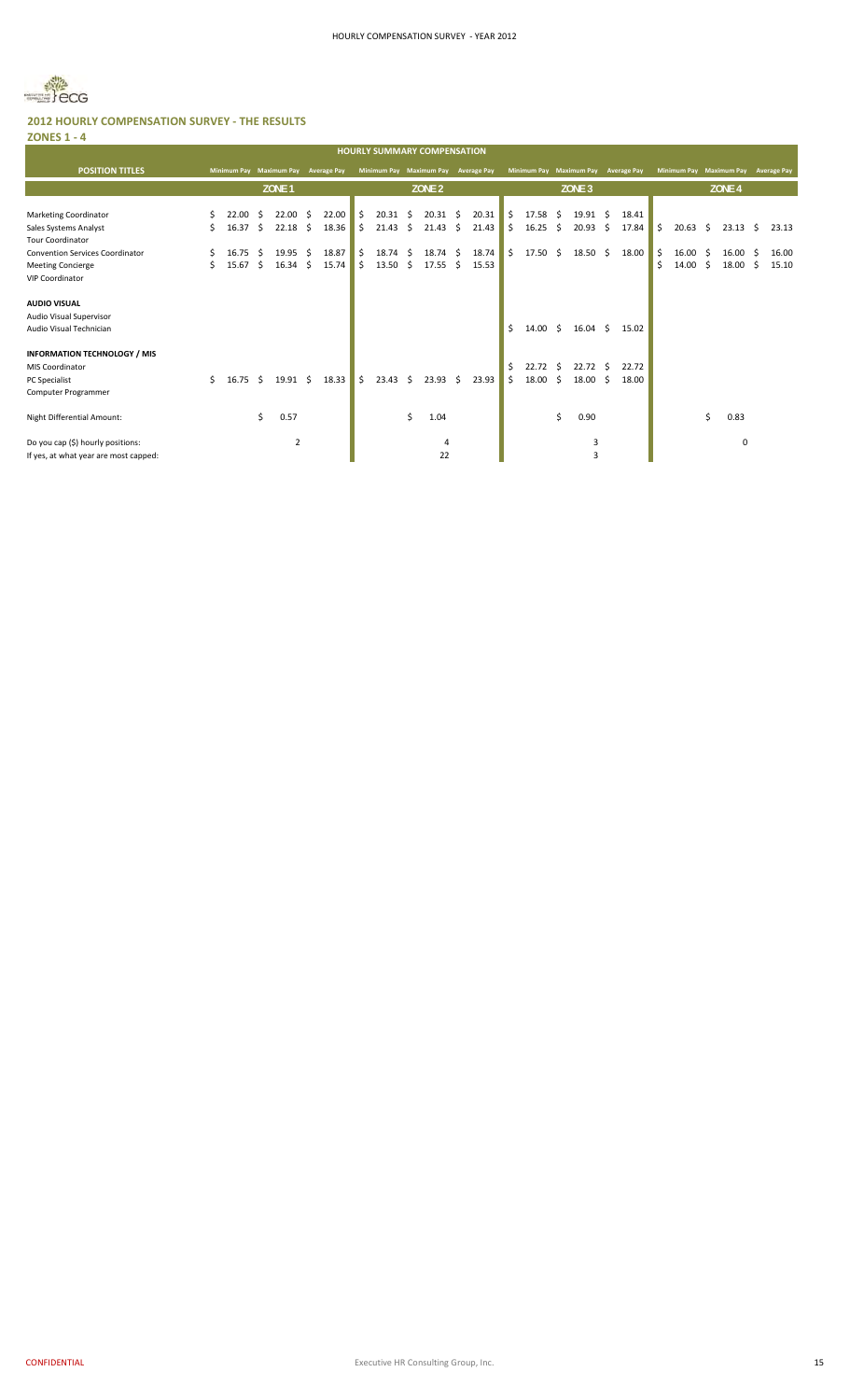## 2012 HOURLY COMPENSATION SURVEY - THE RESULTS

### ZONES 1 - 4

| HOURLY SUMMARY COMPENSATION | | | | | | | | | | | | |
|---|---|---|---|---|---|---|---|---|---|---|---|---|
| **POSITION TITLES** | Minimum Pay | Maximum Pay | Average Pay | Minimum Pay | Maximum Pay | Average Pay | Minimum Pay | Maximum Pay | Average Pay | Minimum Pay | Maximum Pay | Average Pay |
| | ZONE 1 | | | ZONE 2 | | | ZONE 3 | | | ZONE 4 | | |
| Marketing Coordinator | $ 22.00 | $ 22.00 | $ 22.00 | $ 20.31 | $ 20.31 | $ 20.31 | $ 17.58 | $ 19.91 | $ 18.41 | | | |
| Sales Systems Analyst | $ 16.37 | $ 22.18 | $ 18.36 | $ 21.43 | $ 21.43 | $ 21.43 | $ 16.25 | $ 20.93 | $ 17.84 | $ 20.63 | $ 23.13 | $ 23.13 |
| Tour Coordinator | | | | | | | | | | | | |
| Convention Services Coordinator | $ 16.75 | $ 19.95 | $ 18.87 | $ 18.74 | $ 18.74 | $ 18.74 | $ 17.50 | $ 18.50 | $ 18.00 | $ 16.00 | $ 16.00 | $ 16.00 |
| Meeting Concierge | $ 15.67 | $ 16.34 | $ 15.74 | $ 13.50 | $ 17.55 | $ 15.53 | | | | $ 14.00 | $ 18.00 | $ 15.10 |
| VIP Coordinator | | | | | | | | | | | | |
| **AUDIO VISUAL** | | | | | | | | | | | | |
| Audio Visual Supervisor | | | | | | | | | | | | |
| Audio Visual Technician | | | | | | | $ 14.00 | $ 16.04 | $ 15.02 | | | |
| **INFORMATION TECHNOLOGY / MIS** | | | | | | | | | | | | |
| MIS Coordinator | | | | | | | $ 22.72 | $ 22.72 | $ 22.72 | | | |
| PC Specialist | $ 16.75 | $ 19.91 | $ 18.33 | $ 23.43 | $ 23.93 | $ 23.93 | $ 18.00 | $ 18.00 | $ 18.00 | | | |
| Computer Programmer | | | | | | | | | | | | |
| Night Differential Amount: | | $ 0.57 | | | $ 1.04 | | | $ 0.90 | | | $ 0.83 | |
| Do you cap ($) hourly positions: | | 2 | | | 4 | | | 3 | | | 0 | |
| If yes, at what year are most capped: | | | | | 22 | | | 3 | | | | |

CONFIDENTIAL — Executive HR Consulting Group, Inc.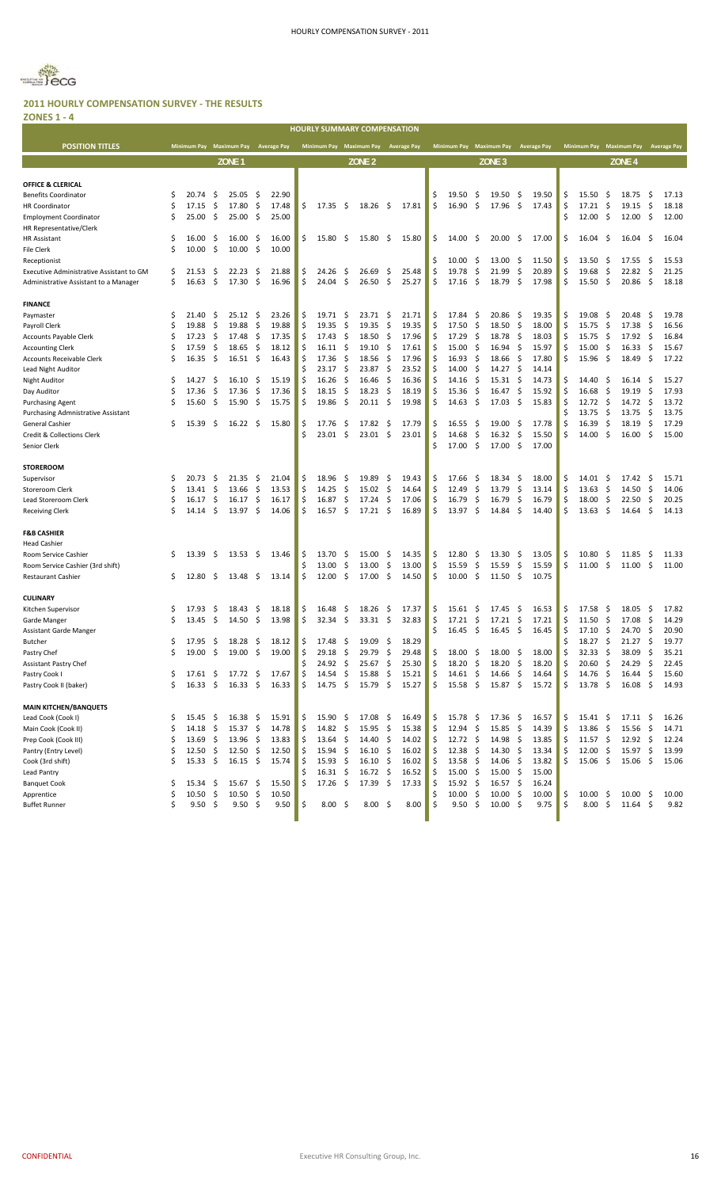## 2011 HOURLY COMPENSATION SURVEY - THE RESULTS

### ZONES 1 - 4

| HOURLY SUMMARY COMPENSATION | | | | | | | | | | | | |
|---|---|---|---|---|---|---|---|---|---|---|---|---|
| POSITION TITLES | ZONE 1 | | | ZONE 2 | | | ZONE 3 | | | ZONE 4 | | |
| | Minimum Pay | Maximum Pay | Average Pay | Minimum Pay | Maximum Pay | Average Pay | Minimum Pay | Maximum Pay | Average Pay | Minimum Pay | Maximum Pay | Average Pay |
| **OFFICE & CLERICAL** | | | | | | | | | | | | |
| Benefits Coordinator | $ 20.74 | $ 25.05 | $ 22.90 | | | | $ 19.50 | $ 19.50 | $ 19.50 | $ 15.50 | $ 18.75 | $ 17.13 |
| HR Coordinator | $ 17.15 | $ 17.80 | $ 17.48 | $ 17.35 | $ 18.26 | $ 17.81 | $ 16.90 | $ 17.96 | $ 17.43 | $ 17.21 | $ 19.15 | $ 18.18 |
| Employment Coordinator | $ 25.00 | $ 25.00 | $ 25.00 | | | | | | | $ 12.00 | $ 12.00 | $ 12.00 |
| HR Representative/Clerk | | | | | | | | | | | | |
| HR Assistant | $ 16.00 | $ 16.00 | $ 16.00 | $ 15.80 | $ 15.80 | $ 15.80 | $ 14.00 | $ 20.00 | $ 17.00 | $ 16.04 | $ 16.04 | $ 16.04 |
| File Clerk | $ 10.00 | $ 10.00 | $ 10.00 | | | | | | | | | |
| Receptionist | | | | | | | $ 10.00 | $ 13.00 | $ 11.50 | $ 13.50 | $ 17.55 | $ 15.53 |
| Executive Administrative Assistant to GM | $ 21.53 | $ 22.23 | $ 21.88 | $ 24.26 | $ 26.69 | $ 25.48 | $ 19.78 | $ 21.99 | $ 20.89 | $ 19.68 | $ 22.82 | $ 21.25 |
| Administrative Assistant to a Manager | $ 16.63 | $ 17.30 | $ 16.96 | $ 24.04 | $ 26.50 | $ 25.27 | $ 17.16 | $ 18.79 | $ 17.98 | $ 15.50 | $ 20.86 | $ 18.18 |
| **FINANCE** | | | | | | | | | | | | |
| Paymaster | $ 21.40 | $ 25.12 | $ 23.26 | $ 19.71 | $ 23.71 | $ 21.71 | $ 17.84 | $ 20.86 | $ 19.35 | $ 19.08 | $ 20.48 | $ 19.78 |
| Payroll Clerk | $ 19.88 | $ 19.88 | $ 19.88 | $ 19.35 | $ 19.35 | $ 19.35 | $ 17.50 | $ 18.50 | $ 18.00 | $ 15.75 | $ 17.38 | $ 16.56 |
| Accounts Payable Clerk | $ 17.23 | $ 17.48 | $ 17.35 | $ 17.43 | $ 18.50 | $ 17.96 | $ 17.29 | $ 18.78 | $ 18.03 | $ 15.75 | $ 17.92 | $ 16.84 |
| Accounting Clerk | $ 17.59 | $ 18.65 | $ 18.12 | $ 16.11 | $ 19.10 | $ 17.61 | $ 15.00 | $ 16.94 | $ 15.97 | $ 15.00 | $ 16.33 | $ 15.67 |
| Accounts Receivable Clerk | $ 16.35 | $ 16.51 | $ 16.43 | $ 17.36 | $ 18.56 | $ 17.96 | $ 16.93 | $ 18.66 | $ 17.80 | $ 15.96 | $ 18.49 | $ 17.22 |
| Lead Night Auditor | | | | $ 23.17 | $ 23.87 | $ 23.52 | $ 14.00 | $ 14.27 | $ 14.14 | | | |
| Night Auditor | $ 14.27 | $ 16.10 | $ 15.19 | $ 16.26 | $ 16.46 | $ 16.36 | $ 14.16 | $ 15.31 | $ 14.73 | $ 14.40 | $ 16.14 | $ 15.27 |
| Day Auditor | $ 17.36 | $ 17.36 | $ 17.36 | $ 18.15 | $ 18.23 | $ 18.19 | $ 15.36 | $ 16.47 | $ 15.92 | $ 16.68 | $ 19.19 | $ 17.93 |
| Purchasing Agent | $ 15.60 | $ 15.90 | $ 15.75 | $ 19.86 | $ 20.11 | $ 19.98 | $ 14.63 | $ 17.03 | $ 15.83 | $ 12.72 | $ 14.72 | $ 13.72 |
| Purchasing Admnistrative Assistant | | | | | | | | | | $ 13.75 | $ 13.75 | $ 13.75 |
| General Cashier | $ 15.39 | $ 16.22 | $ 15.80 | $ 17.76 | $ 17.82 | $ 17.79 | $ 16.55 | $ 19.00 | $ 17.78 | $ 16.39 | $ 18.19 | $ 17.29 |
| Credit & Collections Clerk | | | | $ 23.01 | $ 23.01 | $ 23.01 | $ 14.68 | $ 16.32 | $ 15.50 | $ 14.00 | $ 16.00 | $ 15.00 |
| Senior Clerk | | | | | | | $ 17.00 | $ 17.00 | $ 17.00 | | | |
| **STOREROOM** | | | | | | | | | | | | |
| Supervisor | $ 20.73 | $ 21.35 | $ 21.04 | $ 18.96 | $ 19.89 | $ 19.43 | $ 17.66 | $ 18.34 | $ 18.00 | $ 14.01 | $ 17.42 | $ 15.71 |
| Storeroom Clerk | $ 13.41 | $ 13.66 | $ 13.53 | $ 14.25 | $ 15.02 | $ 14.64 | $ 12.49 | $ 13.79 | $ 13.14 | $ 13.63 | $ 14.50 | $ 14.06 |
| Lead Storeroom Clerk | $ 16.17 | $ 16.17 | $ 16.17 | $ 16.87 | $ 17.24 | $ 17.06 | $ 16.79 | $ 16.79 | $ 16.79 | $ 18.00 | $ 22.50 | $ 20.25 |
| Receiving Clerk | $ 14.14 | $ 13.97 | $ 14.06 | $ 16.57 | $ 17.21 | $ 16.89 | $ 13.97 | $ 14.84 | $ 14.40 | $ 13.63 | $ 14.64 | $ 14.13 |
| **F&B CASHIER** | | | | | | | | | | | | |
| Head Cashier | | | | | | | | | | | | |
| Room Service Cashier | $ 13.39 | $ 13.53 | $ 13.46 | $ 13.70 | $ 15.00 | $ 14.35 | $ 12.80 | $ 13.30 | $ 13.05 | $ 10.80 | $ 11.85 | $ 11.33 |
| Room Service Cashier (3rd shift) | | | | $ 13.00 | $ 13.00 | $ 13.00 | $ 15.59 | $ 15.59 | $ 15.59 | $ 11.00 | $ 11.00 | $ 11.00 |
| Restaurant Cashier | $ 12.80 | $ 13.48 | $ 13.14 | $ 12.00 | $ 17.00 | $ 14.50 | $ 10.00 | $ 11.50 | $ 10.75 | | | |
| **CULINARY** | | | | | | | | | | | | |
| Kitchen Supervisor | $ 17.93 | $ 18.43 | $ 18.18 | $ 16.48 | $ 18.26 | $ 17.37 | $ 15.61 | $ 17.45 | $ 16.53 | $ 17.58 | $ 18.05 | $ 17.82 |
| Garde Manger | $ 13.45 | $ 14.50 | $ 13.98 | $ 32.34 | $ 33.31 | $ 32.83 | $ 17.21 | $ 17.21 | $ 17.21 | $ 11.50 | $ 17.08 | $ 14.29 |
| Assistant Garde Manger | | | | | | | $ 16.45 | $ 16.45 | $ 16.45 | $ 17.10 | $ 24.70 | $ 20.90 |
| Butcher | $ 17.95 | $ 18.28 | $ 18.12 | $ 17.48 | $ 19.09 | $ 18.29 | | | | $ 18.27 | $ 21.27 | $ 19.77 |
| Pastry Chef | $ 19.00 | $ 19.00 | $ 19.00 | $ 29.18 | $ 29.79 | $ 29.48 | $ 18.00 | $ 18.00 | $ 18.00 | $ 32.33 | $ 38.09 | $ 35.21 |
| Assistant Pastry Chef | | | | $ 24.92 | $ 25.67 | $ 25.30 | $ 18.20 | $ 18.20 | $ 18.20 | $ 20.60 | $ 24.29 | $ 22.45 |
| Pastry Cook I | $ 17.61 | $ 17.72 | $ 17.67 | $ 14.54 | $ 15.88 | $ 15.21 | $ 14.61 | $ 14.66 | $ 14.64 | $ 14.76 | $ 16.44 | $ 15.60 |
| Pastry Cook II (baker) | $ 16.33 | $ 16.33 | $ 16.33 | $ 14.75 | $ 15.79 | $ 15.27 | $ 15.58 | $ 15.87 | $ 15.72 | $ 13.78 | $ 16.08 | $ 14.93 |
| **MAIN KITCHEN/BANQUETS** | | | | | | | | | | | | |
| Lead Cook (Cook I) | $ 15.45 | $ 16.38 | $ 15.91 | $ 15.90 | $ 17.08 | $ 16.49 | $ 15.78 | $ 17.36 | $ 16.57 | $ 15.41 | $ 17.11 | $ 16.26 |
| Main Cook (Cook II) | $ 14.18 | $ 15.37 | $ 14.78 | $ 14.82 | $ 15.95 | $ 15.38 | $ 12.94 | $ 15.85 | $ 14.39 | $ 13.86 | $ 15.56 | $ 14.71 |
| Prep Cook (Cook III) | $ 13.69 | $ 13.96 | $ 13.83 | $ 13.64 | $ 14.40 | $ 14.02 | $ 12.72 | $ 14.98 | $ 13.85 | $ 11.57 | $ 12.92 | $ 12.24 |
| Pantry (Entry Level) | $ 12.50 | $ 12.50 | $ 12.50 | $ 15.94 | $ 16.10 | $ 16.02 | $ 12.38 | $ 14.30 | $ 13.34 | $ 12.00 | $ 15.97 | $ 13.99 |
| Cook (3rd shift) | $ 15.33 | $ 16.15 | $ 15.74 | $ 15.93 | $ 16.10 | $ 16.02 | $ 13.58 | $ 14.06 | $ 13.82 | $ 15.06 | $ 15.06 | $ 15.06 |
| Lead Pantry | | | | $ 16.31 | $ 16.72 | $ 16.52 | $ 15.00 | $ 15.00 | $ 15.00 | | | |
| Banquet Cook | $ 15.34 | $ 15.67 | $ 15.50 | $ 17.26 | $ 17.39 | $ 17.33 | $ 15.92 | $ 16.57 | $ 16.24 | | | |
| Apprentice | $ 10.50 | $ 10.50 | $ 10.50 | | | | $ 10.00 | $ 10.00 | $ 10.00 | $ 10.00 | $ 10.00 | $ 10.00 |
| Buffet Runner | $ 9.50 | $ 9.50 | $ 9.50 | $ 8.00 | $ 8.00 | $ 8.00 | $ 9.50 | $ 10.00 | $ 9.75 | $ 8.00 | $ 11.64 | $ 9.82 |

CONFIDENTIAL | Executive HR Consulting Group, Inc.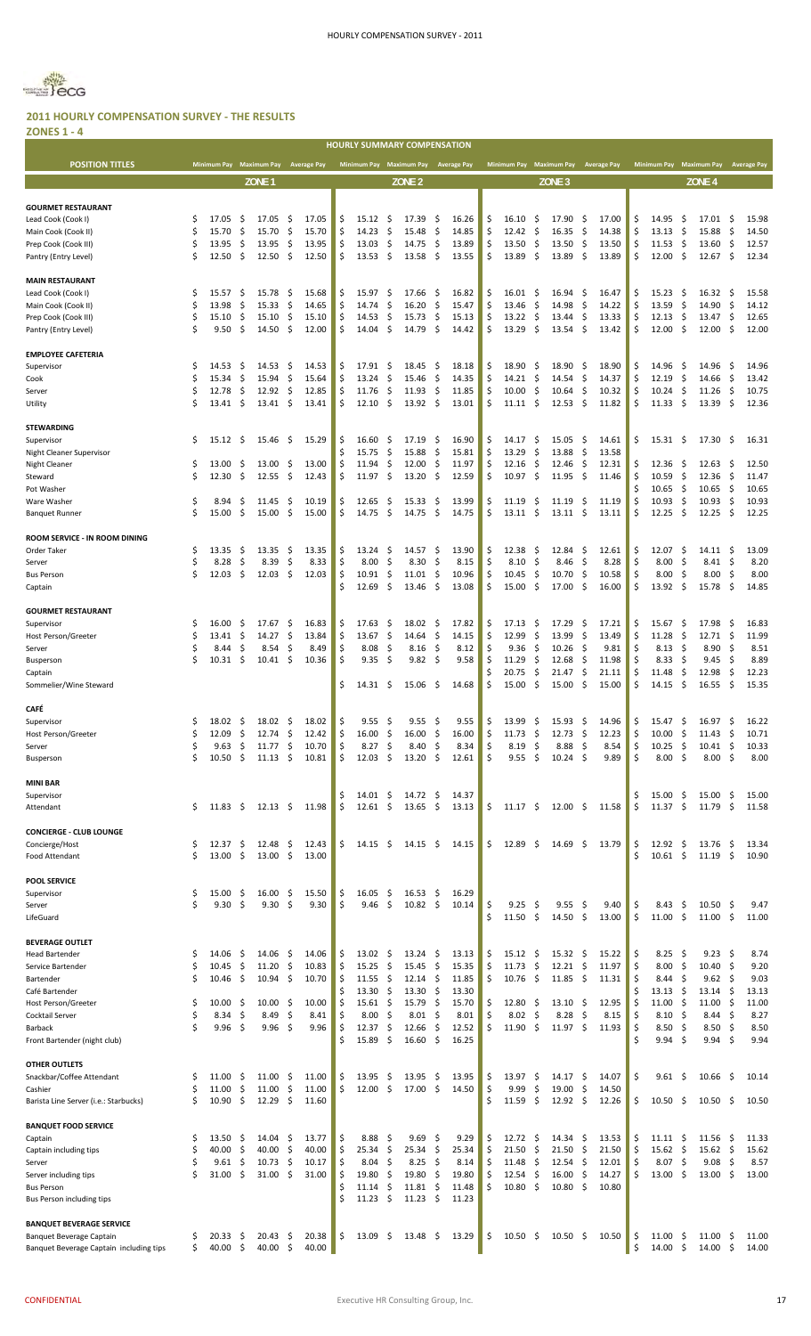## 2011 HOURLY COMPENSATION SURVEY - THE RESULTS

### ZONES 1 - 4

**HOURLY SUMMARY COMPENSATION**

| POSITION TITLES | Minimum Pay | Maximum Pay | Average Pay | Minimum Pay | Maximum Pay | Average Pay | Minimum Pay | Maximum Pay | Average Pay | Minimum Pay | Maximum Pay | Average Pay |
|---|---|---|---|---|---|---|---|---|---|---|---|---|
| | ZONE 1 | | | ZONE 2 | | | ZONE 3 | | | ZONE 4 | | |
| **GOURMET RESTAURANT** | | | | | | | | | | | | |
| Lead Cook (Cook I) | $ 17.05 | $ 17.05 | $ 17.05 | $ 15.12 | $ 17.39 | $ 16.26 | $ 16.10 | $ 17.90 | $ 17.00 | $ 14.95 | $ 17.01 | $ 15.98 |
| Main Cook (Cook II) | $ 15.70 | $ 15.70 | $ 15.70 | $ 14.23 | $ 15.48 | $ 14.85 | $ 12.42 | $ 16.35 | $ 14.38 | $ 13.13 | $ 15.88 | $ 14.50 |
| Prep Cook (Cook III) | $ 13.95 | $ 13.95 | $ 13.95 | $ 13.03 | $ 14.75 | $ 13.89 | $ 13.50 | $ 13.50 | $ 13.50 | $ 11.53 | $ 13.60 | $ 12.57 |
| Pantry (Entry Level) | $ 12.50 | $ 12.50 | $ 12.50 | $ 13.53 | $ 13.58 | $ 13.55 | $ 13.89 | $ 13.89 | $ 13.89 | $ 12.00 | $ 12.67 | $ 12.34 |
| **MAIN RESTAURANT** | | | | | | | | | | | | |
| Lead Cook (Cook I) | $ 15.57 | $ 15.78 | $ 15.68 | $ 15.97 | $ 17.66 | $ 16.82 | $ 16.01 | $ 16.94 | $ 16.47 | $ 15.23 | $ 16.32 | $ 15.58 |
| Main Cook (Cook II) | $ 13.98 | $ 15.33 | $ 14.65 | $ 14.74 | $ 16.20 | $ 15.47 | $ 13.46 | $ 14.98 | $ 14.22 | $ 13.59 | $ 14.90 | $ 14.12 |
| Prep Cook (Cook III) | $ 15.10 | $ 15.10 | $ 15.10 | $ 14.53 | $ 15.73 | $ 15.13 | $ 13.22 | $ 13.44 | $ 13.33 | $ 12.13 | $ 13.47 | $ 12.65 |
| Pantry (Entry Level) | $ 9.50 | $ 14.50 | $ 12.00 | $ 14.04 | $ 14.79 | $ 14.42 | $ 13.29 | $ 13.54 | $ 13.42 | $ 12.00 | $ 12.00 | $ 12.00 |
| **EMPLOYEE CAFETERIA** | | | | | | | | | | | | |
| Supervisor | $ 14.53 | $ 14.53 | $ 14.53 | $ 17.91 | $ 18.45 | $ 18.18 | $ 18.90 | $ 18.90 | $ 18.90 | $ 14.96 | $ 14.96 | $ 14.96 |
| Cook | $ 15.34 | $ 15.94 | $ 15.64 | $ 13.24 | $ 15.46 | $ 14.35 | $ 14.21 | $ 14.54 | $ 14.37 | $ 12.19 | $ 14.66 | $ 13.42 |
| Server | $ 12.78 | $ 12.92 | $ 12.85 | $ 11.76 | $ 11.93 | $ 11.85 | $ 10.00 | $ 10.64 | $ 10.32 | $ 10.24 | $ 11.26 | $ 10.75 |
| Utility | $ 13.41 | $ 13.41 | $ 13.41 | $ 12.10 | $ 13.92 | $ 13.01 | $ 11.11 | $ 12.53 | $ 11.82 | $ 11.33 | $ 13.39 | $ 12.36 |
| **STEWARDING** | | | | | | | | | | | | |
| Supervisor | $ 15.12 | $ 15.46 | $ 15.29 | $ 16.60 | $ 17.19 | $ 16.90 | $ 14.17 | $ 15.05 | $ 14.61 | $ 15.31 | $ 17.30 | $ 16.31 |
| Night Cleaner Supervisor | | | | $ 15.75 | $ 15.88 | $ 15.81 | $ 13.29 | $ 13.88 | $ 13.58 | | | |
| Night Cleaner | $ 13.00 | $ 13.00 | $ 13.00 | $ 11.94 | $ 12.00 | $ 11.97 | $ 12.16 | $ 12.46 | $ 12.31 | $ 12.36 | $ 12.63 | $ 12.50 |
| Steward | $ 12.30 | $ 12.55 | $ 12.43 | $ 11.97 | $ 13.20 | $ 12.59 | $ 10.97 | $ 11.95 | $ 11.46 | $ 10.59 | $ 12.36 | $ 11.47 |
| Pot Washer | | | | | | | | | | $ 10.65 | $ 10.65 | $ 10.65 |
| Ware Washer | $ 8.94 | $ 11.45 | $ 10.19 | $ 12.65 | $ 15.33 | $ 13.99 | $ 11.19 | $ 11.19 | $ 11.19 | $ 10.93 | $ 10.93 | $ 10.93 |
| Banquet Runner | $ 15.00 | $ 15.00 | $ 15.00 | $ 14.75 | $ 14.75 | $ 14.75 | $ 13.11 | $ 13.11 | $ 13.11 | $ 12.25 | $ 12.25 | $ 12.25 |
| **ROOM SERVICE - IN ROOM DINING** | | | | | | | | | | | | |
| Order Taker | $ 13.35 | $ 13.35 | $ 13.35 | $ 13.24 | $ 14.57 | $ 13.90 | $ 12.38 | $ 12.84 | $ 12.61 | $ 12.07 | $ 14.11 | $ 13.09 |
| Server | $ 8.28 | $ 8.39 | $ 8.33 | $ 8.00 | $ 8.30 | $ 8.15 | $ 8.10 | $ 8.46 | $ 8.28 | $ 8.00 | $ 8.41 | $ 8.20 |
| Bus Person | $ 12.03 | $ 12.03 | $ 12.03 | $ 10.91 | $ 11.01 | $ 10.96 | $ 10.45 | $ 10.70 | $ 10.58 | $ 8.00 | $ 8.00 | $ 8.00 |
| Captain | | | | $ 12.69 | $ 13.46 | $ 13.08 | $ 15.00 | $ 17.00 | $ 16.00 | $ 13.92 | $ 15.78 | $ 14.85 |
| **GOURMET RESTAURANT** | | | | | | | | | | | | |
| Supervisor | $ 16.00 | $ 17.67 | $ 16.83 | $ 17.63 | $ 18.02 | $ 17.82 | $ 17.13 | $ 17.29 | $ 17.21 | $ 15.67 | $ 17.98 | $ 16.83 |
| Host Person/Greeter | $ 13.41 | $ 14.27 | $ 13.84 | $ 13.67 | $ 14.64 | $ 14.15 | $ 12.99 | $ 13.99 | $ 13.49 | $ 11.28 | $ 12.71 | $ 11.99 |
| Server | $ 8.44 | $ 8.54 | $ 8.49 | $ 8.08 | $ 8.16 | $ 8.12 | $ 9.36 | $ 10.26 | $ 9.81 | $ 8.13 | $ 8.90 | $ 8.51 |
| Busperson | $ 10.31 | $ 10.41 | $ 10.36 | $ 9.35 | $ 9.82 | $ 9.58 | $ 11.29 | $ 12.68 | $ 11.98 | $ 8.33 | $ 9.45 | $ 8.89 |
| Captain | | | | | | | $ 20.75 | $ 21.47 | $ 21.11 | $ 11.48 | $ 12.98 | $ 12.23 |
| Sommelier/Wine Steward | | | | $ 14.31 | $ 15.06 | $ 14.68 | $ 15.00 | $ 15.00 | $ 15.00 | $ 14.15 | $ 16.55 | $ 15.35 |
| **CAFÉ** | | | | | | | | | | | | |
| Supervisor | $ 18.02 | $ 18.02 | $ 18.02 | $ 9.55 | $ 9.55 | $ 9.55 | $ 13.99 | $ 15.93 | $ 14.96 | $ 15.47 | $ 16.97 | $ 16.22 |
| Host Person/Greeter | $ 12.09 | $ 12.74 | $ 12.42 | $ 16.00 | $ 16.00 | $ 16.00 | $ 11.73 | $ 12.73 | $ 12.23 | $ 10.00 | $ 11.43 | $ 10.71 |
| Server | $ 9.63 | $ 11.77 | $ 10.70 | $ 8.27 | $ 8.40 | $ 8.34 | $ 8.19 | $ 8.88 | $ 8.54 | $ 10.25 | $ 10.41 | $ 10.33 |
| Busperson | $ 10.50 | $ 11.13 | $ 10.81 | $ 12.03 | $ 13.20 | $ 12.61 | $ 9.55 | $ 10.24 | $ 9.89 | $ 8.00 | $ 8.00 | $ 8.00 |
| **MINI BAR** | | | | | | | | | | | | |
| Supervisor | | | | $ 14.01 | $ 14.72 | $ 14.37 | | | | $ 15.00 | $ 15.00 | $ 15.00 |
| Attendant | $ 11.83 | $ 12.13 | $ 11.98 | $ 12.61 | $ 13.65 | $ 13.13 | $ 11.17 | $ 12.00 | $ 11.58 | $ 11.37 | $ 11.79 | $ 11.58 |
| **CONCIERGE - CLUB LOUNGE** | | | | | | | | | | | | |
| Concierge/Host | $ 12.37 | $ 12.48 | $ 12.43 | $ 14.15 | $ 14.15 | $ 14.15 | $ 12.89 | $ 14.69 | $ 13.79 | $ 12.92 | $ 13.76 | $ 13.34 |
| Food Attendant | $ 13.00 | $ 13.00 | $ 13.00 | | | | | | | $ 10.61 | $ 11.19 | $ 10.90 |
| **POOL SERVICE** | | | | | | | | | | | | |
| Supervisor | $ 15.00 | $ 16.00 | $ 15.50 | $ 16.05 | $ 16.53 | $ 16.29 | | | | | | |
| Server | $ 9.30 | $ 9.30 | $ 9.30 | $ 9.46 | $ 10.82 | $ 10.14 | $ 9.25 | $ 9.55 | $ 9.40 | $ 8.43 | $ 10.50 | $ 9.47 |
| LifeGuard | | | | | | | $ 11.50 | $ 14.50 | $ 13.00 | $ 11.00 | $ 11.00 | $ 11.00 |
| **BEVERAGE OUTLET** | | | | | | | | | | | | |
| Head Bartender | $ 14.06 | $ 14.06 | $ 14.06 | $ 13.02 | $ 13.24 | $ 13.13 | $ 15.12 | $ 15.32 | $ 15.22 | $ 8.25 | $ 9.23 | $ 8.74 |
| Service Bartender | $ 10.45 | $ 11.20 | $ 10.83 | $ 15.25 | $ 15.45 | $ 15.35 | $ 11.73 | $ 12.21 | $ 11.97 | $ 8.00 | $ 10.40 | $ 9.20 |
| Bartender | $ 10.46 | $ 10.94 | $ 10.70 | $ 11.55 | $ 12.14 | $ 11.85 | $ 10.76 | $ 11.85 | $ 11.31 | $ 8.44 | $ 9.62 | $ 9.03 |
| Café Bartender | | | | $ 13.30 | $ 13.30 | $ 13.30 | | | | $ 13.13 | $ 13.14 | $ 13.13 |
| Host Person/Greeter | $ 10.00 | $ 10.00 | $ 10.00 | $ 15.61 | $ 15.79 | $ 15.70 | $ 12.80 | $ 13.10 | $ 12.95 | $ 11.00 | $ 11.00 | $ 11.00 |
| Cocktail Server | $ 8.34 | $ 8.49 | $ 8.41 | $ 8.00 | $ 8.01 | $ 8.01 | $ 8.02 | $ 8.28 | $ 8.15 | $ 8.10 | $ 8.44 | $ 8.27 |
| Barback | $ 9.96 | $ 9.96 | $ 9.96 | $ 12.37 | $ 12.66 | $ 12.52 | $ 11.90 | $ 11.97 | $ 11.93 | $ 8.50 | $ 8.50 | $ 8.50 |
| Front Bartender (night club) | | | | $ 15.89 | $ 16.60 | $ 16.25 | | | | $ 9.94 | $ 9.94 | $ 9.94 |
| **OTHER OUTLETS** | | | | | | | | | | | | |
| Snackbar/Coffee Attendant | $ 11.00 | $ 11.00 | $ 11.00 | $ 13.95 | $ 13.95 | $ 13.95 | $ 13.97 | $ 14.17 | $ 14.07 | $ 9.61 | $ 10.66 | $ 10.14 |
| Cashier | $ 11.00 | $ 11.00 | $ 11.00 | $ 12.00 | $ 17.00 | $ 14.50 | $ 9.99 | $ 19.00 | $ 14.50 | | | |
| Barista Line Server (i.e.: Starbucks) | $ 10.90 | $ 12.29 | $ 11.60 | | | | $ 11.59 | $ 12.92 | $ 12.26 | $ 10.50 | $ 10.50 | $ 10.50 |
| **BANQUET FOOD SERVICE** | | | | | | | | | | | | |
| Captain | $ 13.50 | $ 14.04 | $ 13.77 | $ 8.88 | $ 9.69 | $ 9.29 | $ 12.72 | $ 14.34 | $ 13.53 | $ 11.11 | $ 11.56 | $ 11.33 |
| Captain including tips | $ 40.00 | $ 40.00 | $ 40.00 | $ 25.34 | $ 25.34 | $ 25.34 | $ 21.50 | $ 21.50 | $ 21.50 | $ 15.62 | $ 15.62 | $ 15.62 |
| Server | $ 9.61 | $ 10.73 | $ 10.17 | $ 8.04 | $ 8.25 | $ 8.14 | $ 11.48 | $ 12.54 | $ 12.01 | $ 8.07 | $ 9.08 | $ 8.57 |
| Server including tips | $ 31.00 | $ 31.00 | $ 31.00 | $ 19.80 | $ 19.80 | $ 19.80 | $ 12.54 | $ 16.00 | $ 14.27 | $ 13.00 | $ 13.00 | $ 13.00 |
| Bus Person | | | | $ 11.14 | $ 11.81 | $ 11.48 | $ 10.80 | $ 10.80 | $ 10.80 | | | |
| Bus Person including tips | | | | $ 11.23 | $ 11.23 | $ 11.23 | | | | | | |
| **BANQUET BEVERAGE SERVICE** | | | | | | | | | | | | |
| Banquet Beverage Captain | $ 20.33 | $ 20.43 | $ 20.38 | $ 13.09 | $ 13.48 | $ 13.29 | $ 10.50 | $ 10.50 | $ 10.50 | $ 11.00 | $ 11.00 | $ 11.00 |
| Banquet Beverage Captain including tips | $ 40.00 | $ 40.00 | $ 40.00 | | | | | | | $ 14.00 | $ 14.00 | $ 14.00 |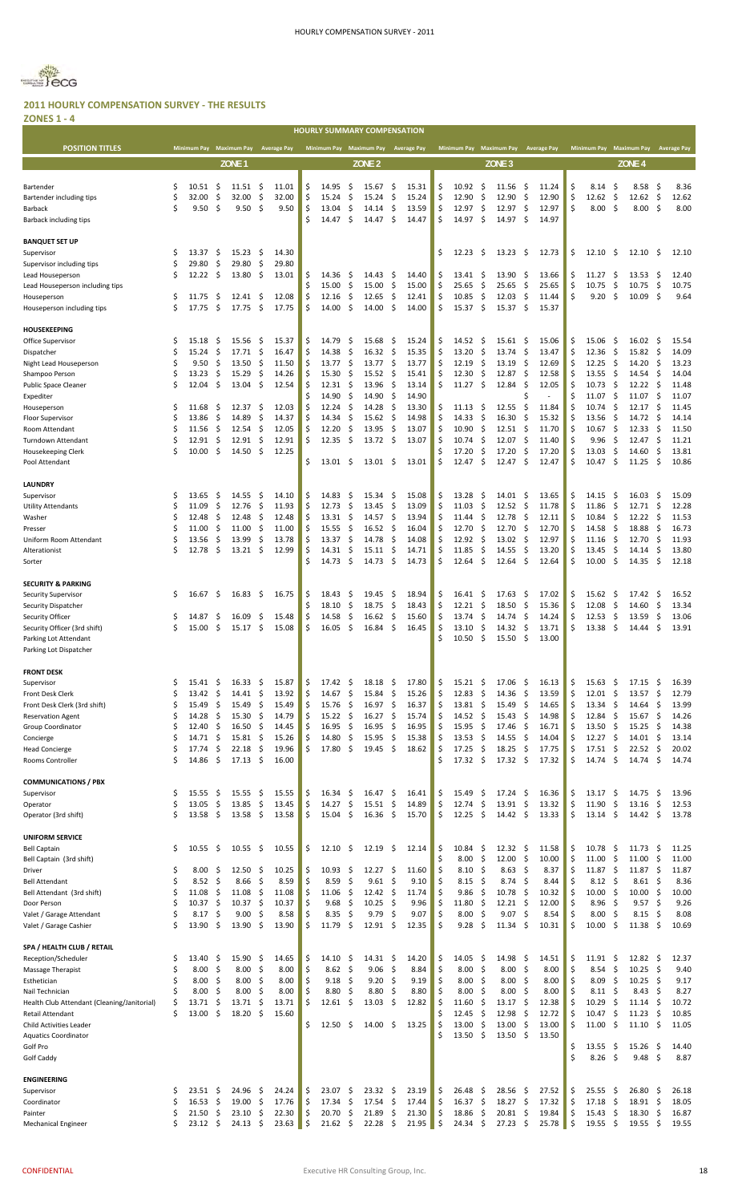## 2011 HOURLY COMPENSATION SURVEY - THE RESULTS

**ZONES 1 - 4**

| HOURLY SUMMARY COMPENSATION | | | | | | | | | | | | |
|---|---|---|---|---|---|---|---|---|---|---|---|---|
| **POSITION TITLES** | Minimum Pay | Maximum Pay | Average Pay | Minimum Pay | Maximum Pay | Average Pay | Minimum Pay | Maximum Pay | Average Pay | Minimum Pay | Maximum Pay | Average Pay |
| | ZONE 1 | | | ZONE 2 | | | ZONE 3 | | | ZONE 4 | | |
| Bartender | $ 10.51 | $ 11.51 | $ 11.01 | $ 14.95 | $ 15.67 | $ 15.31 | $ 10.92 | $ 11.56 | $ 11.24 | $ 8.14 | $ 8.58 | $ 8.36 |
| Bartender including tips | $ 32.00 | $ 32.00 | $ 32.00 | $ 15.24 | $ 15.24 | $ 15.24 | $ 12.90 | $ 12.90 | $ 12.90 | $ 12.62 | $ 12.62 | $ 12.62 |
| Barback | $ 9.50 | $ 9.50 | $ 9.50 | $ 13.04 | $ 14.14 | $ 13.59 | $ 12.97 | $ 12.97 | $ 12.97 | $ 8.00 | $ 8.00 | $ 8.00 |
| Barback including tips | | | | $ 14.47 | $ 14.47 | $ 14.47 | $ 14.97 | $ 14.97 | $ 14.97 | | | |
| **BANQUET SET UP** | | | | | | | | | | | | |
| Supervisor | $ 13.37 | $ 15.23 | $ 14.30 | | | | $ 12.23 | $ 13.23 | $ 12.73 | $ 12.10 | $ 12.10 | $ 12.10 |
| Supervisor including tips | $ 29.80 | $ 29.80 | $ 29.80 | | | | | | | | | |
| Lead Houseperson | $ 12.22 | $ 13.80 | $ 13.01 | $ 14.36 | $ 14.43 | $ 14.40 | $ 13.41 | $ 13.90 | $ 13.66 | $ 11.27 | $ 13.53 | $ 12.40 |
| Lead Houseperson including tips | | | | $ 15.00 | $ 15.00 | $ 15.00 | $ 25.65 | $ 25.65 | $ 25.65 | $ 10.75 | $ 10.75 | $ 10.75 |
| Houseperson | $ 11.75 | $ 12.41 | $ 12.08 | $ 12.16 | $ 12.65 | $ 12.41 | $ 10.85 | $ 12.03 | $ 11.44 | $ 9.20 | $ 10.09 | $ 9.64 |
| Houseperson including tips | $ 17.75 | $ 17.75 | $ 17.75 | $ 14.00 | $ 14.00 | $ 14.00 | $ 15.37 | $ 15.37 | $ 15.37 | | | |
| **HOUSEKEEPING** | | | | | | | | | | | | |
| Office Supervisor | $ 15.18 | $ 15.56 | $ 15.37 | $ 14.79 | $ 15.68 | $ 15.24 | $ 14.52 | $ 15.61 | $ 15.06 | $ 15.06 | $ 16.02 | $ 15.54 |
| Dispatcher | $ 15.24 | $ 17.71 | $ 16.47 | $ 14.38 | $ 16.32 | $ 15.35 | $ 13.20 | $ 13.74 | $ 13.47 | $ 12.36 | $ 15.82 | $ 14.09 |
| Night Lead Houseperson | $ 9.50 | $ 13.50 | $ 11.50 | $ 13.77 | $ 13.77 | $ 13.77 | $ 12.19 | $ 13.19 | $ 12.69 | $ 12.25 | $ 14.20 | $ 13.23 |
| Shampoo Person | $ 13.23 | $ 15.29 | $ 14.26 | $ 15.30 | $ 15.52 | $ 15.41 | $ 12.30 | $ 12.87 | $ 12.58 | $ 13.55 | $ 14.54 | $ 14.04 |
| Public Space Cleaner | $ 12.04 | $ 13.04 | $ 12.54 | $ 12.31 | $ 13.96 | $ 13.14 | $ 11.27 | $ 12.84 | $ 12.05 | $ 10.73 | $ 12.22 | $ 11.48 |
| Expediter | | | | $ 14.90 | $ 14.90 | $ 14.90 | | | $ - | $ 11.07 | $ 11.07 | $ 11.07 |
| Houseperson | $ 11.68 | $ 12.37 | $ 12.03 | $ 12.24 | $ 14.28 | $ 13.30 | $ 11.13 | $ 12.55 | $ 11.84 | $ 10.74 | $ 12.17 | $ 11.45 |
| Floor Supervisor | $ 13.86 | $ 14.89 | $ 14.37 | $ 14.34 | $ 15.62 | $ 14.98 | $ 14.33 | $ 16.30 | $ 15.32 | $ 13.56 | $ 14.72 | $ 14.14 |
| Room Attendant | $ 11.56 | $ 12.54 | $ 12.05 | $ 12.20 | $ 13.95 | $ 13.07 | $ 10.90 | $ 12.51 | $ 11.70 | $ 10.67 | $ 12.33 | $ 11.50 |
| Turndown Attendant | $ 12.91 | $ 12.91 | $ 12.91 | $ 12.35 | $ 13.72 | $ 13.07 | $ 10.74 | $ 12.07 | $ 11.40 | $ 9.96 | $ 12.47 | $ 11.21 |
| Housekeeping Clerk | $ 10.00 | $ 14.50 | $ 12.25 | | | | $ 17.20 | $ 17.20 | $ 17.20 | $ 13.03 | $ 14.60 | $ 13.81 |
| Pool Attendant | | | | $ 13.01 | $ 13.01 | $ 13.01 | $ 12.47 | $ 12.47 | $ 12.47 | $ 10.47 | $ 11.25 | $ 10.86 |
| **LAUNDRY** | | | | | | | | | | | | |
| Supervisor | $ 13.65 | $ 14.55 | $ 14.10 | $ 14.83 | $ 15.34 | $ 15.08 | $ 13.28 | $ 14.01 | $ 13.65 | $ 14.15 | $ 16.03 | $ 15.09 |
| Utility Attendants | $ 11.09 | $ 12.76 | $ 11.93 | $ 12.73 | $ 13.45 | $ 13.09 | $ 11.03 | $ 12.52 | $ 11.78 | $ 11.86 | $ 12.71 | $ 12.28 |
| Washer | $ 12.48 | $ 12.48 | $ 12.48 | $ 13.31 | $ 14.57 | $ 13.94 | $ 11.44 | $ 12.78 | $ 12.11 | $ 10.84 | $ 12.22 | $ 11.53 |
| Presser | $ 11.00 | $ 11.00 | $ 11.00 | $ 15.55 | $ 16.52 | $ 16.04 | $ 12.70 | $ 12.70 | $ 12.70 | $ 14.58 | $ 18.88 | $ 16.73 |
| Uniform Room Attendant | $ 13.56 | $ 13.99 | $ 13.78 | $ 13.37 | $ 14.78 | $ 14.08 | $ 12.92 | $ 13.02 | $ 12.97 | $ 11.16 | $ 12.70 | $ 11.93 |
| Alterationist | $ 12.78 | $ 13.21 | $ 12.99 | $ 14.31 | $ 15.11 | $ 14.71 | $ 11.85 | $ 14.55 | $ 13.20 | $ 13.45 | $ 14.14 | $ 13.80 |
| Sorter | | | | $ 14.73 | $ 14.73 | $ 14.73 | $ 12.64 | $ 12.64 | $ 12.64 | $ 10.00 | $ 14.35 | $ 12.18 |
| **SECURITY & PARKING** | | | | | | | | | | | | |
| Security Supervisor | $ 16.67 | $ 16.83 | $ 16.75 | $ 18.43 | $ 19.45 | $ 18.94 | $ 16.41 | $ 17.63 | $ 17.02 | $ 15.62 | $ 17.42 | $ 16.52 |
| Security Dispatcher | | | | $ 18.10 | $ 18.75 | $ 18.43 | $ 12.21 | $ 18.50 | $ 15.36 | $ 12.08 | $ 14.60 | $ 13.34 |
| Security Officer | $ 14.87 | $ 16.09 | $ 15.48 | $ 14.58 | $ 16.62 | $ 15.60 | $ 13.74 | $ 14.74 | $ 14.24 | $ 12.53 | $ 13.59 | $ 13.06 |
| Security Officer (3rd shift) | $ 15.00 | $ 15.17 | $ 15.08 | $ 16.05 | $ 16.84 | $ 16.45 | $ 13.10 | $ 14.32 | $ 13.71 | $ 13.38 | $ 14.44 | $ 13.91 |
| Parking Lot Attendant | | | | | | | $ 10.50 | $ 15.50 | $ 13.00 | | | |
| Parking Lot Dispatcher | | | | | | | | | | | | |
| **FRONT DESK** | | | | | | | | | | | | |
| Supervisor | $ 15.41 | $ 16.33 | $ 15.87 | $ 17.42 | $ 18.18 | $ 17.80 | $ 15.21 | $ 17.06 | $ 16.13 | $ 15.63 | $ 17.15 | $ 16.39 |
| Front Desk Clerk | $ 13.42 | $ 14.41 | $ 13.92 | $ 14.67 | $ 15.84 | $ 15.26 | $ 12.83 | $ 14.36 | $ 13.59 | $ 12.01 | $ 13.57 | $ 12.79 |
| Front Desk Clerk (3rd shift) | $ 15.49 | $ 15.49 | $ 15.49 | $ 15.76 | $ 16.97 | $ 16.37 | $ 13.81 | $ 15.49 | $ 14.65 | $ 13.34 | $ 14.64 | $ 13.99 |
| Reservation Agent | $ 14.28 | $ 15.30 | $ 14.79 | $ 15.22 | $ 16.27 | $ 15.74 | $ 14.52 | $ 15.43 | $ 14.98 | $ 12.84 | $ 15.67 | $ 14.26 |
| Group Coordinator | $ 12.40 | $ 16.50 | $ 14.45 | $ 16.95 | $ 16.95 | $ 16.95 | $ 15.95 | $ 17.46 | $ 16.71 | $ 13.50 | $ 15.25 | $ 14.38 |
| Concierge | $ 14.71 | $ 15.81 | $ 15.26 | $ 14.80 | $ 15.95 | $ 15.38 | $ 13.53 | $ 14.55 | $ 14.04 | $ 12.27 | $ 14.01 | $ 13.14 |
| Head Concierge | $ 17.74 | $ 22.18 | $ 19.96 | $ 17.80 | $ 19.45 | $ 18.62 | $ 17.25 | $ 18.25 | $ 17.75 | $ 17.51 | $ 22.52 | $ 20.02 |
| Rooms Controller | $ 14.86 | $ 17.13 | $ 16.00 | | | | $ 17.32 | $ 17.32 | $ 17.32 | $ 14.74 | $ 14.74 | $ 14.74 |
| **COMMUNICATIONS / PBX** | | | | | | | | | | | | |
| Supervisor | $ 15.55 | $ 15.55 | $ 15.55 | $ 16.34 | $ 16.47 | $ 16.41 | $ 15.49 | $ 17.24 | $ 16.36 | $ 13.17 | $ 14.75 | $ 13.96 |
| Operator | $ 13.05 | $ 13.85 | $ 13.45 | $ 14.27 | $ 15.51 | $ 14.89 | $ 12.74 | $ 13.91 | $ 13.32 | $ 11.90 | $ 13.16 | $ 12.53 |
| Operator (3rd shift) | $ 13.58 | $ 13.58 | $ 13.58 | $ 15.04 | $ 16.36 | $ 15.70 | $ 12.25 | $ 14.42 | $ 13.33 | $ 13.14 | $ 14.42 | $ 13.78 |
| **UNIFORM SERVICE** | | | | | | | | | | | | |
| Bell Captain | $ 10.55 | $ 10.55 | $ 10.55 | $ 12.10 | $ 12.19 | $ 12.14 | $ 10.84 | $ 12.32 | $ 11.58 | $ 10.78 | $ 11.73 | $ 11.25 |
| Bell Captain (3rd shift) | | | | | | | $ 8.00 | $ 12.00 | $ 10.00 | $ 11.00 | $ 11.00 | $ 11.00 |
| Driver | $ 8.00 | $ 12.50 | $ 10.25 | $ 10.93 | $ 12.27 | $ 11.60 | $ 8.10 | $ 8.63 | $ 8.37 | $ 11.87 | $ 11.87 | $ 11.87 |
| Bell Attendant | $ 8.52 | $ 8.66 | $ 8.59 | $ 8.59 | $ 9.61 | $ 9.10 | $ 8.15 | $ 8.74 | $ 8.44 | $ 8.12 | $ 8.61 | $ 8.36 |
| Bell Attendant (3rd shift) | $ 11.08 | $ 11.08 | $ 11.08 | $ 11.06 | $ 12.42 | $ 11.74 | $ 9.86 | $ 10.78 | $ 10.32 | $ 10.00 | $ 10.00 | $ 10.00 |
| Door Person | $ 10.37 | $ 10.37 | $ 10.37 | $ 9.68 | $ 10.25 | $ 9.96 | $ 11.80 | $ 12.21 | $ 12.00 | $ 8.96 | $ 9.57 | $ 9.26 |
| Valet / Garage Attendant | $ 8.17 | $ 9.00 | $ 8.58 | $ 8.35 | $ 9.79 | $ 9.07 | $ 8.00 | $ 9.07 | $ 8.54 | $ 8.00 | $ 8.15 | $ 8.08 |
| Valet / Garage Cashier | $ 13.90 | $ 13.90 | $ 13.90 | $ 11.79 | $ 12.91 | $ 12.35 | $ 9.28 | $ 11.34 | $ 10.31 | $ 10.00 | $ 11.38 | $ 10.69 |
| **SPA / HEALTH CLUB / RETAIL** | | | | | | | | | | | | |
| Reception/Scheduler | $ 13.40 | $ 15.90 | $ 14.65 | $ 14.10 | $ 14.31 | $ 14.20 | $ 14.05 | $ 14.98 | $ 14.51 | $ 11.91 | $ 12.82 | $ 12.37 |
| Massage Therapist | $ 8.00 | $ 8.00 | $ 8.00 | $ 8.62 | $ 9.06 | $ 8.84 | $ 8.00 | $ 8.00 | $ 8.00 | $ 8.54 | $ 10.25 | $ 9.40 |
| Esthetician | $ 8.00 | $ 8.00 | $ 8.00 | $ 9.18 | $ 9.20 | $ 9.19 | $ 8.00 | $ 8.00 | $ 8.00 | $ 8.09 | $ 10.25 | $ 9.17 |
| Nail Technician | $ 8.00 | $ 8.00 | $ 8.00 | $ 8.80 | $ 8.80 | $ 8.80 | $ 8.00 | $ 8.00 | $ 8.00 | $ 8.11 | $ 8.43 | $ 8.27 |
| Health Club Attendant (Cleaning/Janitorial) | $ 13.71 | $ 13.71 | $ 13.71 | $ 12.61 | $ 13.03 | $ 12.82 | $ 11.60 | $ 13.17 | $ 12.38 | $ 10.29 | $ 11.14 | $ 10.72 |
| Retail Attendant | $ 13.00 | $ 18.20 | $ 15.60 | | | | $ 12.45 | $ 12.98 | $ 12.72 | $ 10.47 | $ 11.23 | $ 10.85 |
| Child Activities Leader | | | | $ 12.50 | $ 14.00 | $ 13.25 | $ 13.00 | $ 13.00 | $ 13.00 | $ 11.00 | $ 11.10 | $ 11.05 |
| Aquatics Coordinator | | | | | | | $ 13.50 | $ 13.50 | $ 13.50 | | | |
| Golf Pro | | | | | | | | | | $ 13.55 | $ 15.26 | $ 14.40 |
| Golf Caddy | | | | | | | | | | $ 8.26 | $ 9.48 | $ 8.87 |
| **ENGINEERING** | | | | | | | | | | | | |
| Supervisor | $ 23.51 | $ 24.96 | $ 24.24 | $ 23.07 | $ 23.32 | $ 23.19 | $ 26.48 | $ 28.56 | $ 27.52 | $ 25.55 | $ 26.80 | $ 26.18 |
| Coordinator | $ 16.53 | $ 19.00 | $ 17.76 | $ 17.34 | $ 17.54 | $ 17.44 | $ 16.37 | $ 18.27 | $ 17.32 | $ 17.18 | $ 18.91 | $ 18.05 |
| Painter | $ 21.50 | $ 23.10 | $ 22.30 | $ 20.70 | $ 21.89 | $ 21.30 | $ 18.86 | $ 20.81 | $ 19.84 | $ 15.43 | $ 18.30 | $ 16.87 |
| Mechanical Engineer | $ 23.12 | $ 24.13 | $ 23.63 | $ 21.62 | $ 22.28 | $ 21.95 | $ 24.34 | $ 27.23 | $ 25.78 | $ 19.55 | $ 19.55 | $ 19.55 |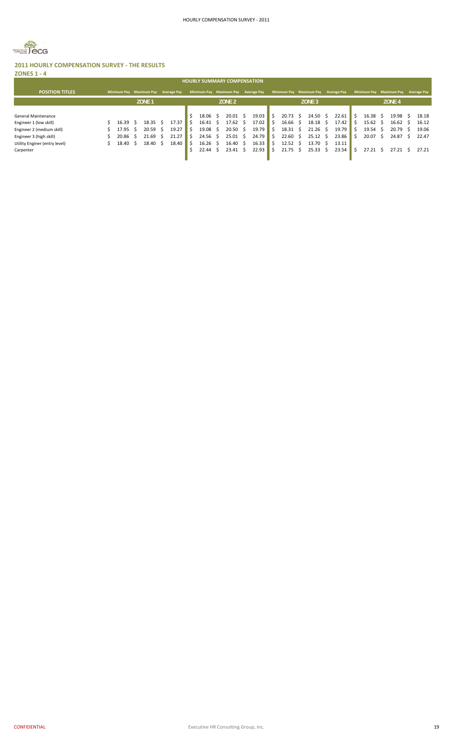## 2011 HOURLY COMPENSATION SURVEY - THE RESULTS

### ZONES 1 - 4

| HOURLY SUMMARY COMPENSATION | | | | | | | | | | | | |
|---|---|---|---|---|---|---|---|---|---|---|---|---|
| **POSITION TITLES** | Minimum Pay | Maximum Pay | Average Pay | Minimum Pay | Maximum Pay | Average Pay | Minimum Pay | Maximum Pay | Average Pay | Minimum Pay | Maximum Pay | Average Pay |
| | ZONE 1 | | | ZONE 2 | | | ZONE 3 | | | ZONE 4 | | |
| General Maintenance | | | | $ 18.06 | $ 20.01 | $ 19.03 | $ 20.73 | $ 24.50 | $ 22.61 | $ 16.38 | $ 19.98 | $ 18.18 |
| Engineer 1 (low skill) | $ 16.39 | $ 18.35 | $ 17.37 | $ 16.41 | $ 17.62 | $ 17.02 | $ 16.66 | $ 18.18 | $ 17.42 | $ 15.62 | $ 16.62 | $ 16.12 |
| Engineer 2 (medium skill) | $ 17.95 | $ 20.59 | $ 19.27 | $ 19.08 | $ 20.50 | $ 19.79 | $ 18.31 | $ 21.26 | $ 19.79 | $ 19.54 | $ 20.79 | $ 19.06 |
| Engineer 3 (high skill) | $ 20.86 | $ 21.69 | $ 21.27 | $ 24.56 | $ 25.01 | $ 24.79 | $ 22.60 | $ 25.12 | $ 23.86 | $ 20.07 | $ 24.87 | $ 22.47 |
| Utility Enginer (entry level) | $ 18.40 | $ 18.40 | $ 18.40 | $ 16.26 | $ 16.40 | $ 16.33 | $ 12.52 | $ 13.70 | $ 13.11 | | | |
| Carpenter | | | | $ 22.44 | $ 23.41 | $ 22.93 | $ 21.75 | $ 25.33 | $ 23.54 | $ 27.21 | $ 27.21 | $ 27.21 |

CONFIDENTIAL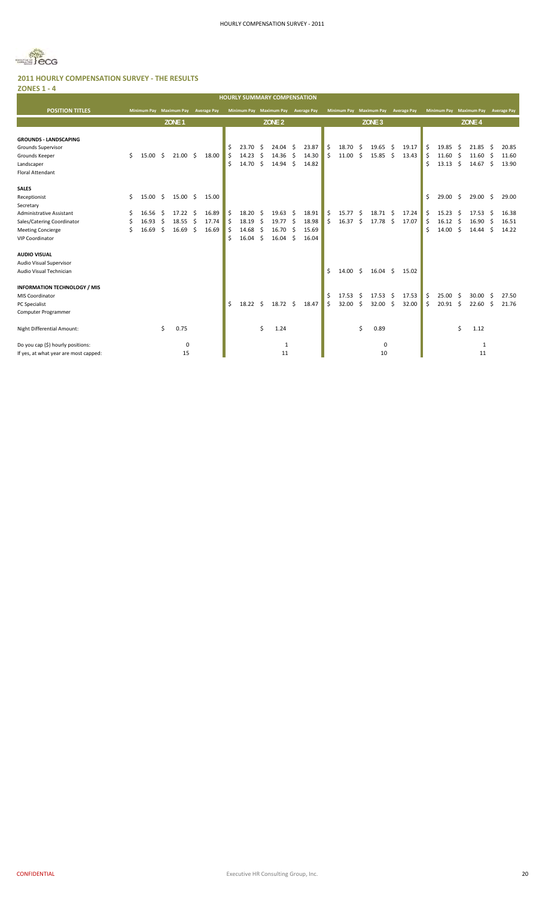## 2011 HOURLY COMPENSATION SURVEY - THE RESULTS

### ZONES 1 - 4

| HOURLY SUMMARY COMPENSATION | | | | | | | | | | | | |
|---|---|---|---|---|---|---|---|---|---|---|---|---|
| **POSITION TITLES** | Minimum Pay | Maximum Pay | Average Pay | Minimum Pay | Maximum Pay | Average Pay | Minimum Pay | Maximum Pay | Average Pay | Minimum Pay | Maximum Pay | Average Pay |
| | ZONE 1 | | | ZONE 2 | | | ZONE 3 | | | ZONE 4 | | |
| **GROUNDS - LANDSCAPING** | | | | | | | | | | | | |
| Grounds Supervisor | | | | $ 23.70 | $ 24.04 | $ 23.87 | $ 18.70 | $ 19.65 | $ 19.17 | $ 19.85 | $ 21.85 | $ 20.85 |
| Grounds Keeper | $ 15.00 | $ 21.00 | $ 18.00 | $ 14.23 | $ 14.36 | $ 14.30 | $ 11.00 | $ 15.85 | $ 13.43 | $ 11.60 | $ 11.60 | $ 11.60 |
| Landscaper | | | | $ 14.70 | $ 14.94 | $ 14.82 | | | | $ 13.13 | $ 14.67 | $ 13.90 |
| Floral Attendant | | | | | | | | | | | | |
| **SALES** | | | | | | | | | | | | |
| Receptionist | $ 15.00 | $ 15.00 | $ 15.00 | | | | | | | $ 29.00 | $ 29.00 | $ 29.00 |
| Secretary | | | | | | | | | | | | |
| Administrative Assistant | $ 16.56 | $ 17.22 | $ 16.89 | $ 18.20 | $ 19.63 | $ 18.91 | $ 15.77 | $ 18.71 | $ 17.24 | $ 15.23 | $ 17.53 | $ 16.38 |
| Sales/Catering Coordinator | $ 16.93 | $ 18.55 | $ 17.74 | $ 18.19 | $ 19.77 | $ 18.98 | $ 16.37 | $ 17.78 | $ 17.07 | $ 16.12 | $ 16.90 | $ 16.51 |
| Meeting Concierge | $ 16.69 | $ 16.69 | $ 16.69 | $ 14.68 | $ 16.70 | $ 15.69 | | | | $ 14.00 | $ 14.44 | $ 14.22 |
| VIP Coordinator | | | | $ 16.04 | $ 16.04 | $ 16.04 | | | | | | |
| **AUDIO VISUAL** | | | | | | | | | | | | |
| Audio Visual Supervisor | | | | | | | | | | | | |
| Audio Visual Technician | | | | | | | $ 14.00 | $ 16.04 | $ 15.02 | | | |
| **INFORMATION TECHNOLOGY / MIS** | | | | | | | | | | | | |
| MIS Coordinator | | | | | | | $ 17.53 | $ 17.53 | $ 17.53 | $ 25.00 | $ 30.00 | $ 27.50 |
| PC Specialist | | | | $ 18.22 | $ 18.72 | $ 18.47 | $ 32.00 | $ 32.00 | $ 32.00 | $ 20.91 | $ 22.60 | $ 21.76 |
| Computer Programmer | | | | | | | | | | | | |
| Night Differential Amount: | | $ 0.75 | | | $ 1.24 | | | $ 0.89 | | | $ 1.12 | |
| Do you cap ($) hourly positions: | | 0 | | | 1 | | | 0 | | | 1 | |
| If yes, at what year are most capped: | | 15 | | | 11 | | | 10 | | | 11 | |

CONFIDENTIAL — Executive HR Consulting Group, Inc.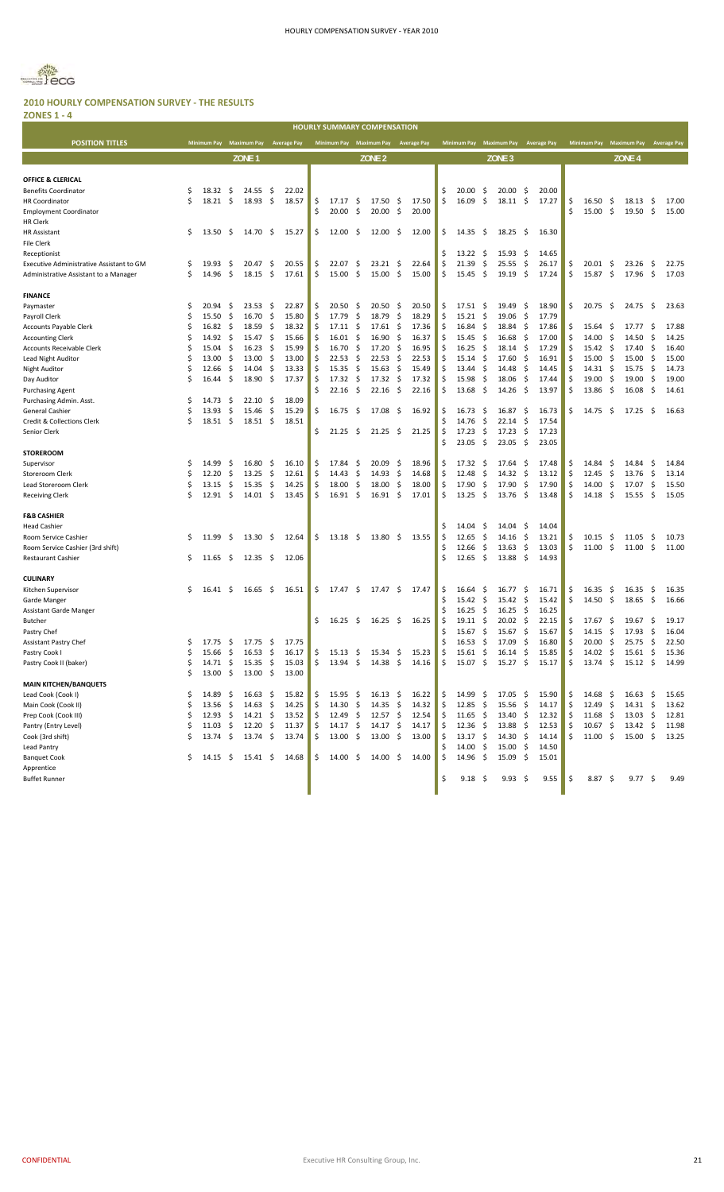## 2010 HOURLY COMPENSATION SURVEY - THE RESULTS

### ZONES 1 - 4

| HOURLY SUMMARY COMPENSATION | | | | | | | | | | | | |
|---|---|---|---|---|---|---|---|---|---|---|---|---|
| POSITION TITLES | Minimum Pay | Maximum Pay | Average Pay | Minimum Pay | Maximum Pay | Average Pay | Minimum Pay | Maximum Pay | Average Pay | Minimum Pay | Maximum Pay | Average Pay |
| | ZONE 1 | | | ZONE 2 | | | ZONE 3 | | | ZONE 4 | | |
| **OFFICE & CLERICAL** | | | | | | | | | | | | |
| Benefits Coordinator | $ 18.32 | $ 24.55 | $ 22.02 | | | | $ 20.00 | $ 20.00 | $ 20.00 | | | |
| HR Coordinator | $ 18.21 | $ 18.93 | $ 18.57 | $ 17.17 | $ 17.50 | $ 17.50 | $ 16.09 | $ 18.11 | $ 17.27 | $ 16.50 | $ 18.13 | $ 17.00 |
| Employment Coordinator | | | | $ 20.00 | $ 20.00 | $ 20.00 | | | | $ 15.00 | $ 19.50 | $ 15.00 |
| HR Clerk | | | | | | | | | | | | |
| HR Assistant | $ 13.50 | $ 14.70 | $ 15.27 | $ 12.00 | $ 12.00 | $ 12.00 | $ 14.35 | $ 18.25 | $ 16.30 | | | |
| File Clerk | | | | | | | | | | | | |
| Receptionist | | | | | | | $ 13.22 | $ 15.93 | $ 14.65 | | | |
| Executive Administrative Assistant to GM | $ 19.93 | $ 20.47 | $ 20.55 | $ 22.07 | $ 23.21 | $ 22.64 | $ 21.39 | $ 25.55 | $ 26.17 | $ 20.01 | $ 23.26 | $ 22.75 |
| Administrative Assistant to a Manager | $ 14.96 | $ 18.15 | $ 17.61 | $ 15.00 | $ 15.00 | $ 15.00 | $ 15.45 | $ 19.19 | $ 17.24 | $ 15.87 | $ 17.96 | $ 17.03 |
| **FINANCE** | | | | | | | | | | | | |
| Paymaster | $ 20.94 | $ 23.53 | $ 22.87 | $ 20.50 | $ 20.50 | $ 20.50 | $ 17.51 | $ 19.49 | $ 18.90 | $ 20.75 | $ 24.75 | $ 23.63 |
| Payroll Clerk | $ 15.50 | $ 16.70 | $ 15.80 | $ 17.79 | $ 18.79 | $ 18.29 | $ 15.21 | $ 19.06 | $ 17.79 | | | |
| Accounts Payable Clerk | $ 16.82 | $ 18.59 | $ 18.32 | $ 17.11 | $ 17.61 | $ 17.36 | $ 16.84 | $ 18.84 | $ 17.86 | $ 15.64 | $ 17.77 | $ 17.88 |
| Accounting Clerk | $ 14.92 | $ 15.47 | $ 15.66 | $ 16.01 | $ 16.90 | $ 16.37 | $ 15.45 | $ 16.68 | $ 17.00 | $ 14.00 | $ 14.50 | $ 14.25 |
| Accounts Receivable Clerk | $ 15.04 | $ 16.23 | $ 15.99 | $ 16.70 | $ 17.20 | $ 16.95 | $ 16.25 | $ 18.14 | $ 17.29 | $ 15.42 | $ 17.40 | $ 16.40 |
| Lead Night Auditor | $ 13.00 | $ 13.00 | $ 13.00 | $ 22.53 | $ 22.53 | $ 22.53 | $ 15.14 | $ 17.60 | $ 16.91 | $ 15.00 | $ 15.00 | $ 15.00 |
| Night Auditor | $ 12.66 | $ 14.04 | $ 13.33 | $ 15.35 | $ 15.63 | $ 15.49 | $ 13.44 | $ 14.48 | $ 14.45 | $ 14.31 | $ 15.75 | $ 14.73 |
| Day Auditor | $ 16.44 | $ 18.90 | $ 17.37 | $ 17.32 | $ 17.32 | $ 17.32 | $ 15.98 | $ 18.06 | $ 17.44 | $ 19.00 | $ 19.00 | $ 19.00 |
| Purchasing Agent | | | | $ 22.16 | $ 22.16 | $ 22.16 | $ 13.68 | $ 14.26 | $ 13.97 | $ 13.86 | $ 16.08 | $ 14.61 |
| Purchasing Admin. Asst. | $ 14.73 | $ 22.10 | $ 18.09 | | | | | | | | | |
| General Cashier | $ 13.93 | $ 15.46 | $ 15.29 | $ 16.75 | $ 17.08 | $ 16.92 | $ 16.73 | $ 16.87 | $ 16.73 | $ 14.75 | $ 17.25 | $ 16.63 |
| Credit & Collections Clerk | $ 18.51 | $ 18.51 | $ 18.51 | | | | $ 14.76 | $ 22.14 | $ 17.54 | | | |
| Senior Clerk | | | | $ 21.25 | $ 21.25 | $ 21.25 | $ 17.23 | $ 17.23 | $ 17.23 | | | |
| | | | | | | | $ 23.05 | $ 23.05 | $ 23.05 | | | |
| **STOREROOM** | | | | | | | | | | | | |
| Supervisor | $ 14.99 | $ 16.80 | $ 16.10 | $ 17.84 | $ 20.09 | $ 18.96 | $ 17.32 | $ 17.64 | $ 17.48 | $ 14.84 | $ 14.84 | $ 14.84 |
| Storeroom Clerk | $ 12.20 | $ 13.25 | $ 12.61 | $ 14.43 | $ 14.93 | $ 14.68 | $ 12.48 | $ 14.32 | $ 13.12 | $ 12.45 | $ 13.76 | $ 13.14 |
| Lead Storeroom Clerk | $ 13.15 | $ 15.35 | $ 14.25 | $ 18.00 | $ 18.00 | $ 18.00 | $ 17.90 | $ 17.90 | $ 17.90 | $ 14.00 | $ 17.07 | $ 15.50 |
| Receiving Clerk | $ 12.91 | $ 14.01 | $ 13.45 | $ 16.91 | $ 16.91 | $ 17.01 | $ 13.25 | $ 13.76 | $ 13.48 | $ 14.18 | $ 15.55 | $ 15.05 |
| **F&B CASHIER** | | | | | | | | | | | | |
| Head Cashier | | | | | | | $ 14.04 | $ 14.04 | $ 14.04 | | | |
| Room Service Cashier | $ 11.99 | $ 13.30 | $ 12.64 | $ 13.18 | $ 13.80 | $ 13.55 | $ 12.65 | $ 14.16 | $ 13.21 | $ 10.15 | $ 11.05 | $ 10.73 |
| Room Service Cashier (3rd shift) | | | | | | | $ 12.66 | $ 13.63 | $ 13.03 | $ 11.00 | $ 11.00 | $ 11.00 |
| Restaurant Cashier | $ 11.65 | $ 12.35 | $ 12.06 | | | | $ 12.65 | $ 13.88 | $ 14.93 | | | |
| **CULINARY** | | | | | | | | | | | | |
| Kitchen Supervisor | $ 16.41 | $ 16.65 | $ 16.51 | $ 17.47 | $ 17.47 | $ 17.47 | $ 16.64 | $ 16.77 | $ 16.71 | $ 16.35 | $ 16.35 | $ 16.35 |
| Garde Manger | | | | | | | $ 15.42 | $ 15.42 | $ 15.42 | $ 14.50 | $ 18.65 | $ 16.66 |
| Assistant Garde Manger | | | | | | | $ 16.25 | $ 16.25 | $ 16.25 | | | |
| Butcher | | | | $ 16.25 | $ 16.25 | $ 16.25 | $ 19.11 | $ 20.02 | $ 22.15 | $ 17.67 | $ 19.67 | $ 19.17 |
| Pastry Chef | | | | | | | $ 15.67 | $ 15.67 | $ 15.67 | $ 14.15 | $ 17.93 | $ 16.04 |
| Assistant Pastry Chef | $ 17.75 | $ 17.75 | $ 17.75 | | | | $ 16.53 | $ 17.09 | $ 16.80 | $ 20.00 | $ 25.75 | $ 22.50 |
| Pastry Cook I | $ 15.66 | $ 16.53 | $ 16.17 | $ 15.13 | $ 15.34 | $ 15.23 | $ 15.61 | $ 16.14 | $ 15.85 | $ 14.02 | $ 15.61 | $ 15.36 |
| Pastry Cook II (baker) | $ 14.71 | $ 15.35 | $ 15.03 | $ 13.94 | $ 14.38 | $ 14.16 | $ 15.07 | $ 15.27 | $ 15.17 | $ 13.74 | $ 15.12 | $ 14.99 |
| | $ 13.00 | $ 13.00 | $ 13.00 | | | | | | | | | |
| **MAIN KITCHEN/BANQUETS** | | | | | | | | | | | | |
| Lead Cook (Cook I) | $ 14.89 | $ 16.63 | $ 15.82 | $ 15.95 | $ 16.13 | $ 16.22 | $ 14.99 | $ 17.05 | $ 15.90 | $ 14.68 | $ 16.63 | $ 15.65 |
| Main Cook (Cook II) | $ 13.56 | $ 14.63 | $ 14.25 | $ 14.30 | $ 14.35 | $ 14.32 | $ 12.85 | $ 15.56 | $ 14.17 | $ 12.49 | $ 14.31 | $ 13.62 |
| Prep Cook (Cook III) | $ 12.93 | $ 14.21 | $ 13.52 | $ 12.49 | $ 12.57 | $ 12.54 | $ 11.65 | $ 13.40 | $ 12.32 | $ 11.68 | $ 13.03 | $ 12.81 |
| Pantry (Entry Level) | $ 11.03 | $ 12.20 | $ 11.37 | $ 14.17 | $ 14.17 | $ 14.17 | $ 12.36 | $ 13.88 | $ 12.53 | $ 10.67 | $ 13.42 | $ 11.98 |
| Cook (3rd shift) | $ 13.74 | $ 13.74 | $ 13.74 | $ 13.00 | $ 13.00 | $ 13.00 | $ 13.17 | $ 14.30 | $ 14.14 | $ 11.00 | $ 15.00 | $ 13.25 |
| Lead Pantry | | | | | | | $ 14.00 | $ 15.00 | $ 14.50 | | | |
| Banquet Cook | $ 14.15 | $ 15.41 | $ 14.68 | $ 14.00 | $ 14.00 | $ 14.00 | $ 14.96 | $ 15.09 | $ 15.01 | | | |
| Apprentice | | | | | | | | | | | | |
| Buffet Runner | | | | | | | $ 9.18 | $ 9.93 | $ 9.55 | $ 8.87 | $ 9.77 | $ 9.49 |

CONFIDENTIAL — Executive HR Consulting Group, Inc.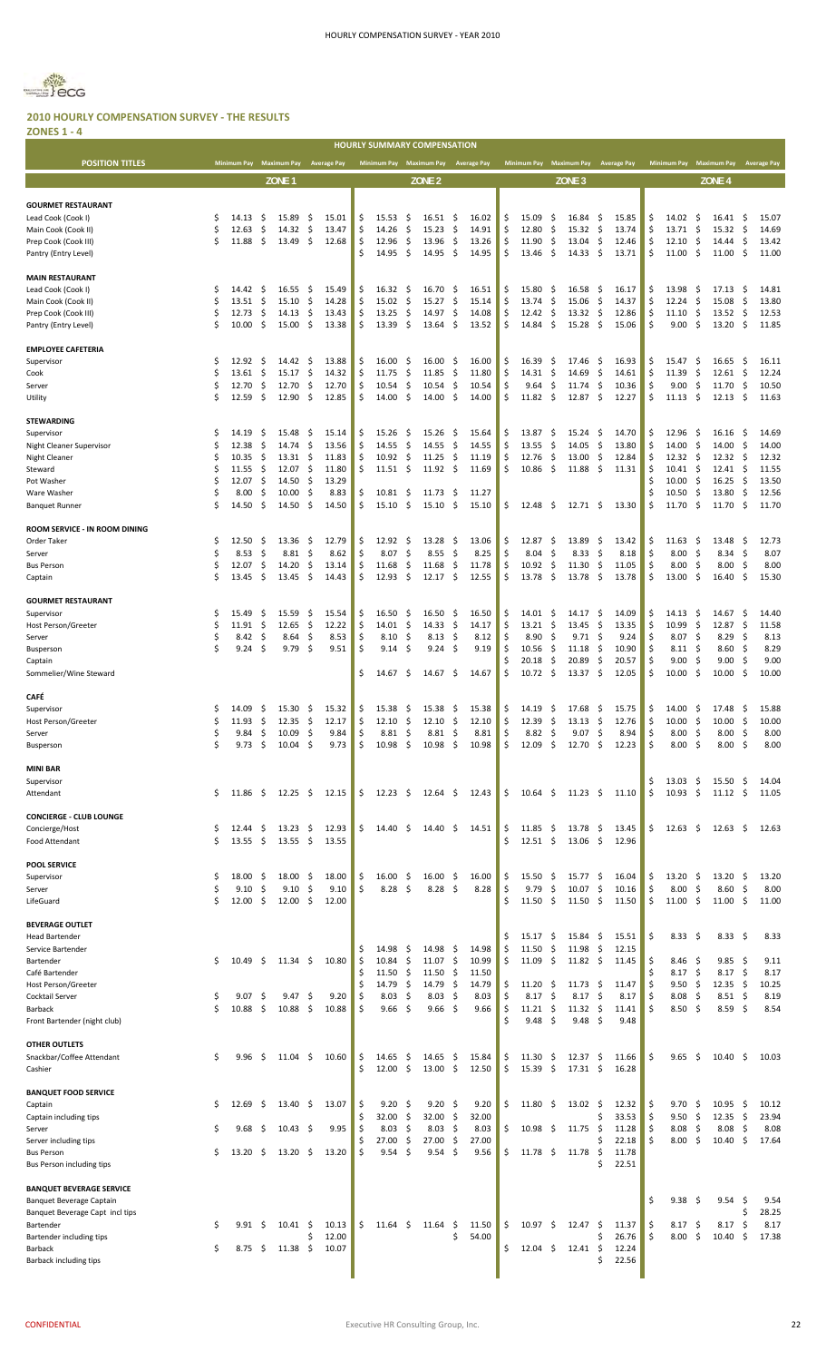## 2010 HOURLY COMPENSATION SURVEY - THE RESULTS

**ZONES 1 - 4**

| HOURLY SUMMARY COMPENSATION | | | | | | | | | | | | |
|---|---|---|---|---|---|---|---|---|---|---|---|---|
| POSITION TITLES | Minimum Pay | Maximum Pay | Average Pay | Minimum Pay | Maximum Pay | Average Pay | Minimum Pay | Maximum Pay | Average Pay | Minimum Pay | Maximum Pay | Average Pay |
| | ZONE 1 | | | ZONE 2 | | | ZONE 3 | | | ZONE 4 | | |
| **GOURMET RESTAURANT** | | | | | | | | | | | | |
| Lead Cook (Cook I) | $ 14.13 | $ 15.89 | $ 15.01 | $ 15.53 | $ 16.51 | $ 16.02 | $ 15.09 | $ 16.84 | $ 15.85 | $ 14.02 | $ 16.41 | $ 15.07 |
| Main Cook (Cook II) | $ 12.63 | $ 14.32 | $ 13.47 | $ 14.26 | $ 15.23 | $ 14.91 | $ 12.80 | $ 15.32 | $ 13.74 | $ 13.71 | $ 15.32 | $ 14.69 |
| Prep Cook (Cook III) | $ 11.88 | $ 13.49 | $ 12.68 | $ 12.96 | $ 13.96 | $ 13.26 | $ 11.90 | $ 13.04 | $ 12.46 | $ 12.10 | $ 14.44 | $ 13.42 |
| Pantry (Entry Level) | | | | $ 14.95 | $ 14.95 | $ 14.95 | $ 13.46 | $ 14.33 | $ 13.71 | $ 11.00 | $ 11.00 | $ 11.00 |
| **MAIN RESTAURANT** | | | | | | | | | | | | |
| Lead Cook (Cook I) | $ 14.42 | $ 16.55 | $ 15.49 | $ 16.32 | $ 16.70 | $ 16.51 | $ 15.80 | $ 16.58 | $ 16.17 | $ 13.98 | $ 17.13 | $ 14.81 |
| Main Cook (Cook II) | $ 13.51 | $ 15.10 | $ 14.28 | $ 15.02 | $ 15.27 | $ 15.14 | $ 13.74 | $ 15.06 | $ 14.37 | $ 12.24 | $ 15.08 | $ 13.80 |
| Prep Cook (Cook III) | $ 12.73 | $ 14.13 | $ 13.43 | $ 13.25 | $ 14.97 | $ 14.08 | $ 12.42 | $ 13.32 | $ 12.86 | $ 11.10 | $ 13.52 | $ 12.53 |
| Pantry (Entry Level) | $ 10.00 | $ 15.00 | $ 13.38 | $ 13.39 | $ 13.64 | $ 13.52 | $ 14.84 | $ 15.28 | $ 15.06 | $ 9.00 | $ 13.20 | $ 11.85 |
| **EMPLOYEE CAFETERIA** | | | | | | | | | | | | |
| Supervisor | $ 12.92 | $ 14.42 | $ 13.88 | $ 16.00 | $ 16.00 | $ 16.00 | $ 16.39 | $ 17.46 | $ 16.93 | $ 15.47 | $ 16.65 | $ 16.11 |
| Cook | $ 13.61 | $ 15.17 | $ 14.32 | $ 11.75 | $ 11.85 | $ 11.80 | $ 14.31 | $ 14.69 | $ 14.61 | $ 11.39 | $ 12.61 | $ 12.24 |
| Server | $ 12.70 | $ 12.70 | $ 12.70 | $ 10.54 | $ 10.54 | $ 10.54 | $ 9.64 | $ 11.74 | $ 10.36 | $ 9.00 | $ 11.70 | $ 10.50 |
| Utility | $ 12.59 | $ 12.90 | $ 12.85 | $ 14.00 | $ 14.00 | $ 14.00 | $ 11.82 | $ 12.87 | $ 12.27 | $ 11.13 | $ 12.13 | $ 11.63 |
| **STEWARDING** | | | | | | | | | | | | |
| Supervisor | $ 14.19 | $ 15.48 | $ 15.14 | $ 15.26 | $ 15.26 | $ 15.64 | $ 13.87 | $ 15.24 | $ 14.70 | $ 12.96 | $ 16.16 | $ 14.69 |
| Night Cleaner Supervisor | $ 12.38 | $ 14.74 | $ 13.56 | $ 14.55 | $ 14.55 | $ 14.55 | $ 13.55 | $ 14.05 | $ 13.80 | $ 14.00 | $ 14.00 | $ 14.00 |
| Night Cleaner | $ 10.35 | $ 13.31 | $ 11.83 | $ 10.92 | $ 11.25 | $ 11.19 | $ 12.76 | $ 13.00 | $ 12.84 | $ 12.32 | $ 12.32 | $ 12.32 |
| Steward | $ 11.55 | $ 12.07 | $ 11.80 | $ 11.51 | $ 11.92 | $ 11.69 | $ 10.86 | $ 11.88 | $ 11.31 | $ 10.41 | $ 12.41 | $ 11.55 |
| Pot Washer | $ 12.07 | $ 14.50 | $ 13.29 | | | | | | | $ 10.00 | $ 16.25 | $ 13.50 |
| Ware Washer | $ 8.00 | $ 10.00 | $ 8.83 | $ 10.81 | $ 11.73 | $ 11.27 | | | | $ 10.50 | $ 13.80 | $ 12.56 |
| Banquet Runner | $ 14.50 | $ 14.50 | $ 14.50 | $ 15.10 | $ 15.10 | $ 15.10 | $ 12.48 | $ 12.71 | $ 13.30 | $ 11.70 | $ 11.70 | $ 11.70 |
| **ROOM SERVICE - IN ROOM DINING** | | | | | | | | | | | | |
| Order Taker | $ 12.50 | $ 13.36 | $ 12.79 | $ 12.92 | $ 13.28 | $ 13.06 | $ 12.87 | $ 13.89 | $ 13.42 | $ 11.63 | $ 13.48 | $ 12.73 |
| Server | $ 8.53 | $ 8.81 | $ 8.62 | $ 8.07 | $ 8.55 | $ 8.25 | $ 8.04 | $ 8.33 | $ 8.18 | $ 8.00 | $ 8.34 | $ 8.07 |
| Bus Person | $ 12.07 | $ 14.20 | $ 13.14 | $ 11.68 | $ 11.68 | $ 11.78 | $ 10.92 | $ 11.30 | $ 11.05 | $ 8.00 | $ 8.00 | $ 8.00 |
| Captain | $ 13.45 | $ 13.45 | $ 14.43 | $ 12.93 | $ 12.17 | $ 12.55 | $ 13.78 | $ 13.78 | $ 13.78 | $ 13.00 | $ 16.40 | $ 15.30 |
| **GOURMET RESTAURANT** | | | | | | | | | | | | |
| Supervisor | $ 15.49 | $ 15.59 | $ 15.54 | $ 16.50 | $ 16.50 | $ 16.50 | $ 14.01 | $ 14.17 | $ 14.09 | $ 14.13 | $ 14.67 | $ 14.40 |
| Host Person/Greeter | $ 11.91 | $ 12.65 | $ 12.22 | $ 14.01 | $ 14.33 | $ 14.17 | $ 13.21 | $ 13.45 | $ 13.35 | $ 10.99 | $ 12.87 | $ 11.58 |
| Server | $ 8.42 | $ 8.64 | $ 8.53 | $ 8.10 | $ 8.13 | $ 8.12 | $ 8.90 | $ 9.71 | $ 9.24 | $ 8.07 | $ 8.29 | $ 8.13 |
| Busperson | $ 9.24 | $ 9.79 | $ 9.51 | $ 9.14 | $ 9.24 | $ 9.19 | $ 10.56 | $ 11.18 | $ 10.90 | $ 8.11 | $ 8.60 | $ 8.29 |
| Captain | | | | | | | $ 20.18 | $ 20.89 | $ 20.57 | $ 9.00 | $ 9.00 | $ 9.00 |
| Sommelier/Wine Steward | | | | $ 14.67 | $ 14.67 | $ 14.67 | $ 10.72 | $ 13.37 | $ 12.05 | $ 10.00 | $ 10.00 | $ 10.00 |
| **CAFÉ** | | | | | | | | | | | | |
| Supervisor | $ 14.09 | $ 15.30 | $ 15.32 | $ 15.38 | $ 15.38 | $ 15.38 | $ 14.19 | $ 17.68 | $ 15.75 | $ 14.00 | $ 17.48 | $ 15.88 |
| Host Person/Greeter | $ 11.93 | $ 12.35 | $ 12.17 | $ 12.10 | $ 12.10 | $ 12.10 | $ 12.39 | $ 13.13 | $ 12.76 | $ 10.00 | $ 10.00 | $ 10.00 |
| Server | $ 9.84 | $ 10.09 | $ 9.84 | $ 8.81 | $ 8.81 | $ 8.81 | $ 8.82 | $ 9.07 | $ 8.94 | $ 8.00 | $ 8.00 | $ 8.00 |
| Busperson | $ 9.73 | $ 10.04 | $ 9.73 | $ 10.98 | $ 10.98 | $ 10.98 | $ 12.09 | $ 12.70 | $ 12.23 | $ 8.00 | $ 8.00 | $ 8.00 |
| **MINI BAR** | | | | | | | | | | | | |
| Supervisor | | | | | | | | | | $ 13.03 | $ 15.50 | $ 14.04 |
| Attendant | $ 11.86 | $ 12.25 | $ 12.15 | $ 12.23 | $ 12.64 | $ 12.43 | $ 10.64 | $ 11.23 | $ 11.10 | $ 10.93 | $ 11.12 | $ 11.05 |
| **CONCIERGE - CLUB LOUNGE** | | | | | | | | | | | | |
| Concierge/Host | $ 12.44 | $ 13.23 | $ 12.93 | $ 14.40 | $ 14.40 | $ 14.51 | $ 11.85 | $ 13.78 | $ 13.45 | $ 12.63 | $ 12.63 | $ 12.63 |
| Food Attendant | $ 13.55 | $ 13.55 | $ 13.55 | | | | $ 12.51 | $ 13.06 | $ 12.96 | | | |
| **POOL SERVICE** | | | | | | | | | | | | |
| Supervisor | $ 18.00 | $ 18.00 | $ 18.00 | $ 16.00 | $ 16.00 | $ 16.00 | $ 15.50 | $ 15.77 | $ 16.04 | $ 13.20 | $ 13.20 | $ 13.20 |
| Server | $ 9.10 | $ 9.10 | $ 9.10 | $ 8.28 | $ 8.28 | $ 8.28 | $ 9.79 | $ 10.07 | $ 10.16 | $ 8.00 | $ 8.60 | $ 8.00 |
| LifeGuard | $ 12.00 | $ 12.00 | $ 12.00 | | | | $ 11.50 | $ 11.50 | $ 11.50 | $ 11.00 | $ 11.00 | $ 11.00 |
| **BEVERAGE OUTLET** | | | | | | | | | | | | |
| Head Bartender | | | | | | | $ 15.17 | $ 15.84 | $ 15.51 | $ 8.33 | $ 8.33 | $ 8.33 |
| Service Bartender | | | | $ 14.98 | $ 14.98 | $ 14.98 | $ 11.50 | $ 11.98 | $ 12.15 | | | |
| Bartender | $ 10.49 | $ 11.34 | $ 10.80 | $ 10.84 | $ 11.07 | $ 10.99 | $ 11.09 | $ 11.82 | $ 11.45 | $ 8.46 | $ 9.85 | $ 9.11 |
| Café Bartender | | | | $ 11.50 | $ 11.50 | $ 11.50 | | | | $ 8.17 | $ 8.17 | $ 8.17 |
| Host Person/Greeter | | | | $ 14.79 | $ 14.79 | $ 14.79 | $ 11.20 | $ 11.73 | $ 11.47 | $ 9.50 | $ 12.35 | $ 10.25 |
| Cocktail Server | $ 9.07 | $ 9.47 | $ 9.20 | $ 8.03 | $ 8.03 | $ 8.03 | $ 8.17 | $ 8.17 | $ 8.17 | $ 8.08 | $ 8.51 | $ 8.19 |
| Barback | $ 10.88 | $ 10.88 | $ 10.88 | $ 9.66 | $ 9.66 | $ 9.66 | $ 11.21 | $ 11.32 | $ 11.41 | $ 8.50 | $ 8.59 | $ 8.54 |
| Front Bartender (night club) | | | | | | | $ 9.48 | $ 9.48 | $ 9.48 | | | |
| **OTHER OUTLETS** | | | | | | | | | | | | |
| Snackbar/Coffee Attendant | $ 9.96 | $ 11.04 | $ 10.60 | $ 14.65 | $ 14.65 | $ 15.84 | $ 11.30 | $ 12.37 | $ 11.66 | $ 9.65 | $ 10.40 | $ 10.03 |
| Cashier | | | | $ 12.00 | $ 13.00 | $ 12.50 | $ 15.39 | $ 17.31 | $ 16.28 | | | |
| **BANQUET FOOD SERVICE** | | | | | | | | | | | | |
| Captain | $ 12.69 | $ 13.40 | $ 13.07 | $ 9.20 | $ 9.20 | $ 9.20 | $ 11.80 | $ 13.02 | $ 12.32 | $ 9.70 | $ 10.95 | $ 10.12 |
| Captain including tips | | | | $ 32.00 | $ 32.00 | $ 32.00 | | | $ 33.53 | $ 9.50 | $ 12.35 | $ 23.94 |
| Server | $ 9.68 | $ 10.43 | $ 9.95 | $ 8.03 | $ 8.03 | $ 8.03 | $ 10.98 | $ 11.75 | $ 11.28 | $ 8.08 | $ 8.08 | $ 8.08 |
| Server including tips | | | | $ 27.00 | $ 27.00 | $ 27.00 | | | $ 22.18 | $ 8.00 | $ 10.40 | $ 17.64 |
| Bus Person | $ 13.20 | $ 13.20 | $ 13.20 | $ 9.54 | $ 9.54 | $ 9.56 | $ 11.78 | $ 11.78 | $ 11.78 | | | |
| Bus Person including tips | | | | | | | | | $ 22.51 | | | |
| **BANQUET BEVERAGE SERVICE** | | | | | | | | | | | | |
| Banquet Beverage Captain | | | | | | | | | | $ 9.38 | $ 9.54 | $ 9.54 |
| Banquet Beverage Capt incl tips | | | | | | | | | | | | $ 28.25 |
| Bartender | $ 9.91 | $ 10.41 | $ 10.13 | $ 11.64 | $ 11.64 | $ 11.50 | $ 10.97 | $ 12.47 | $ 11.37 | $ 8.17 | $ 8.17 | $ 8.17 |
| Bartender including tips | | | $ 12.00 | | | $ 54.00 | | | $ 26.76 | $ 8.00 | $ 10.40 | $ 17.38 |
| Barback | $ 8.75 | $ 11.38 | $ 10.07 | | | | $ 12.04 | $ 12.41 | $ 12.24 | | | |
| Barback including tips | | | | | | | | | $ 22.56 | | | |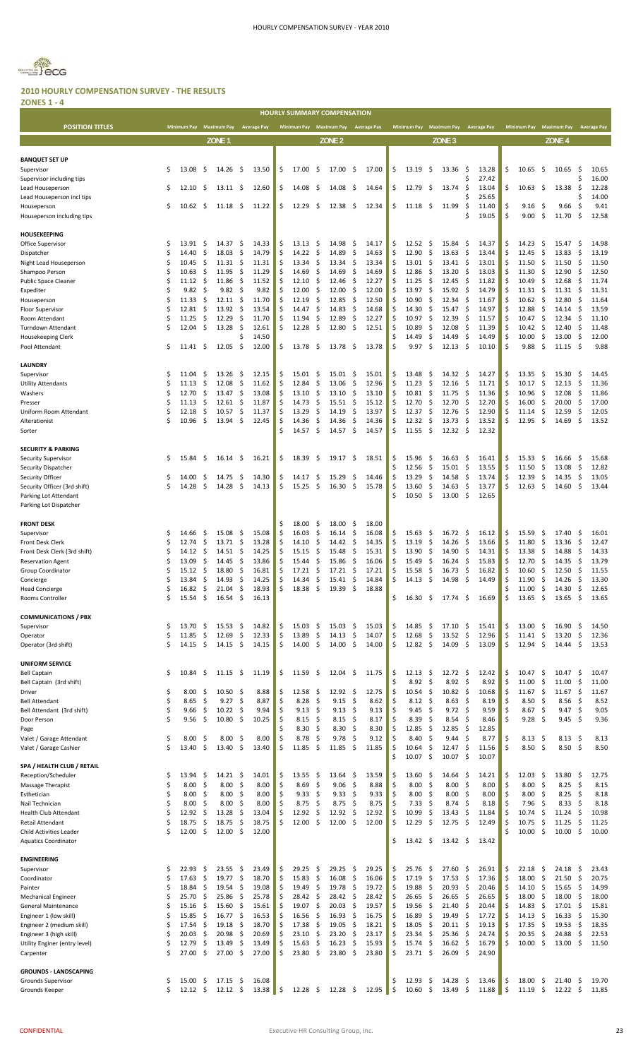# 2010 HOURLY COMPENSATION SURVEY - THE RESULTS

## ZONES 1 - 4

| POSITION TITLES | Zone 1 Minimum Pay | Zone 1 Maximum Pay | Zone 1 Average Pay | Zone 2 Minimum Pay | Zone 2 Maximum Pay | Zone 2 Average Pay | Zone 3 Minimum Pay | Zone 3 Maximum Pay | Zone 3 Average Pay | Zone 4 Minimum Pay | Zone 4 Maximum Pay | Zone 4 Average Pay |
|---|---|---|---|---|---|---|---|---|---|---|---|---|
| **BANQUET SET UP** | | | | | | | | | | | | |
| Supervisor | $ 13.08 | $ 14.26 | $ 13.50 | $ 17.00 | $ 17.00 | $ 17.00 | $ 13.19 | $ 13.36 | $ 13.28 | $ 10.65 | $ 10.65 | $ 10.65 |
| Supervisor including tips | | | | | | | | | $ 27.42 | | | $ 16.00 |
| Lead Houseperson | $ 12.10 | $ 13.11 | $ 12.60 | $ 14.08 | $ 14.08 | $ 14.64 | $ 12.79 | $ 13.74 | $ 13.04 | $ 10.63 | $ 13.38 | $ 12.28 |
| Lead Houseperson incl tips | | | | | | | | | $ 25.65 | | | $ 14.00 |
| Houseperson | $ 10.62 | $ 11.18 | $ 11.22 | $ 12.29 | $ 12.38 | $ 12.34 | $ 11.18 | $ 11.99 | $ 11.40 | $ 9.16 | $ 9.66 | $ 9.41 |
| Houseperson including tips | | | | | | | | | $ 19.05 | $ 9.00 | $ 11.70 | $ 12.58 |
| **HOUSEKEEPING** | | | | | | | | | | | | |
| Office Supervisor | $ 13.91 | $ 14.37 | $ 14.33 | $ 13.13 | $ 14.98 | $ 14.17 | $ 12.52 | $ 15.84 | $ 14.37 | $ 14.23 | $ 15.47 | $ 14.98 |
| Dispatcher | $ 14.40 | $ 18.03 | $ 14.79 | $ 14.22 | $ 14.89 | $ 14.63 | $ 12.90 | $ 13.63 | $ 13.44 | $ 12.45 | $ 13.83 | $ 13.19 |
| Night Lead Houseperson | $ 10.45 | $ 11.31 | $ 11.31 | $ 13.34 | $ 13.34 | $ 13.34 | $ 13.01 | $ 13.41 | $ 13.01 | $ 11.50 | $ 11.50 | $ 11.50 |
| Shampoo Person | $ 10.63 | $ 11.95 | $ 11.29 | $ 14.69 | $ 14.69 | $ 14.69 | $ 12.86 | $ 13.20 | $ 13.03 | $ 11.30 | $ 12.90 | $ 12.50 |
| Public Space Cleaner | $ 11.12 | $ 11.86 | $ 11.52 | $ 12.10 | $ 12.46 | $ 12.27 | $ 11.25 | $ 12.45 | $ 11.82 | $ 10.49 | $ 12.68 | $ 11.74 |
| Expediter | $ 9.82 | $ 9.82 | $ 9.82 | $ 12.00 | $ 12.00 | $ 12.00 | $ 13.97 | $ 15.92 | $ 14.79 | $ 11.31 | $ 11.31 | $ 11.31 |
| Houseperson | $ 11.33 | $ 12.11 | $ 11.70 | $ 12.19 | $ 12.85 | $ 12.50 | $ 10.90 | $ 12.34 | $ 11.67 | $ 10.62 | $ 12.80 | $ 11.64 |
| Floor Supervisor | $ 12.81 | $ 13.92 | $ 13.54 | $ 14.47 | $ 14.83 | $ 14.68 | $ 14.30 | $ 15.47 | $ 14.97 | $ 12.88 | $ 14.14 | $ 13.59 |
| Room Attendant | $ 11.25 | $ 12.29 | $ 11.70 | $ 11.94 | $ 12.89 | $ 12.27 | $ 10.97 | $ 12.39 | $ 11.57 | $ 10.47 | $ 12.34 | $ 11.10 |
| Turndown Attendant | $ 12.04 | $ 13.28 | $ 12.61 | $ 12.28 | $ 12.80 | $ 12.51 | $ 10.89 | $ 12.08 | $ 11.39 | $ 10.42 | $ 12.40 | $ 11.48 |
| Housekeeping Clerk | | | $ 14.50 | | | | $ 14.49 | $ 14.49 | $ 14.49 | $ 10.00 | $ 13.00 | $ 12.00 |
| Pool Attendant | $ 11.41 | $ 12.05 | $ 12.00 | $ 13.78 | $ 13.78 | $ 13.78 | $ 9.97 | $ 12.13 | $ 10.10 | $ 9.88 | $ 11.15 | $ 9.88 |
| **LAUNDRY** | | | | | | | | | | | | |
| Supervisor | $ 11.04 | $ 13.26 | $ 12.15 | $ 15.01 | $ 15.01 | $ 15.01 | $ 13.48 | $ 14.32 | $ 14.27 | $ 13.35 | $ 15.30 | $ 14.45 |
| Utility Attendants | $ 11.13 | $ 12.08 | $ 11.62 | $ 12.84 | $ 13.06 | $ 12.96 | $ 11.23 | $ 12.16 | $ 11.71 | $ 10.17 | $ 12.13 | $ 11.36 |
| Washers | $ 12.70 | $ 13.47 | $ 13.08 | $ 13.10 | $ 13.10 | $ 13.10 | $ 10.81 | $ 11.75 | $ 11.36 | $ 10.96 | $ 12.08 | $ 11.86 |
| Presser | $ 11.13 | $ 12.61 | $ 11.87 | $ 14.73 | $ 15.51 | $ 15.12 | $ 12.70 | $ 12.70 | $ 12.70 | $ 16.00 | $ 20.00 | $ 17.00 |
| Uniform Room Attendant | $ 12.18 | $ 10.57 | $ 11.37 | $ 13.29 | $ 14.19 | $ 13.97 | $ 12.37 | $ 12.76 | $ 12.90 | $ 11.14 | $ 12.59 | $ 12.05 |
| Alterationist | $ 10.96 | $ 13.94 | $ 12.45 | $ 14.36 | $ 14.36 | $ 14.36 | $ 12.32 | $ 13.73 | $ 13.52 | $ 12.95 | $ 14.69 | $ 13.52 |
| Sorter | | | | $ 14.57 | $ 14.57 | $ 14.57 | $ 11.55 | $ 12.32 | $ 12.32 | | | |
| **SECURITY & PARKING** | | | | | | | | | | | | |
| Security Supervisor | $ 15.84 | $ 16.14 | $ 16.21 | $ 18.39 | $ 19.17 | $ 18.51 | $ 15.96 | $ 16.63 | $ 16.41 | $ 15.33 | $ 16.66 | $ 15.68 |
| Security Dispatcher | | | | | | | $ 12.56 | $ 15.01 | $ 13.55 | $ 11.50 | $ 13.08 | $ 12.82 |
| Security Officer | $ 14.00 | $ 14.75 | $ 14.30 | $ 14.17 | $ 15.29 | $ 14.46 | $ 13.29 | $ 14.58 | $ 13.74 | $ 12.39 | $ 14.35 | $ 13.05 |
| Security Officer (3rd shift) | $ 14.28 | $ 14.28 | $ 14.13 | $ 15.25 | $ 16.30 | $ 15.78 | $ 13.60 | $ 14.63 | $ 13.77 | $ 12.63 | $ 14.60 | $ 13.44 |
| Parking Lot Attendant | | | | | | | $ 10.50 | $ 13.00 | $ 12.65 | | | |
| Parking Lot Dispatcher | | | | | | | | | | | | |
| **FRONT DESK** | | | | $ 18.00 | $ 18.00 | $ 18.00 | | | | | | |
| Supervisor | $ 14.66 | $ 15.08 | $ 15.08 | $ 16.03 | $ 16.14 | $ 16.08 | $ 15.63 | $ 16.72 | $ 16.12 | $ 15.59 | $ 17.40 | $ 16.01 |
| Front Desk Clerk | $ 12.74 | $ 13.71 | $ 13.28 | $ 14.10 | $ 14.42 | $ 14.35 | $ 13.19 | $ 14.26 | $ 13.66 | $ 11.80 | $ 13.36 | $ 12.47 |
| Front Desk Clerk (3rd shift) | $ 14.12 | $ 14.51 | $ 14.25 | $ 15.15 | $ 15.48 | $ 15.31 | $ 13.90 | $ 14.90 | $ 14.31 | $ 13.38 | $ 14.88 | $ 14.33 |
| Reservation Agent | $ 13.09 | $ 14.45 | $ 13.86 | $ 15.44 | $ 15.86 | $ 16.06 | $ 15.49 | $ 16.24 | $ 15.83 | $ 12.70 | $ 14.35 | $ 13.79 |
| Group Coordinator | $ 15.12 | $ 18.80 | $ 16.81 | $ 17.21 | $ 17.21 | $ 17.21 | $ 15.58 | $ 16.73 | $ 16.82 | $ 10.60 | $ 12.50 | $ 11.55 |
| Concierge | $ 13.84 | $ 14.93 | $ 14.25 | $ 14.34 | $ 15.41 | $ 14.84 | $ 14.13 | $ 14.98 | $ 14.49 | $ 11.90 | $ 14.26 | $ 13.30 |
| Head Concierge | $ 16.82 | $ 21.04 | $ 18.93 | $ 18.38 | $ 19.39 | $ 18.88 | | | | $ 11.00 | $ 14.30 | $ 12.65 |
| Rooms Controller | $ 15.54 | $ 16.54 | $ 16.13 | | | | $ 16.30 | $ 17.74 | $ 16.69 | $ 13.65 | $ 13.65 | $ 13.65 |
| **COMMUNICATIONS / PBX** | | | | | | | | | | | | |
| Supervisor | $ 13.70 | $ 15.53 | $ 14.82 | $ 15.03 | $ 15.03 | $ 15.03 | $ 14.85 | $ 17.10 | $ 15.41 | $ 13.00 | $ 16.90 | $ 14.50 |
| Operator | $ 11.85 | $ 12.69 | $ 12.33 | $ 13.89 | $ 14.13 | $ 14.07 | $ 12.68 | $ 13.52 | $ 12.96 | $ 11.41 | $ 13.20 | $ 12.36 |
| Operator (3rd shift) | $ 14.15 | $ 14.15 | $ 14.15 | $ 14.00 | $ 14.00 | $ 14.00 | $ 12.82 | $ 14.09 | $ 13.09 | $ 12.94 | $ 14.44 | $ 13.53 |
| **UNIFORM SERVICE** | | | | | | | | | | | | |
| Bell Captain | $ 10.84 | $ 11.15 | $ 11.19 | $ 11.59 | $ 12.04 | $ 11.75 | $ 12.13 | $ 12.72 | $ 12.42 | $ 10.47 | $ 10.47 | $ 10.47 |
| Bell Captain (3rd shift) | | | | | | | $ 8.92 | $ 8.92 | $ 8.92 | $ 11.00 | $ 11.00 | $ 11.00 |
| Driver | $ 8.00 | $ 10.50 | $ 8.88 | $ 12.58 | $ 12.92 | $ 12.75 | $ 10.54 | $ 10.82 | $ 10.68 | $ 11.67 | $ 11.67 | $ 11.67 |
| Bell Attendant | $ 8.65 | $ 9.27 | $ 8.87 | $ 8.28 | $ 9.15 | $ 8.62 | $ 8.12 | $ 8.63 | $ 8.19 | $ 8.50 | $ 8.56 | $ 8.52 |
| Bell Attendant (3rd shift) | $ 9.66 | $ 10.22 | $ 9.94 | $ 9.13 | $ 9.13 | $ 9.13 | $ 9.45 | $ 9.72 | $ 9.59 | $ 8.67 | $ 9.47 | $ 9.05 |
| Door Person | $ 9.56 | $ 10.80 | $ 10.25 | $ 8.15 | $ 8.15 | $ 8.17 | $ 8.39 | $ 8.54 | $ 8.46 | $ 9.28 | $ 9.45 | $ 9.36 |
| Page | | | | $ 8.30 | $ 8.30 | $ 8.30 | $ 12.85 | $ 12.85 | $ 12.85 | | | |
| Valet / Garage Attendant | $ 8.00 | $ 8.00 | $ 8.00 | $ 8.78 | $ 9.78 | $ 9.12 | $ 8.40 | $ 9.44 | $ 8.77 | $ 8.13 | $ 8.13 | $ 8.13 |
| Valet / Garage Cashier | $ 13.40 | $ 13.40 | $ 13.40 | $ 11.85 | $ 11.85 | $ 11.85 | $ 10.64 | $ 12.47 | $ 11.56 | $ 8.50 | $ 8.50 | $ 8.50 |
| | | | | | | | $ 10.07 | $ 10.07 | $ 10.07 | | | |
| **SPA / HEALTH CLUB / RETAIL** | | | | | | | | | | | | |
| Reception/Scheduler | $ 13.94 | $ 14.21 | $ 14.01 | $ 13.55 | $ 13.64 | $ 13.59 | $ 13.60 | $ 14.64 | $ 14.21 | $ 12.03 | $ 13.80 | $ 12.75 |
| Massage Therapist | $ 8.00 | $ 8.00 | $ 8.00 | $ 8.69 | $ 9.06 | $ 8.88 | $ 8.00 | $ 8.00 | $ 8.00 | $ 8.00 | $ 8.25 | $ 8.15 |
| Esthetician | $ 8.00 | $ 8.00 | $ 8.00 | $ 9.33 | $ 9.33 | $ 9.33 | $ 8.00 | $ 8.00 | $ 8.00 | $ 8.00 | $ 8.25 | $ 8.18 |
| Nail Technician | $ 8.00 | $ 8.00 | $ 8.00 | $ 8.75 | $ 8.75 | $ 8.75 | $ 7.33 | $ 8.74 | $ 8.18 | $ 7.96 | $ 8.33 | $ 8.18 |
| Health Club Attendant | $ 12.92 | $ 13.28 | $ 13.04 | $ 12.92 | $ 12.92 | $ 12.92 | $ 10.99 | $ 13.43 | $ 11.84 | $ 10.74 | $ 11.24 | $ 10.98 |
| Retail Attendant | $ 18.75 | $ 18.75 | $ 18.75 | $ 12.00 | $ 12.00 | $ 12.00 | $ 12.29 | $ 12.75 | $ 12.49 | $ 10.75 | $ 11.25 | $ 11.25 |
| Child Activities Leader | $ 12.00 | $ 12.00 | $ 12.00 | | | | | | | $ 10.00 | $ 10.00 | $ 10.00 |
| Aquatics Coordinator | | | | | | | $ 13.42 | $ 13.42 | $ 13.42 | | | |
| **ENGINEERING** | | | | | | | | | | | | |
| Supervisor | $ 22.93 | $ 23.55 | $ 23.49 | $ 29.25 | $ 29.25 | $ 29.25 | $ 25.76 | $ 27.60 | $ 26.91 | $ 22.18 | $ 24.18 | $ 23.43 |
| Coordinator | $ 17.63 | $ 19.77 | $ 18.70 | $ 15.83 | $ 16.08 | $ 16.06 | $ 17.19 | $ 17.53 | $ 17.36 | $ 18.00 | $ 21.50 | $ 20.75 |
| Painter | $ 18.84 | $ 19.54 | $ 19.08 | $ 19.49 | $ 19.78 | $ 19.72 | $ 19.88 | $ 20.93 | $ 20.46 | $ 14.10 | $ 15.65 | $ 14.99 |
| Mechanical Engineer | $ 25.70 | $ 25.86 | $ 25.78 | $ 28.42 | $ 28.42 | $ 28.42 | $ 26.65 | $ 26.65 | $ 26.65 | $ 18.00 | $ 18.00 | $ 18.00 |
| General Maintenance | $ 15.16 | $ 15.60 | $ 15.61 | $ 19.07 | $ 20.03 | $ 19.57 | $ 19.56 | $ 21.40 | $ 20.44 | $ 14.83 | $ 17.01 | $ 15.81 |
| Engineer 1 (low skill) | $ 15.85 | $ 16.77 | $ 16.53 | $ 16.56 | $ 16.93 | $ 16.75 | $ 16.89 | $ 19.49 | $ 17.72 | $ 14.13 | $ 16.33 | $ 15.30 |
| Engineer 2 (medium skill) | $ 17.54 | $ 19.18 | $ 18.70 | $ 17.38 | $ 19.05 | $ 18.21 | $ 18.05 | $ 20.11 | $ 19.13 | $ 17.35 | $ 19.53 | $ 18.35 |
| Engineer 3 (high skill) | $ 20.03 | $ 20.98 | $ 20.69 | $ 23.10 | $ 23.20 | $ 23.17 | $ 23.34 | $ 25.36 | $ 24.74 | $ 20.35 | $ 24.88 | $ 22.53 |
| Utility Enginer (entry level) | $ 12.79 | $ 13.49 | $ 13.49 | $ 15.63 | $ 16.23 | $ 15.93 | $ 15.74 | $ 16.62 | $ 16.79 | $ 10.00 | $ 13.00 | $ 11.50 |
| Carpenter | $ 27.00 | $ 27.00 | $ 27.00 | $ 23.80 | $ 23.80 | $ 23.80 | $ 23.71 | $ 26.09 | $ 24.90 | | | |
| **GROUNDS - LANDSCAPING** | | | | | | | | | | | | |
| Grounds Supervisor | $ 15.00 | $ 17.15 | $ 16.08 | | | | $ 12.93 | $ 14.28 | $ 13.46 | $ 18.00 | $ 21.40 | $ 19.70 |
| Grounds Keeper | $ 12.12 | $ 12.12 | $ 13.38 | $ 12.28 | $ 12.28 | $ 12.95 | $ 10.60 | $ 13.49 | $ 11.88 | $ 11.19 | $ 12.22 | $ 11.85 |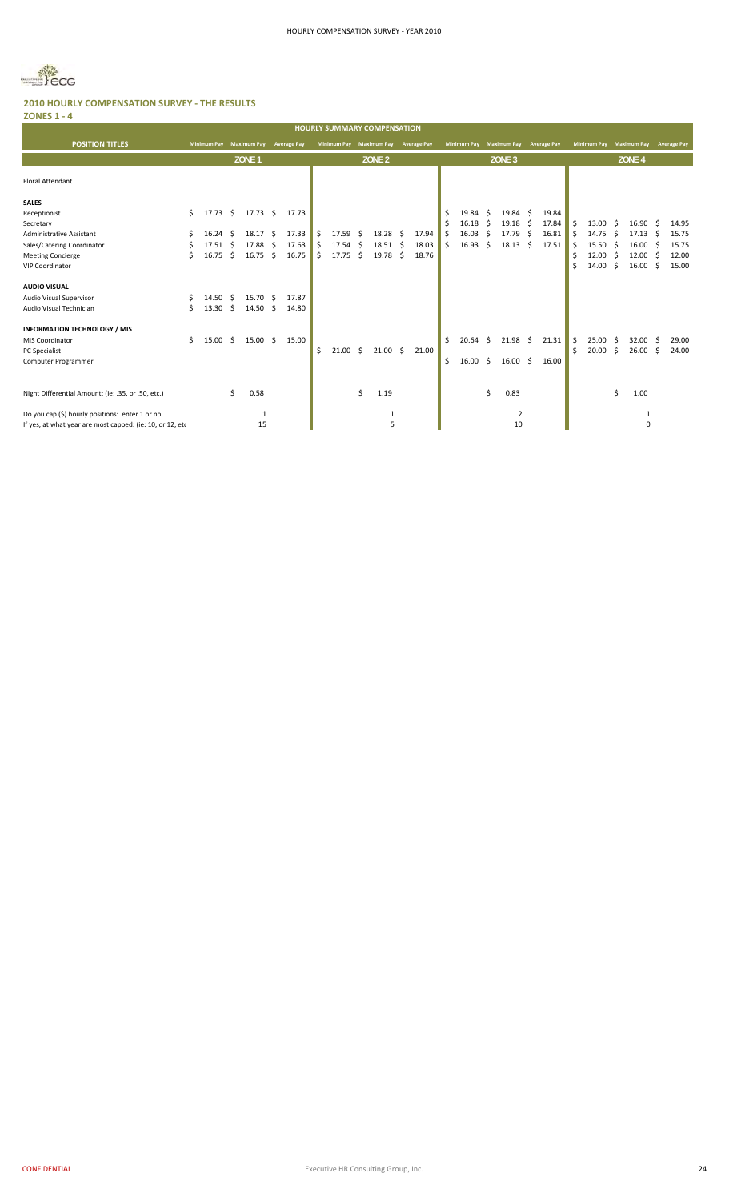## 2010 HOURLY COMPENSATION SURVEY - THE RESULTS

### ZONES 1 - 4

| HOURLY SUMMARY COMPENSATION | | | | | | | | | | | | |
|---|---|---|---|---|---|---|---|---|---|---|---|---|
| **POSITION TITLES** | Minimum Pay | Maximum Pay | Average Pay | Minimum Pay | Maximum Pay | Average Pay | Minimum Pay | Maximum Pay | Average Pay | Minimum Pay | Maximum Pay | Average Pay |
| | | ZONE 1 | | | ZONE 2 | | | ZONE 3 | | | ZONE 4 | |
| Floral Attendant | | | | | | | | | | | | |
| **SALES** | | | | | | | | | | | | |
| Receptionist | $ 17.73 | $ 17.73 | $ 17.73 | | | | $ 19.84 | $ 19.84 | $ 19.84 | | | |
| Secretary | | | | | | | $ 16.18 | $ 19.18 | $ 17.84 | $ 13.00 | $ 16.90 | $ 14.95 |
| Administrative Assistant | $ 16.24 | $ 18.17 | $ 17.33 | $ 17.59 | $ 18.28 | $ 17.94 | $ 16.03 | $ 17.79 | $ 16.81 | $ 14.75 | $ 17.13 | $ 15.75 |
| Sales/Catering Coordinator | $ 17.51 | $ 17.88 | $ 17.63 | $ 17.54 | $ 18.51 | $ 18.03 | $ 16.93 | $ 18.13 | $ 17.51 | $ 15.50 | $ 16.00 | $ 15.75 |
| Meeting Concierge | $ 16.75 | $ 16.75 | $ 16.75 | $ 17.75 | $ 19.78 | $ 18.76 | | | | $ 12.00 | $ 12.00 | $ 12.00 |
| VIP Coordinator | | | | | | | | | | $ 14.00 | $ 16.00 | $ 15.00 |
| **AUDIO VISUAL** | | | | | | | | | | | | |
| Audio Visual Supervisor | $ 14.50 | $ 15.70 | $ 17.87 | | | | | | | | | |
| Audio Visual Technician | $ 13.30 | $ 14.50 | $ 14.80 | | | | | | | | | |
| **INFORMATION TECHNOLOGY / MIS** | | | | | | | | | | | | |
| MIS Coordinator | $ 15.00 | $ 15.00 | $ 15.00 | | | | $ 20.64 | $ 21.98 | $ 21.31 | $ 25.00 | $ 32.00 | $ 29.00 |
| PC Specialist | | | | $ 21.00 | $ 21.00 | $ 21.00 | | | | $ 20.00 | $ 26.00 | $ 24.00 |
| Computer Programmer | | | | | | | $ 16.00 | $ 16.00 | $ 16.00 | | | |
| Night Differential Amount: (ie: .35, or .50, etc.) | | $ 0.58 | | | $ 1.19 | | | $ 0.83 | | | $ 1.00 | |
| Do you cap ($) hourly positions: enter 1 or no | | 1 | | | 1 | | | 2 | | | 1 | |
| If yes, at what year are most capped: (ie: 10, or 12, etc | | 15 | | | 5 | | | 10 | | | 0 | |

CONFIDENTIAL Executive HR Consulting Group, Inc.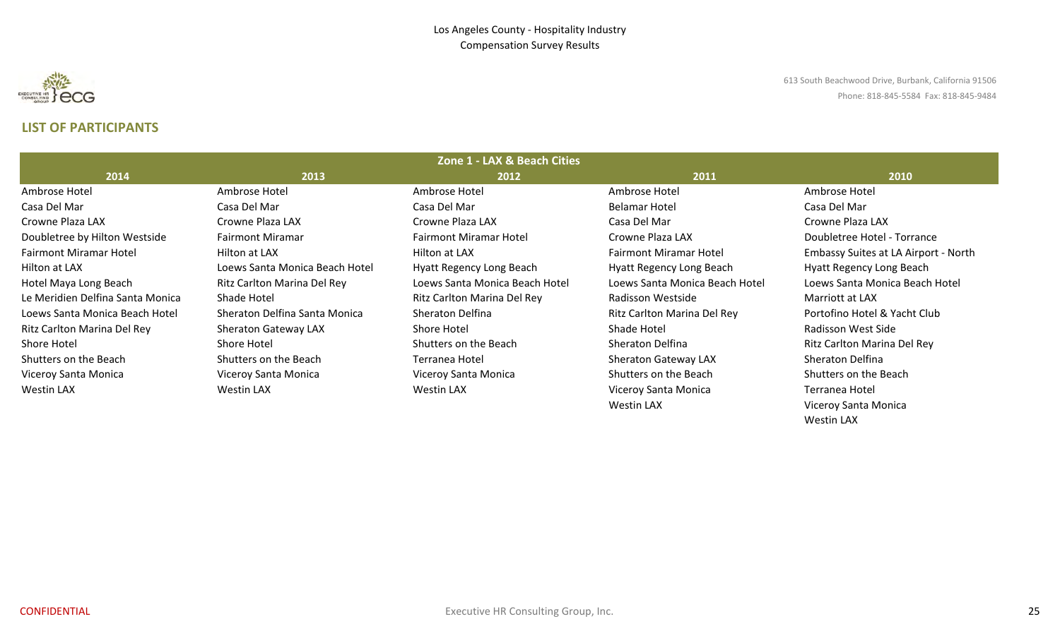Los Angeles County - Hospitality Industry
Compensation Survey Results

613 South Beachwood Drive, Burbank, California 91506
Phone: 818-845-5584 Fax: 818-845-9484

## LIST OF PARTICIPANTS

| Zone 1 - LAX & Beach Cities | | | | |
|---|---|---|---|---|
| **2014** | **2013** | **2012** | **2011** | **2010** |
| Ambrose Hotel | Ambrose Hotel | Ambrose Hotel | Ambrose Hotel | Ambrose Hotel |
| Casa Del Mar | Casa Del Mar | Casa Del Mar | Belamar Hotel | Casa Del Mar |
| Crowne Plaza LAX | Crowne Plaza LAX | Crowne Plaza LAX | Casa Del Mar | Crowne Plaza LAX |
| Doubletree by Hilton Westside | Fairmont Miramar | Fairmont Miramar Hotel | Crowne Plaza LAX | Doubletree Hotel - Torrance |
| Fairmont Miramar Hotel | Hilton at LAX | Hilton at LAX | Fairmont Miramar Hotel | Embassy Suites at LA Airport - North |
| Hilton at LAX | Loews Santa Monica Beach Hotel | Hyatt Regency Long Beach | Hyatt Regency Long Beach | Hyatt Regency Long Beach |
| Hotel Maya Long Beach | Ritz Carlton Marina Del Rey | Loews Santa Monica Beach Hotel | Loews Santa Monica Beach Hotel | Loews Santa Monica Beach Hotel |
| Le Meridien Delfina Santa Monica | Shade Hotel | Ritz Carlton Marina Del Rey | Radisson Westside | Marriott at LAX |
| Loews Santa Monica Beach Hotel | Sheraton Delfina Santa Monica | Sheraton Delfina | Ritz Carlton Marina Del Rey | Portofino Hotel & Yacht Club |
| Ritz Carlton Marina Del Rey | Sheraton Gateway LAX | Shore Hotel | Shade Hotel | Radisson West Side |
| Shore Hotel | Shore Hotel | Shutters on the Beach | Sheraton Delfina | Ritz Carlton Marina Del Rey |
| Shutters on the Beach | Shutters on the Beach | Terranea Hotel | Sheraton Gateway LAX | Sheraton Delfina |
| Viceroy Santa Monica | Viceroy Santa Monica | Viceroy Santa Monica | Shutters on the Beach | Shutters on the Beach |
| Westin LAX | Westin LAX | Westin LAX | Viceroy Santa Monica | Terranea Hotel |
| | | | Westin LAX | Viceroy Santa Monica |
| | | | | Westin LAX |

CONFIDENTIAL Executive HR Consulting Group, Inc.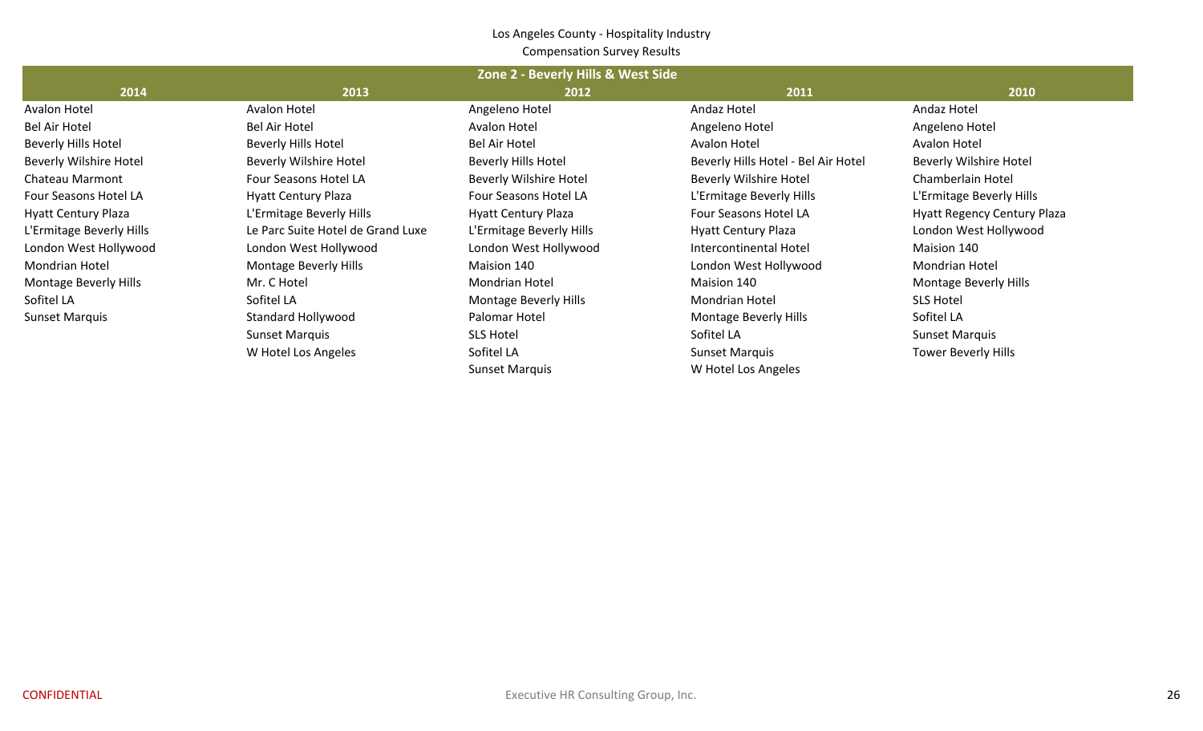Los Angeles County - Hospitality Industry
Compensation Survey Results

| Zone 2 - Beverly Hills & West Side | | | | |
|---|---|---|---|---|
| **2014** | **2013** | **2012** | **2011** | **2010** |
| Avalon Hotel | Avalon Hotel | Angeleno Hotel | Andaz Hotel | Andaz Hotel |
| Bel Air Hotel | Bel Air Hotel | Avalon Hotel | Angeleno Hotel | Angeleno Hotel |
| Beverly Hills Hotel | Beverly Hills Hotel | Bel Air Hotel | Avalon Hotel | Avalon Hotel |
| Beverly Wilshire Hotel | Beverly Wilshire Hotel | Beverly Hills Hotel | Beverly Hills Hotel - Bel Air Hotel | Beverly Wilshire Hotel |
| Chateau Marmont | Four Seasons Hotel LA | Beverly Wilshire Hotel | Beverly Wilshire Hotel | Chamberlain Hotel |
| Four Seasons Hotel LA | Hyatt Century Plaza | Four Seasons Hotel LA | L'Ermitage Beverly Hills | L'Ermitage Beverly Hills |
| Hyatt Century Plaza | L'Ermitage Beverly Hills | Hyatt Century Plaza | Four Seasons Hotel LA | Hyatt Regency Century Plaza |
| L'Ermitage Beverly Hills | Le Parc Suite Hotel de Grand Luxe | L'Ermitage Beverly Hills | Hyatt Century Plaza | London West Hollywood |
| London West Hollywood | London West Hollywood | London West Hollywood | Intercontinental Hotel | Maision 140 |
| Mondrian Hotel | Montage Beverly Hills | Maision 140 | London West Hollywood | Mondrian Hotel |
| Montage Beverly Hills | Mr. C Hotel | Mondrian Hotel | Maision 140 | Montage Beverly Hills |
| Sofitel LA | Sofitel LA | Montage Beverly Hills | Mondrian Hotel | SLS Hotel |
| Sunset Marquis | Standard Hollywood | Palomar Hotel | Montage Beverly Hills | Sofitel LA |
| | Sunset Marquis | SLS Hotel | Sofitel LA | Sunset Marquis |
| | W Hotel Los Angeles | Sofitel LA | Sunset Marquis | Tower Beverly Hills |
| | | Sunset Marquis | W Hotel Los Angeles | |

CONFIDENTIAL

Executive HR Consulting Group, Inc.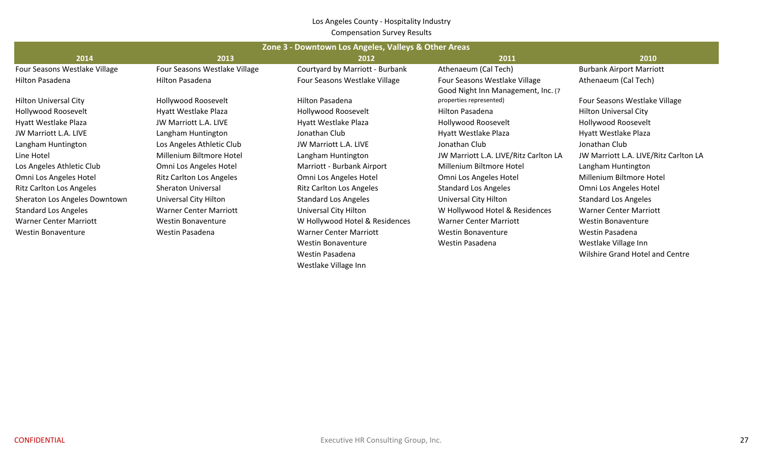Los Angeles County - Hospitality Industry

Compensation Survey Results

| Zone 3 - Downtown Los Angeles, Valleys & Other Areas | | | | |
|---|---|---|---|---|
| **2014** | **2013** | **2012** | **2011** | **2010** |
| Four Seasons Westlake Village | Four Seasons Westlake Village | Courtyard by Marriott - Burbank | Athenaeum (Cal Tech) | Burbank Airport Marriott |
| Hilton Pasadena | Hilton Pasadena | Four Seasons Westlake Village | Four Seasons Westlake Village | Athenaeum (Cal Tech) |
| Hilton Universal City | Hollywood Roosevelt | Hilton Pasadena | Good Night Inn Management, Inc. (7 properties represented) | Four Seasons Westlake Village |
| Hollywood Roosevelt | Hyatt Westlake Plaza | Hollywood Roosevelt | Hilton Pasadena | Hilton Universal City |
| Hyatt Westlake Plaza | JW Marriott L.A. LIVE | Hyatt Westlake Plaza | Hollywood Roosevelt | Hollywood Roosevelt |
| JW Marriott L.A. LIVE | Langham Huntington | Jonathan Club | Hyatt Westlake Plaza | Hyatt Westlake Plaza |
| Langham Huntington | Los Angeles Athletic Club | JW Marriott L.A. LIVE | Jonathan Club | Jonathan Club |
| Line Hotel | Millenium Biltmore Hotel | Langham Huntington | JW Marriott L.A. LIVE/Ritz Carlton LA | JW Marriott L.A. LIVE/Ritz Carlton LA |
| Los Angeles Athletic Club | Omni Los Angeles Hotel | Marriott - Burbank Airport | Millenium Biltmore Hotel | Langham Huntington |
| Omni Los Angeles Hotel | Ritz Carlton Los Angeles | Omni Los Angeles Hotel | Omni Los Angeles Hotel | Millenium Biltmore Hotel |
| Ritz Carlton Los Angeles | Sheraton Universal | Ritz Carlton Los Angeles | Standard Los Angeles | Omni Los Angeles Hotel |
| Sheraton Los Angeles Downtown | Universal City Hilton | Standard Los Angeles | Universal City Hilton | Standard Los Angeles |
| Standard Los Angeles | Warner Center Marriott | Universal City Hilton | W Hollywood Hotel & Residences | Warner Center Marriott |
| Warner Center Marriott | Westin Bonaventure | W Hollywood Hotel & Residences | Warner Center Marriott | Westin Bonaventure |
| Westin Bonaventure | Westin Pasadena | Warner Center Marriott | Westin Bonaventure | Westin Pasadena |
| | | Westin Bonaventure | Westin Pasadena | Westlake Village Inn |
| | | Westin Pasadena | | Wilshire Grand Hotel and Centre |
| | | Westlake Village Inn | | |

CONFIDENTIAL

Executive HR Consulting Group, Inc.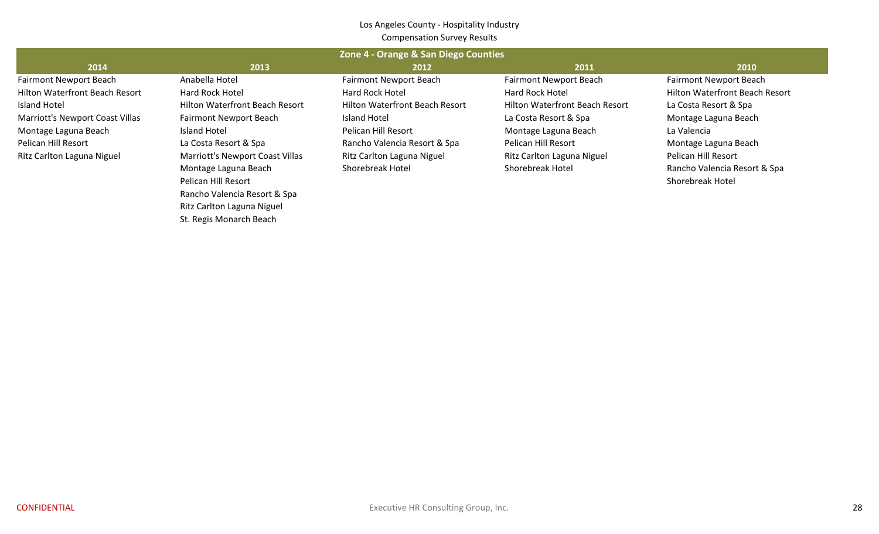Los Angeles County - Hospitality Industry

Compensation Survey Results

| Zone 4 - Orange & San Diego Counties | | | | |
|---|---|---|---|---|
| **2014** | **2013** | **2012** | **2011** | **2010** |
| Fairmont Newport Beach | Anabella Hotel | Fairmont Newport Beach | Fairmont Newport Beach | Fairmont Newport Beach |
| Hilton Waterfront Beach Resort | Hard Rock Hotel | Hard Rock Hotel | Hard Rock Hotel | Hilton Waterfront Beach Resort |
| Island Hotel | Hilton Waterfront Beach Resort | Hilton Waterfront Beach Resort | Hilton Waterfront Beach Resort | La Costa Resort & Spa |
| Marriott's Newport Coast Villas | Fairmont Newport Beach | Island Hotel | La Costa Resort & Spa | Montage Laguna Beach |
| Montage Laguna Beach | Island Hotel | Pelican Hill Resort | Montage Laguna Beach | La Valencia |
| Pelican Hill Resort | La Costa Resort & Spa | Rancho Valencia Resort & Spa | Pelican Hill Resort | Montage Laguna Beach |
| Ritz Carlton Laguna Niguel | Marriott's Newport Coast Villas | Ritz Carlton Laguna Niguel | Ritz Carlton Laguna Niguel | Pelican Hill Resort |
| | Montage Laguna Beach | Shorebreak Hotel | Shorebreak Hotel | Rancho Valencia Resort & Spa |
| | Pelican Hill Resort | | | Shorebreak Hotel |
| | Rancho Valencia Resort & Spa | | | |
| | Ritz Carlton Laguna Niguel | | | |
| | St. Regis Monarch Beach | | | |

CONFIDENTIAL

Executive HR Consulting Group, Inc.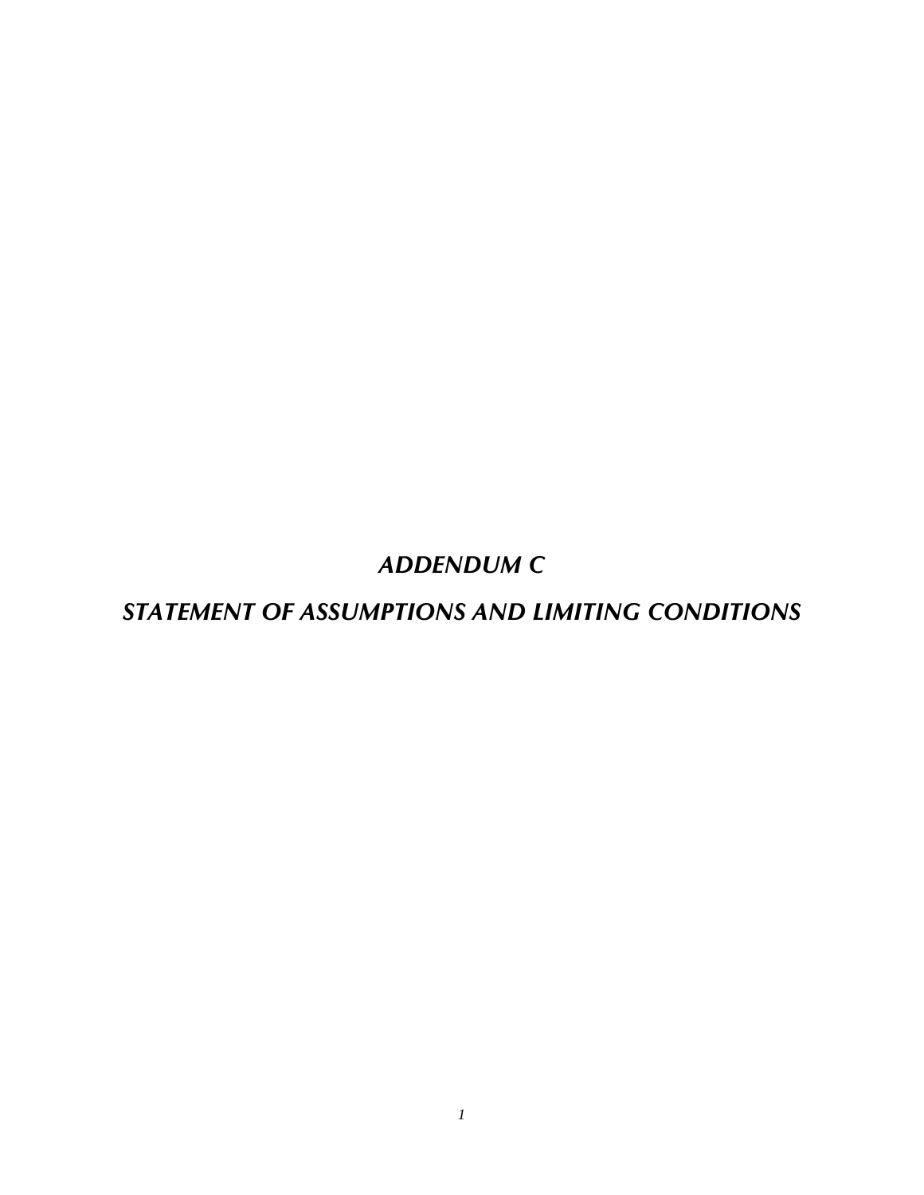# *ADDENDUM C*

# *STATEMENT OF ASSUMPTIONS AND LIMITING CONDITIONS*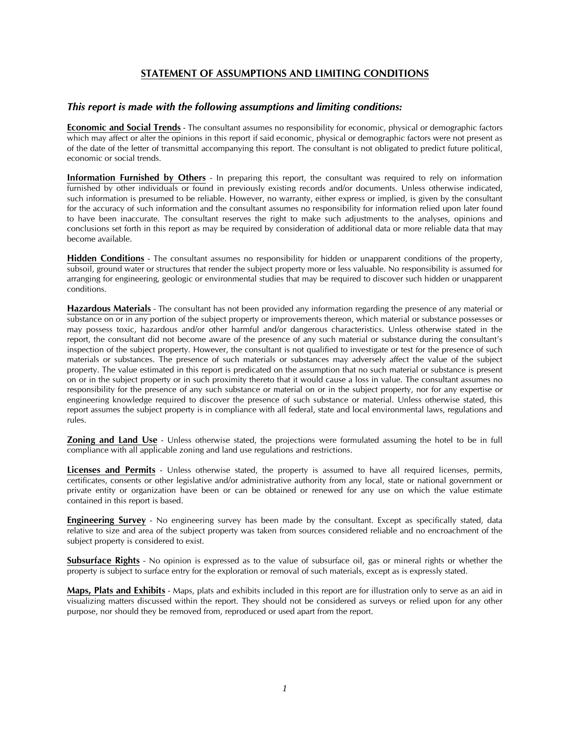## STATEMENT OF ASSUMPTIONS AND LIMITING CONDITIONS

### *This report is made with the following assumptions and limiting conditions:*

**Economic and Social Trends** - The consultant assumes no responsibility for economic, physical or demographic factors which may affect or alter the opinions in this report if said economic, physical or demographic factors were not present as of the date of the letter of transmittal accompanying this report. The consultant is not obligated to predict future political, economic or social trends.

**Information Furnished by Others** - In preparing this report, the consultant was required to rely on information furnished by other individuals or found in previously existing records and/or documents. Unless otherwise indicated, such information is presumed to be reliable. However, no warranty, either express or implied, is given by the consultant for the accuracy of such information and the consultant assumes no responsibility for information relied upon later found to have been inaccurate. The consultant reserves the right to make such adjustments to the analyses, opinions and conclusions set forth in this report as may be required by consideration of additional data or more reliable data that may become available.

**Hidden Conditions** - The consultant assumes no responsibility for hidden or unapparent conditions of the property, subsoil, ground water or structures that render the subject property more or less valuable. No responsibility is assumed for arranging for engineering, geologic or environmental studies that may be required to discover such hidden or unapparent conditions.

**Hazardous Materials** - The consultant has not been provided any information regarding the presence of any material or substance on or in any portion of the subject property or improvements thereon, which material or substance possesses or may possess toxic, hazardous and/or other harmful and/or dangerous characteristics. Unless otherwise stated in the report, the consultant did not become aware of the presence of any such material or substance during the consultant's inspection of the subject property. However, the consultant is not qualified to investigate or test for the presence of such materials or substances. The presence of such materials or substances may adversely affect the value of the subject property. The value estimated in this report is predicated on the assumption that no such material or substance is present on or in the subject property or in such proximity thereto that it would cause a loss in value. The consultant assumes no responsibility for the presence of any such substance or material on or in the subject property, nor for any expertise or engineering knowledge required to discover the presence of such substance or material. Unless otherwise stated, this report assumes the subject property is in compliance with all federal, state and local environmental laws, regulations and rules.

**Zoning and Land Use** - Unless otherwise stated, the projections were formulated assuming the hotel to be in full compliance with all applicable zoning and land use regulations and restrictions.

**Licenses and Permits** - Unless otherwise stated, the property is assumed to have all required licenses, permits, certificates, consents or other legislative and/or administrative authority from any local, state or national government or private entity or organization have been or can be obtained or renewed for any use on which the value estimate contained in this report is based.

**Engineering Survey** - No engineering survey has been made by the consultant. Except as specifically stated, data relative to size and area of the subject property was taken from sources considered reliable and no encroachment of the subject property is considered to exist.

**Subsurface Rights** - No opinion is expressed as to the value of subsurface oil, gas or mineral rights or whether the property is subject to surface entry for the exploration or removal of such materials, except as is expressly stated.

**Maps, Plats and Exhibits** - Maps, plats and exhibits included in this report are for illustration only to serve as an aid in visualizing matters discussed within the report. They should not be considered as surveys or relied upon for any other purpose, nor should they be removed from, reproduced or used apart from the report.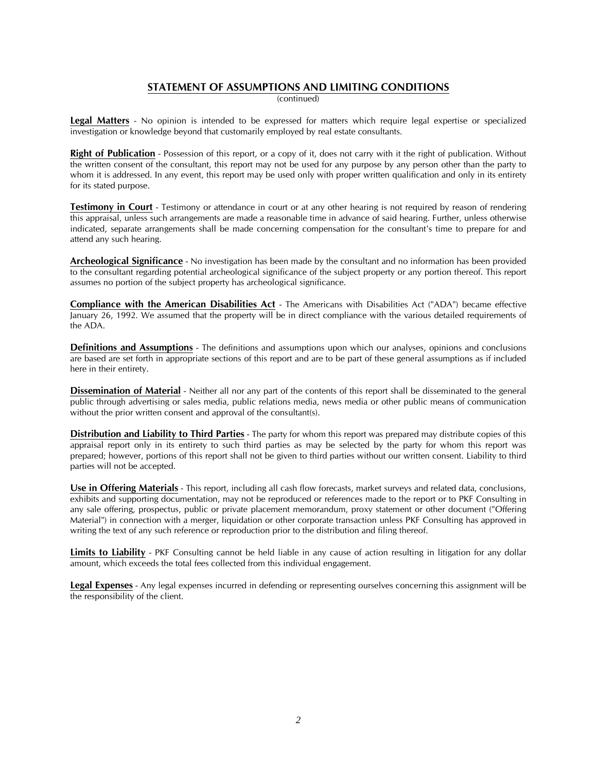## STATEMENT OF ASSUMPTIONS AND LIMITING CONDITIONS

(continued)

**Legal Matters** - No opinion is intended to be expressed for matters which require legal expertise or specialized investigation or knowledge beyond that customarily employed by real estate consultants.

**Right of Publication** - Possession of this report, or a copy of it, does not carry with it the right of publication. Without the written consent of the consultant, this report may not be used for any purpose by any person other than the party to whom it is addressed. In any event, this report may be used only with proper written qualification and only in its entirety for its stated purpose.

**Testimony in Court** - Testimony or attendance in court or at any other hearing is not required by reason of rendering this appraisal, unless such arrangements are made a reasonable time in advance of said hearing. Further, unless otherwise indicated, separate arrangements shall be made concerning compensation for the consultant's time to prepare for and attend any such hearing.

**Archeological Significance** - No investigation has been made by the consultant and no information has been provided to the consultant regarding potential archeological significance of the subject property or any portion thereof. This report assumes no portion of the subject property has archeological significance.

**Compliance with the American Disabilities Act** - The Americans with Disabilities Act ("ADA") became effective January 26, 1992. We assumed that the property will be in direct compliance with the various detailed requirements of the ADA.

**Definitions and Assumptions** - The definitions and assumptions upon which our analyses, opinions and conclusions are based are set forth in appropriate sections of this report and are to be part of these general assumptions as if included here in their entirety.

**Dissemination of Material** - Neither all nor any part of the contents of this report shall be disseminated to the general public through advertising or sales media, public relations media, news media or other public means of communication without the prior written consent and approval of the consultant(s).

**Distribution and Liability to Third Parties** - The party for whom this report was prepared may distribute copies of this appraisal report only in its entirety to such third parties as may be selected by the party for whom this report was prepared; however, portions of this report shall not be given to third parties without our written consent. Liability to third parties will not be accepted.

**Use in Offering Materials** - This report, including all cash flow forecasts, market surveys and related data, conclusions, exhibits and supporting documentation, may not be reproduced or references made to the report or to PKF Consulting in any sale offering, prospectus, public or private placement memorandum, proxy statement or other document ("Offering Material") in connection with a merger, liquidation or other corporate transaction unless PKF Consulting has approved in writing the text of any such reference or reproduction prior to the distribution and filing thereof.

**Limits to Liability** - PKF Consulting cannot be held liable in any cause of action resulting in litigation for any dollar amount, which exceeds the total fees collected from this individual engagement.

**Legal Expenses** - Any legal expenses incurred in defending or representing ourselves concerning this assignment will be the responsibility of the client.